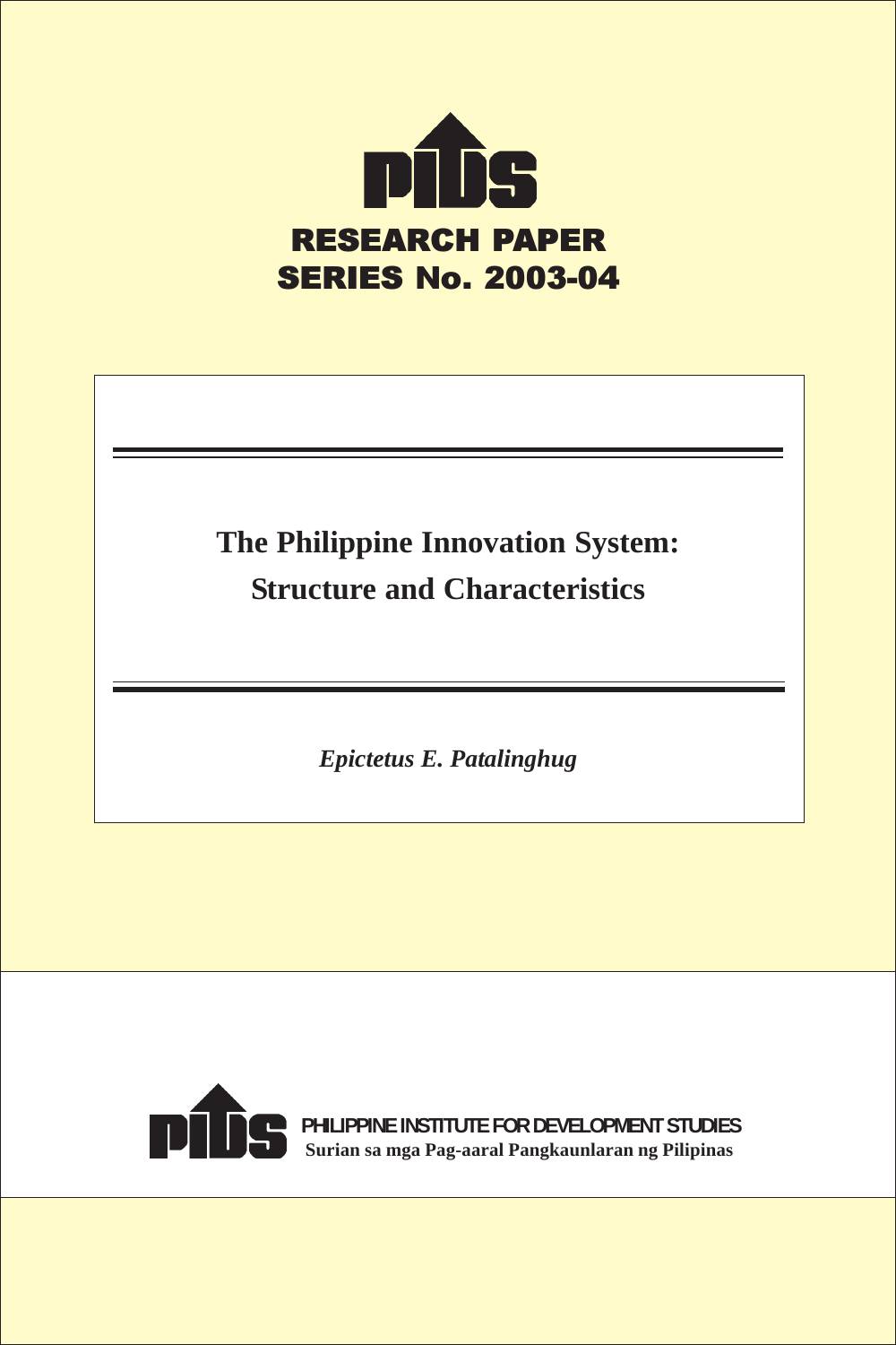PIDS

# RESEARCH PAPER SERIES No. 2003-04

## The Philippine Innovation System: Structure and Characteristics

*Epictetus E. Patalinghug*

PIDS

PHILIPPINE INSTITUTE FOR DEVELOPMENT STUDIES

**Surian sa mga Pag-aaral Pangkaunlaran ng Pilipinas**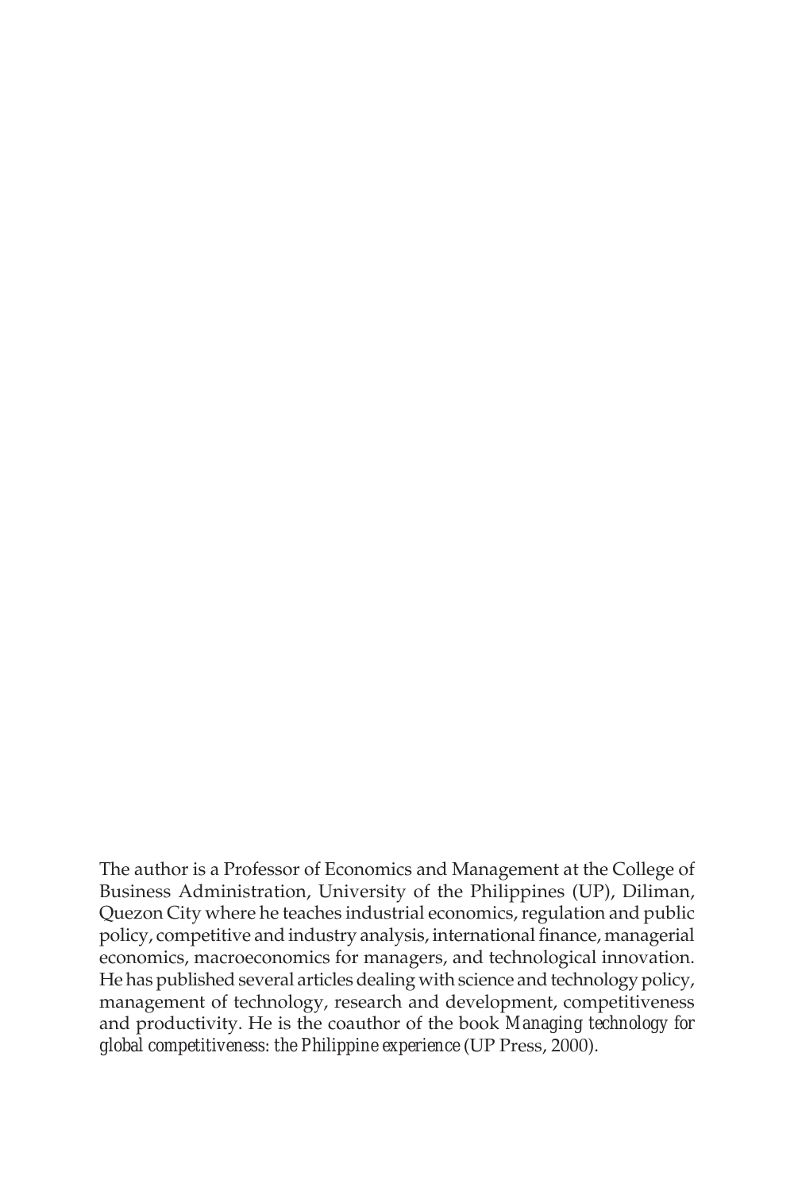The author is a Professor of Economics and Management at the College of Business Administration, University of the Philippines (UP), Diliman, Quezon City where he teaches industrial economics, regulation and public policy, competitive and industry analysis, international finance, managerial economics, macroeconomics for managers, and technological innovation. He has published several articles dealing with science and technology policy, management of technology, research and development, competitiveness and productivity. He is the coauthor of the book *Managing technology for global competitiveness: the Philippine experience* (UP Press, 2000).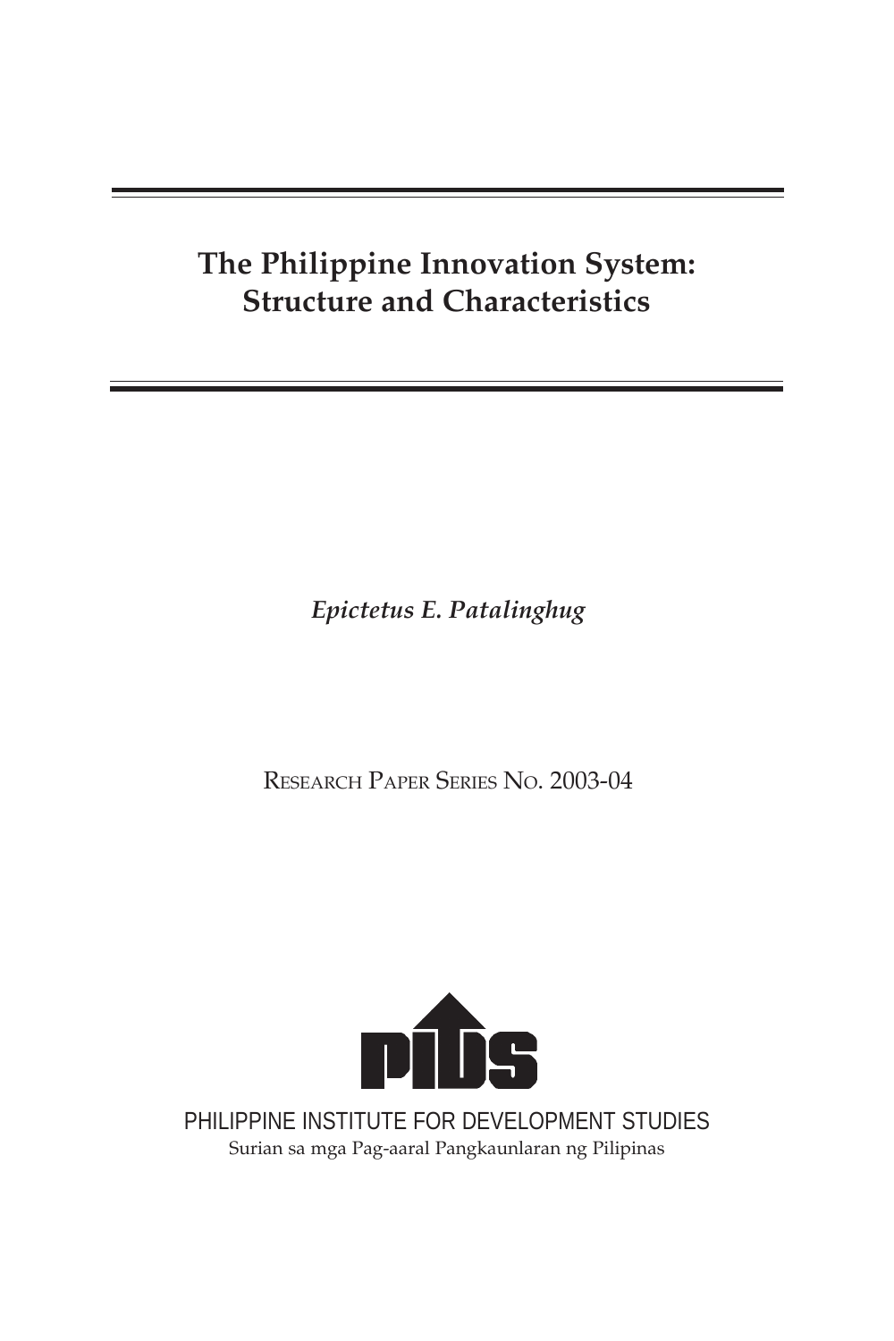# The Philippine Innovation System: Structure and Characteristics

*Epictetus E. Patalinghug*

RESEARCH PAPER SERIES NO. 2003-04

PHILIPPINE INSTITUTE FOR DEVELOPMENT STUDIES

Surian sa mga Pag-aaral Pangkaunlaran ng Pilipinas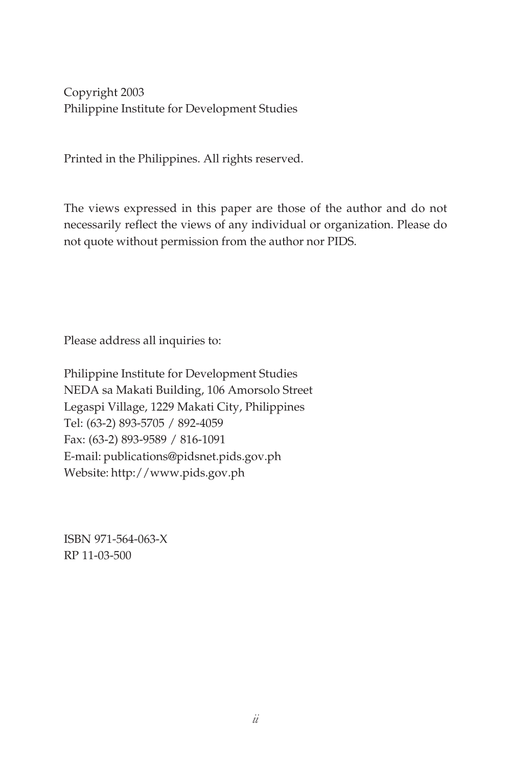Copyright 2003
Philippine Institute for Development Studies

Printed in the Philippines. All rights reserved.

The views expressed in this paper are those of the author and do not necessarily reflect the views of any individual or organization. Please do not quote without permission from the author nor PIDS.

Please address all inquiries to:

Philippine Institute for Development Studies
NEDA sa Makati Building, 106 Amorsolo Street
Legaspi Village, 1229 Makati City, Philippines
Tel: (63-2) 893-5705 / 892-4059
Fax: (63-2) 893-9589 / 816-1091
E-mail: publications@pidsnet.pids.gov.ph
Website: http://www.pids.gov.ph

ISBN 971-564-063-X
RP 11-03-500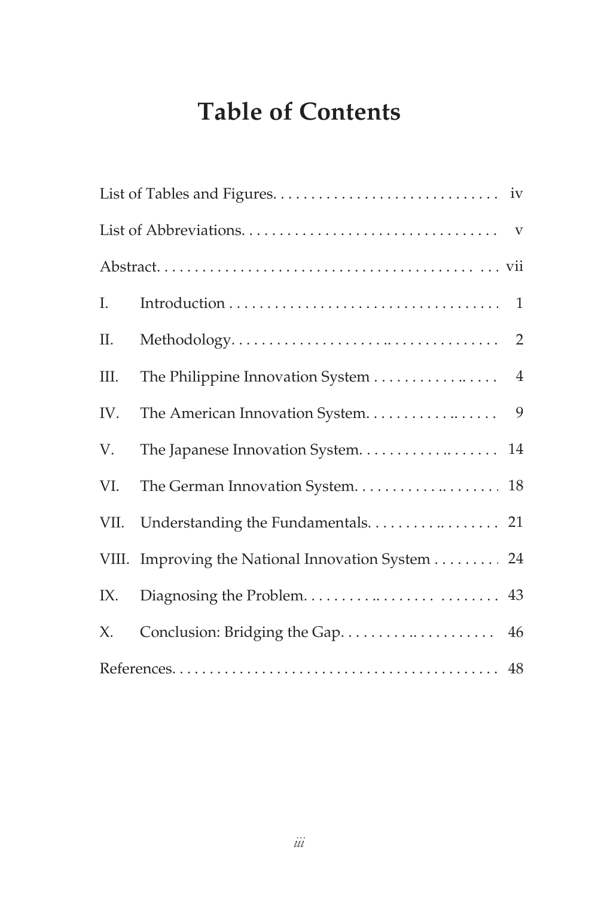# Table of Contents

| | |
|---|---|
| List of Tables and Figures | iv |
| List of Abbreviations | v |
| Abstract | vii |
| I. Introduction | 1 |
| II. Methodology | 2 |
| III. The Philippine Innovation System | 4 |
| IV. The American Innovation System | 9 |
| V. The Japanese Innovation System | 14 |
| VI. The German Innovation System | 18 |
| VII. Understanding the Fundamentals | 21 |
| VIII. Improving the National Innovation System | 24 |
| IX. Diagnosing the Problem | 43 |
| X. Conclusion: Bridging the Gap | 46 |
| References | 48 |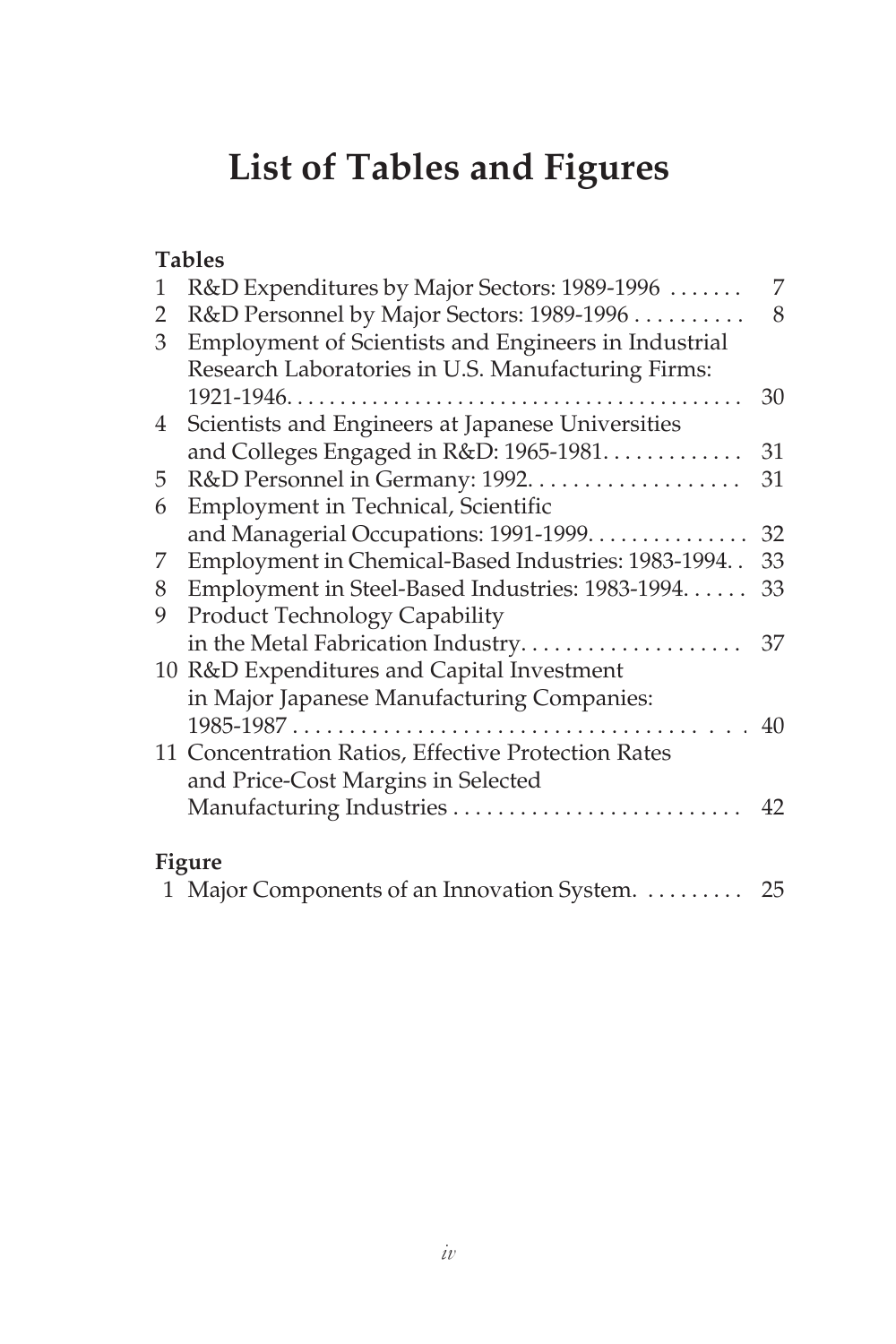# List of Tables and Figures

**Tables**

| | | |
|---|---|---|
| 1 | R&D Expenditures by Major Sectors: 1989-1996 | 7 |
| 2 | R&D Personnel by Major Sectors: 1989-1996 | 8 |
| 3 | Employment of Scientists and Engineers in Industrial Research Laboratories in U.S. Manufacturing Firms: 1921-1946 | 30 |
| 4 | Scientists and Engineers at Japanese Universities and Colleges Engaged in R&D: 1965-1981 | 31 |
| 5 | R&D Personnel in Germany: 1992 | 31 |
| 6 | Employment in Technical, Scientific and Managerial Occupations: 1991-1999 | 32 |
| 7 | Employment in Chemical-Based Industries: 1983-1994 | 33 |
| 8 | Employment in Steel-Based Industries: 1983-1994 | 33 |
| 9 | Product Technology Capability in the Metal Fabrication Industry | 37 |
| 10 | R&D Expenditures and Capital Investment in Major Japanese Manufacturing Companies: 1985-1987 | 40 |
| 11 | Concentration Ratios, Effective Protection Rates and Price-Cost Margins in Selected Manufacturing Industries | 42 |

**Figure**

| | | |
|---|---|---|
| 1 | Major Components of an Innovation System. | 25 |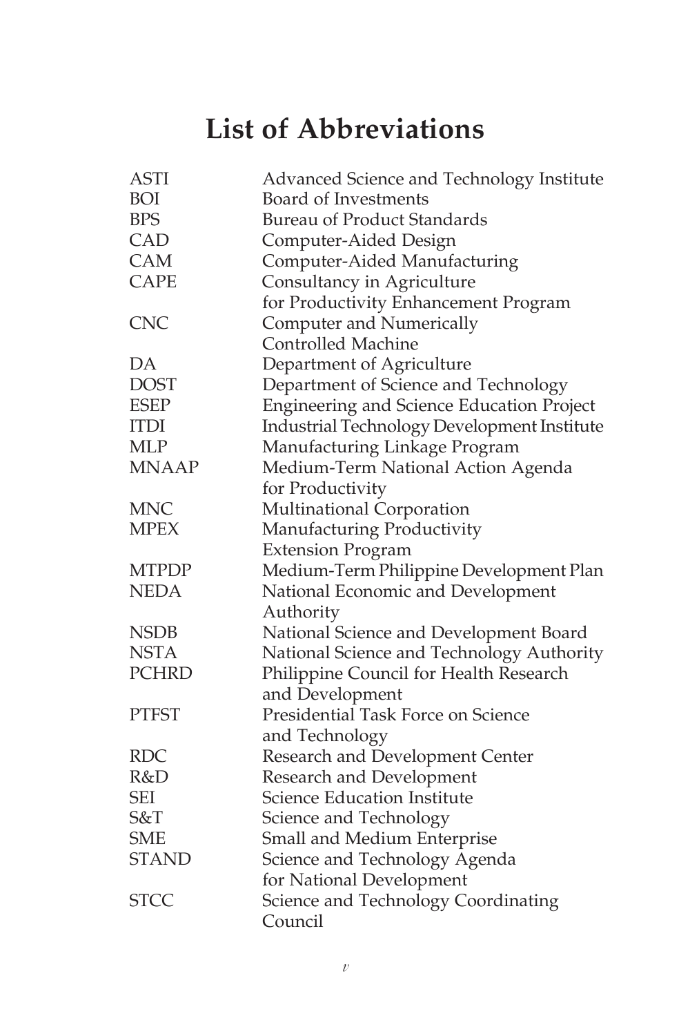# List of Abbreviations

| | |
|---|---|
| ASTI | Advanced Science and Technology Institute |
| BOI | Board of Investments |
| BPS | Bureau of Product Standards |
| CAD | Computer-Aided Design |
| CAM | Computer-Aided Manufacturing |
| CAPE | Consultancy in Agriculture for Productivity Enhancement Program |
| CNC | Computer and Numerically Controlled Machine |
| DA | Department of Agriculture |
| DOST | Department of Science and Technology |
| ESEP | Engineering and Science Education Project |
| ITDI | Industrial Technology Development Institute |
| MLP | Manufacturing Linkage Program |
| MNAAP | Medium-Term National Action Agenda for Productivity |
| MNC | Multinational Corporation |
| MPEX | Manufacturing Productivity Extension Program |
| MTPDP | Medium-Term Philippine Development Plan |
| NEDA | National Economic and Development Authority |
| NSDB | National Science and Development Board |
| NSTA | National Science and Technology Authority |
| PCHRD | Philippine Council for Health Research and Development |
| PTFST | Presidential Task Force on Science and Technology |
| RDC | Research and Development Center |
| R&D | Research and Development |
| SEI | Science Education Institute |
| S&T | Science and Technology |
| SME | Small and Medium Enterprise |
| STAND | Science and Technology Agenda for National Development |
| STCC | Science and Technology Coordinating Council |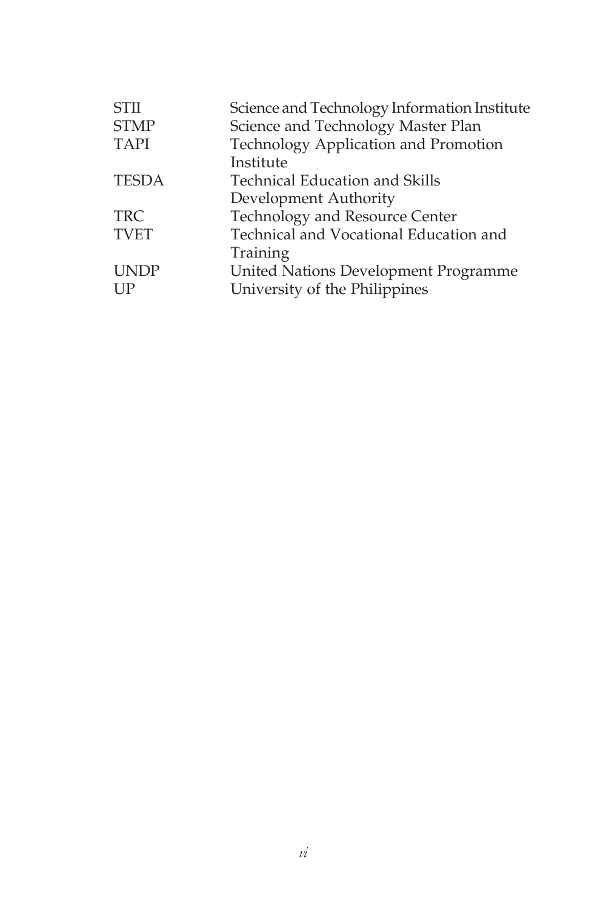| | |
|---|---|
| STII | Science and Technology Information Institute |
| STMP | Science and Technology Master Plan |
| TAPI | Technology Application and Promotion Institute |
| TESDA | Technical Education and Skills Development Authority |
| TRC | Technology and Resource Center |
| TVET | Technical and Vocational Education and Training |
| UNDP | United Nations Development Programme |
| UP | University of the Philippines |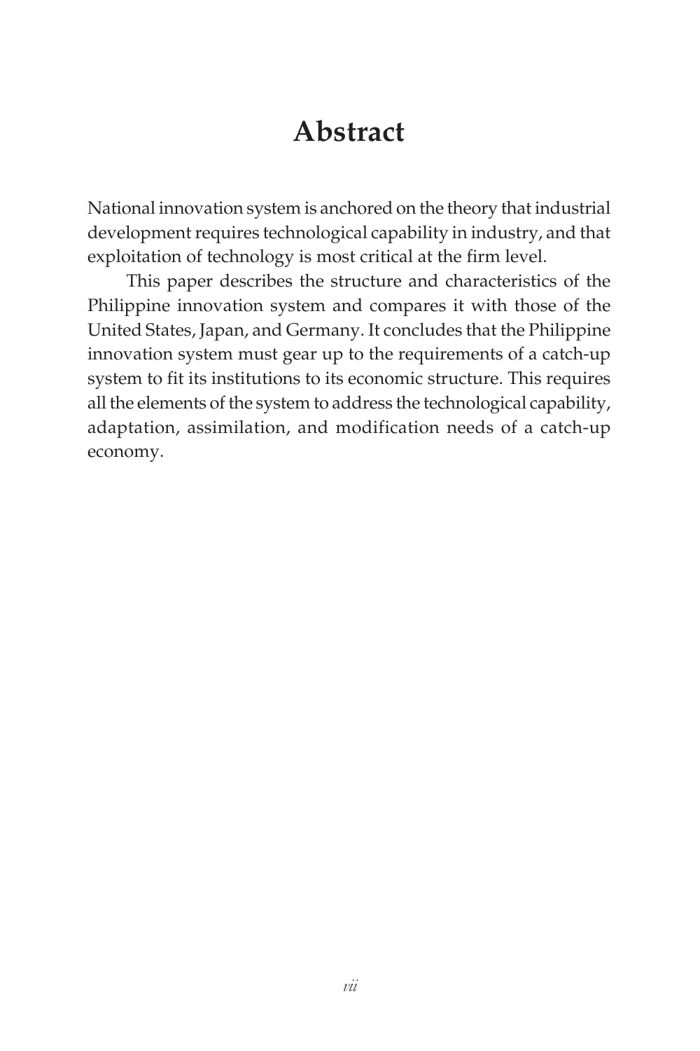# Abstract

National innovation system is anchored on the theory that industrial development requires technological capability in industry, and that exploitation of technology is most critical at the firm level.

This paper describes the structure and characteristics of the Philippine innovation system and compares it with those of the United States, Japan, and Germany. It concludes that the Philippine innovation system must gear up to the requirements of a catch-up system to fit its institutions to its economic structure. This requires all the elements of the system to address the technological capability, adaptation, assimilation, and modification needs of a catch-up economy.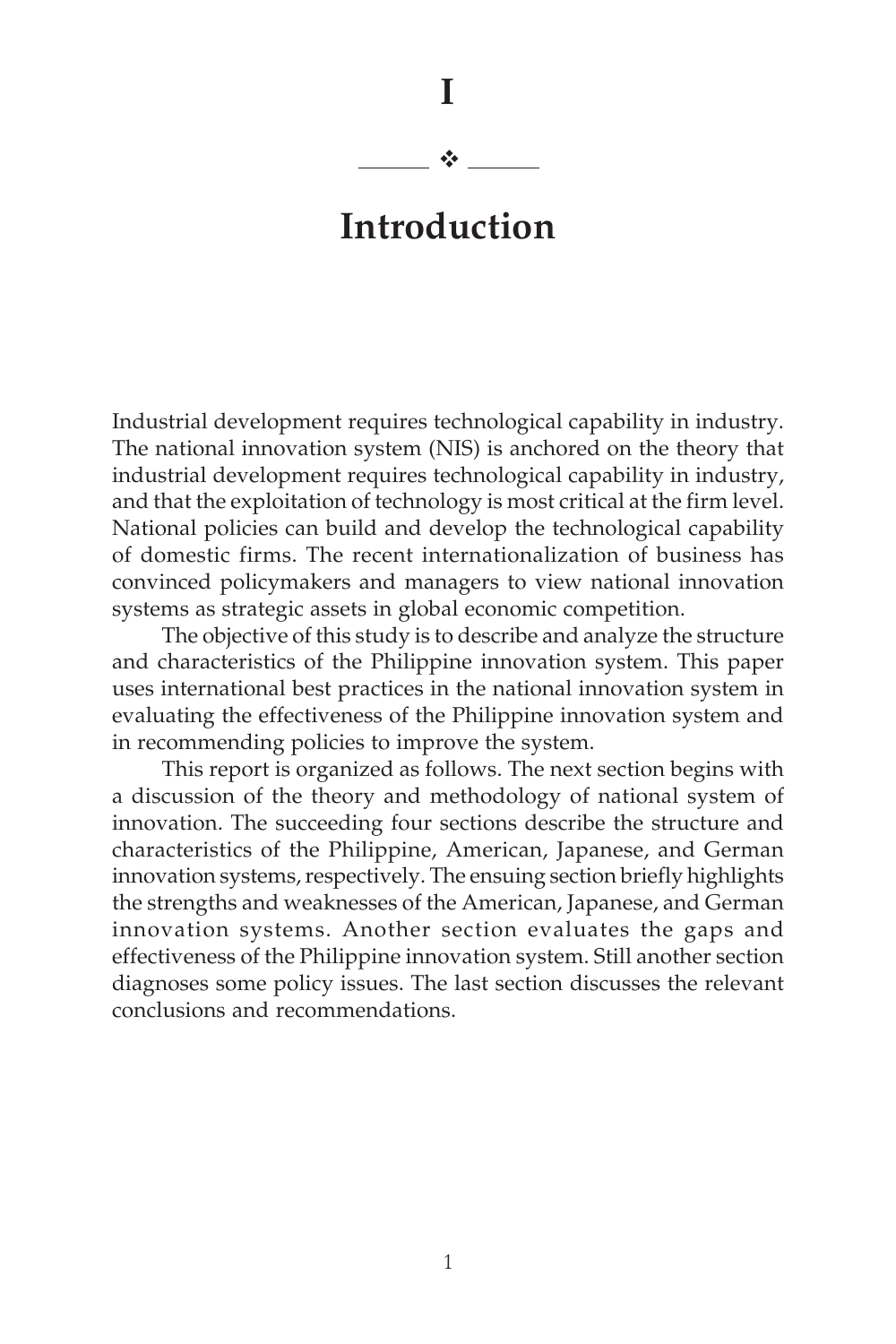# I

# Introduction

Industrial development requires technological capability in industry. The national innovation system (NIS) is anchored on the theory that industrial development requires technological capability in industry, and that the exploitation of technology is most critical at the firm level. National policies can build and develop the technological capability of domestic firms. The recent internationalization of business has convinced policymakers and managers to view national innovation systems as strategic assets in global economic competition.

The objective of this study is to describe and analyze the structure and characteristics of the Philippine innovation system. This paper uses international best practices in the national innovation system in evaluating the effectiveness of the Philippine innovation system and in recommending policies to improve the system.

This report is organized as follows. The next section begins with a discussion of the theory and methodology of national system of innovation. The succeeding four sections describe the structure and characteristics of the Philippine, American, Japanese, and German innovation systems, respectively. The ensuing section briefly highlights the strengths and weaknesses of the American, Japanese, and German innovation systems. Another section evaluates the gaps and effectiveness of the Philippine innovation system. Still another section diagnoses some policy issues. The last section discusses the relevant conclusions and recommendations.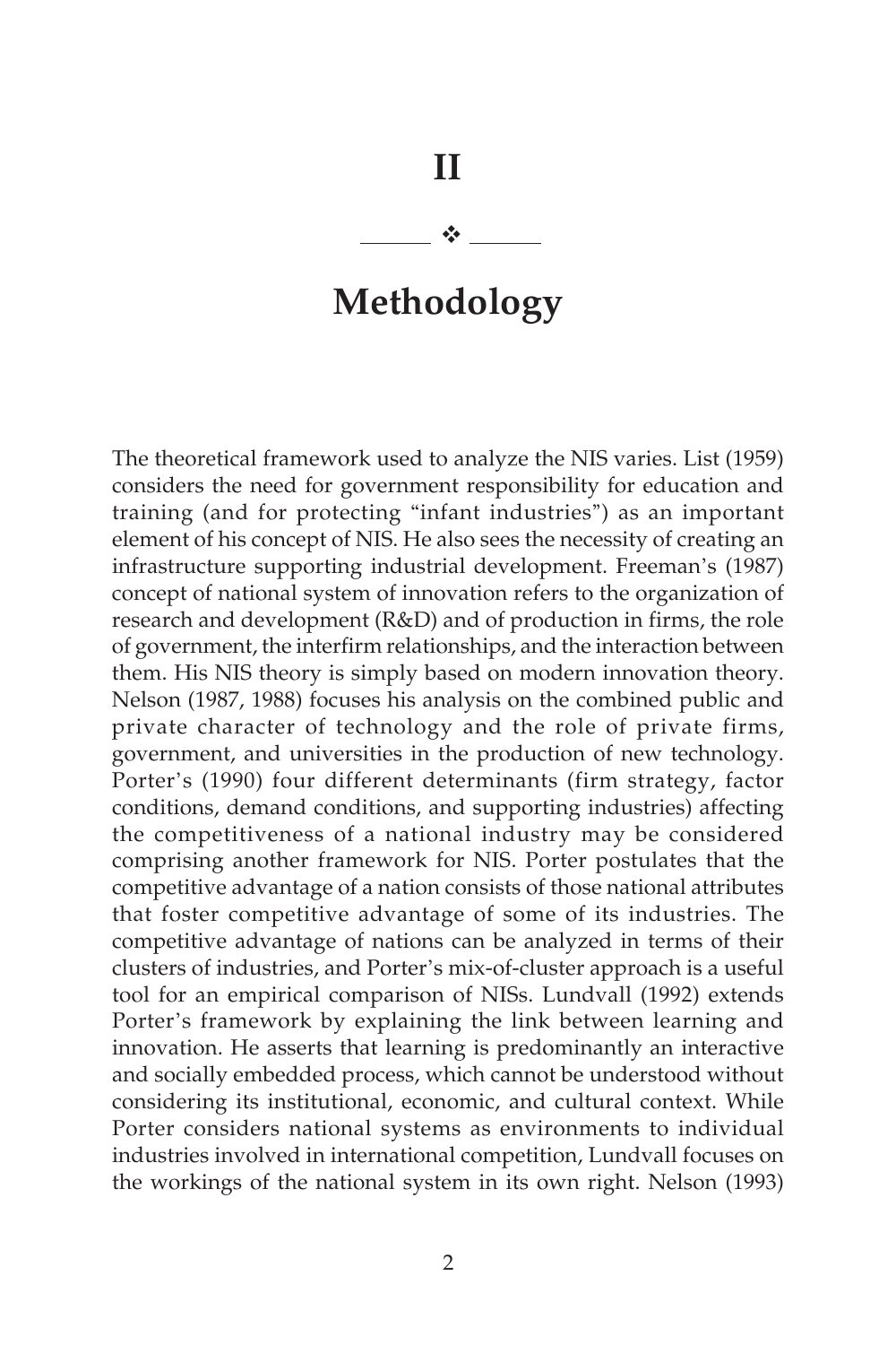# II

# Methodology

The theoretical framework used to analyze the NIS varies. List (1959) considers the need for government responsibility for education and training (and for protecting "infant industries") as an important element of his concept of NIS. He also sees the necessity of creating an infrastructure supporting industrial development. Freeman's (1987) concept of national system of innovation refers to the organization of research and development (R&D) and of production in firms, the role of government, the interfirm relationships, and the interaction between them. His NIS theory is simply based on modern innovation theory. Nelson (1987, 1988) focuses his analysis on the combined public and private character of technology and the role of private firms, government, and universities in the production of new technology. Porter's (1990) four different determinants (firm strategy, factor conditions, demand conditions, and supporting industries) affecting the competitiveness of a national industry may be considered comprising another framework for NIS. Porter postulates that the competitive advantage of a nation consists of those national attributes that foster competitive advantage of some of its industries. The competitive advantage of nations can be analyzed in terms of their clusters of industries, and Porter's mix-of-cluster approach is a useful tool for an empirical comparison of NISs. Lundvall (1992) extends Porter's framework by explaining the link between learning and innovation. He asserts that learning is predominantly an interactive and socially embedded process, which cannot be understood without considering its institutional, economic, and cultural context. While Porter considers national systems as environments to individual industries involved in international competition, Lundvall focuses on the workings of the national system in its own right. Nelson (1993)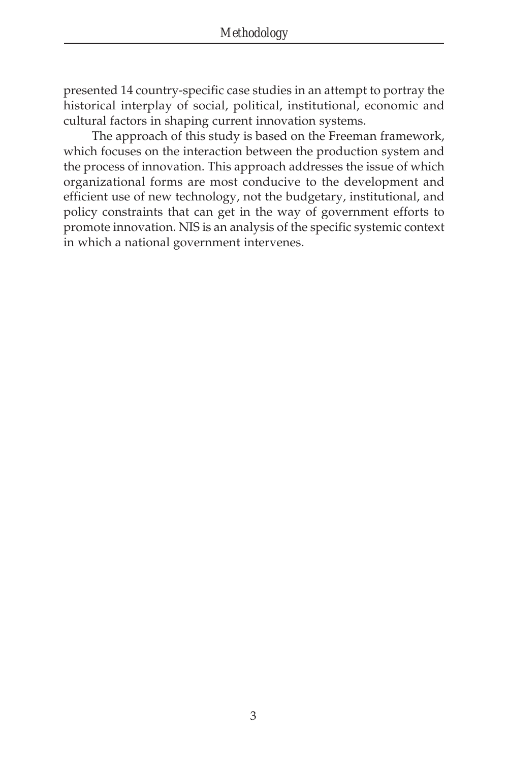presented 14 country-specific case studies in an attempt to portray the historical interplay of social, political, institutional, economic and cultural factors in shaping current innovation systems.

The approach of this study is based on the Freeman framework, which focuses on the interaction between the production system and the process of innovation. This approach addresses the issue of which organizational forms are most conducive to the development and efficient use of new technology, not the budgetary, institutional, and policy constraints that can get in the way of government efforts to promote innovation. NIS is an analysis of the specific systemic context in which a national government intervenes.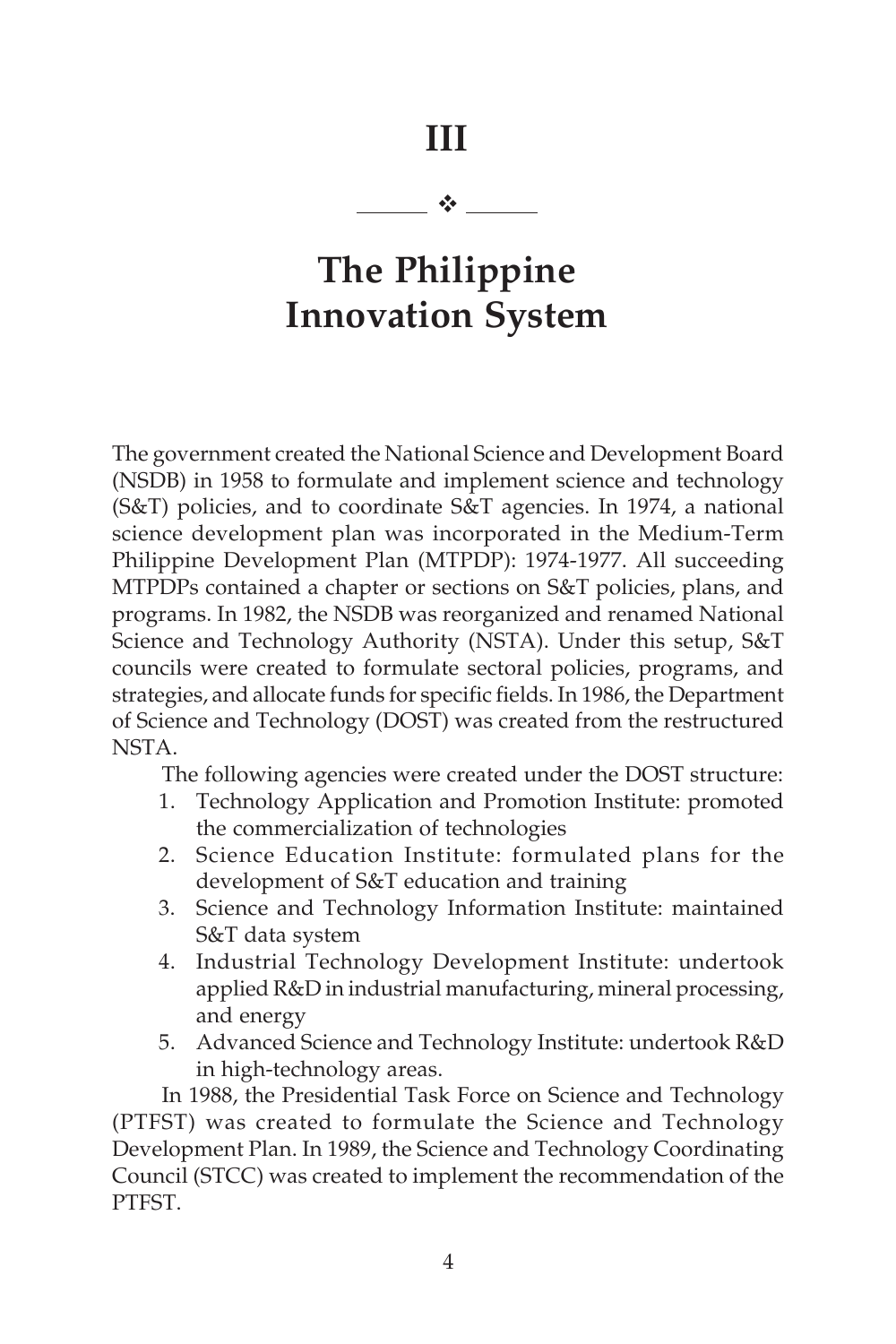# III

❖

# The Philippine Innovation System

The government created the National Science and Development Board (NSDB) in 1958 to formulate and implement science and technology (S&T) policies, and to coordinate S&T agencies. In 1974, a national science development plan was incorporated in the Medium-Term Philippine Development Plan (MTPDP): 1974-1977. All succeeding MTPDPs contained a chapter or sections on S&T policies, plans, and programs. In 1982, the NSDB was reorganized and renamed National Science and Technology Authority (NSTA). Under this setup, S&T councils were created to formulate sectoral policies, programs, and strategies, and allocate funds for specific fields. In 1986, the Department of Science and Technology (DOST) was created from the restructured NSTA.

The following agencies were created under the DOST structure:

1. Technology Application and Promotion Institute: promoted the commercialization of technologies
2. Science Education Institute: formulated plans for the development of S&T education and training
3. Science and Technology Information Institute: maintained S&T data system
4. Industrial Technology Development Institute: undertook applied R&D in industrial manufacturing, mineral processing, and energy
5. Advanced Science and Technology Institute: undertook R&D in high-technology areas.

In 1988, the Presidential Task Force on Science and Technology (PTFST) was created to formulate the Science and Technology Development Plan. In 1989, the Science and Technology Coordinating Council (STCC) was created to implement the recommendation of the PTFST.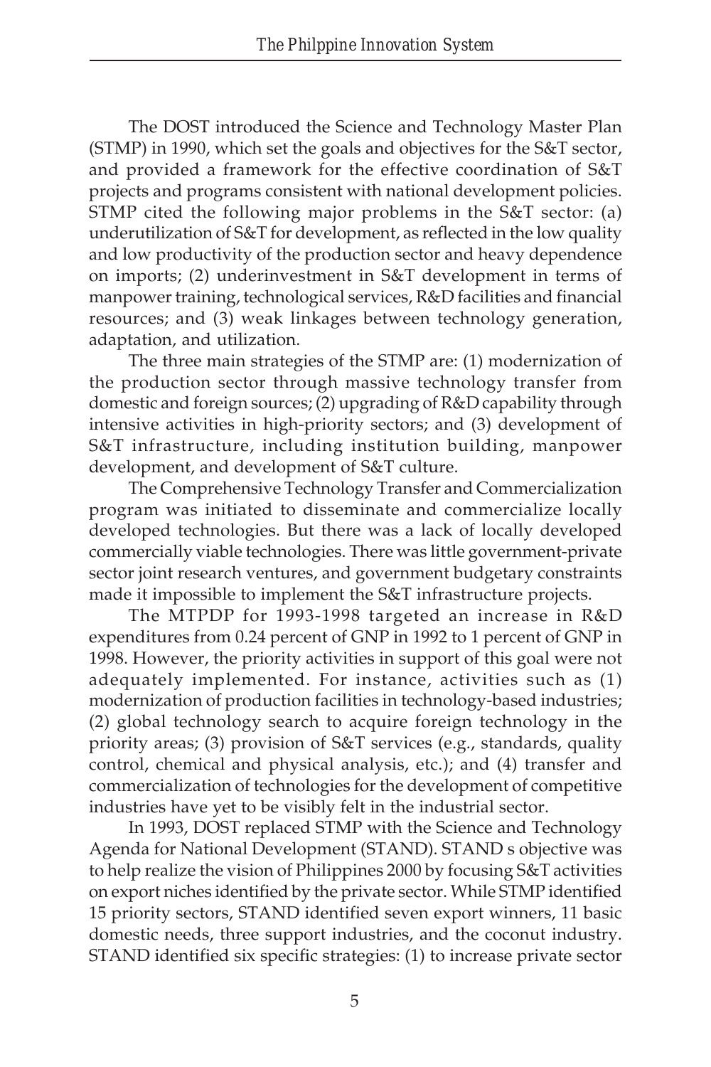The DOST introduced the Science and Technology Master Plan (STMP) in 1990, which set the goals and objectives for the S&T sector, and provided a framework for the effective coordination of S&T projects and programs consistent with national development policies. STMP cited the following major problems in the S&T sector: (a) underutilization of S&T for development, as reflected in the low quality and low productivity of the production sector and heavy dependence on imports; (2) underinvestment in S&T development in terms of manpower training, technological services, R&D facilities and financial resources; and (3) weak linkages between technology generation, adaptation, and utilization.

The three main strategies of the STMP are: (1) modernization of the production sector through massive technology transfer from domestic and foreign sources; (2) upgrading of R&D capability through intensive activities in high-priority sectors; and (3) development of S&T infrastructure, including institution building, manpower development, and development of S&T culture.

The Comprehensive Technology Transfer and Commercialization program was initiated to disseminate and commercialize locally developed technologies. But there was a lack of locally developed commercially viable technologies. There was little government-private sector joint research ventures, and government budgetary constraints made it impossible to implement the S&T infrastructure projects.

The MTPDP for 1993-1998 targeted an increase in R&D expenditures from 0.24 percent of GNP in 1992 to 1 percent of GNP in 1998. However, the priority activities in support of this goal were not adequately implemented. For instance, activities such as (1) modernization of production facilities in technology-based industries; (2) global technology search to acquire foreign technology in the priority areas; (3) provision of S&T services (e.g., standards, quality control, chemical and physical analysis, etc.); and (4) transfer and commercialization of technologies for the development of competitive industries have yet to be visibly felt in the industrial sector.

In 1993, DOST replaced STMP with the Science and Technology Agenda for National Development (STAND). STAND s objective was to help realize the vision of Philippines 2000 by focusing S&T activities on export niches identified by the private sector. While STMP identified 15 priority sectors, STAND identified seven export winners, 11 basic domestic needs, three support industries, and the coconut industry. STAND identified six specific strategies: (1) to increase private sector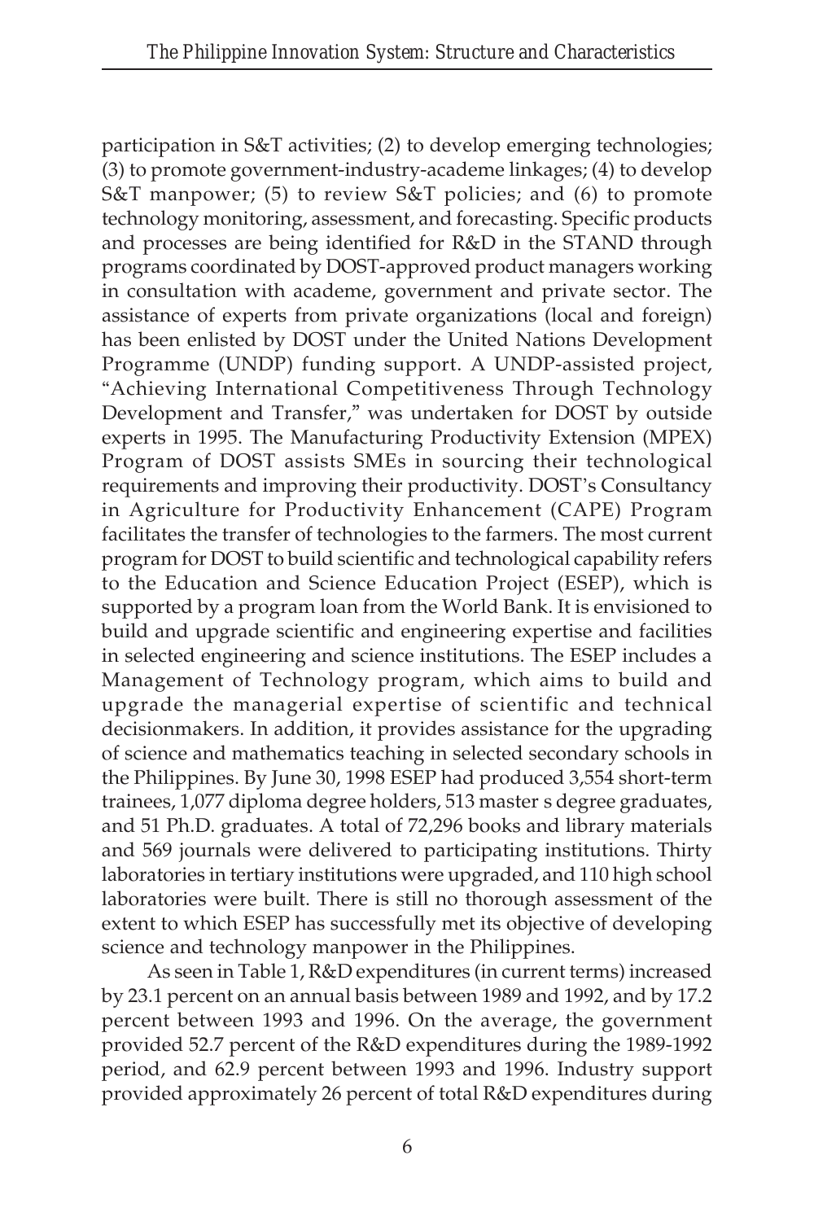participation in S&T activities; (2) to develop emerging technologies; (3) to promote government-industry-academe linkages; (4) to develop S&T manpower; (5) to review S&T policies; and (6) to promote technology monitoring, assessment, and forecasting. Specific products and processes are being identified for R&D in the STAND through programs coordinated by DOST-approved product managers working in consultation with academe, government and private sector. The assistance of experts from private organizations (local and foreign) has been enlisted by DOST under the United Nations Development Programme (UNDP) funding support. A UNDP-assisted project, "Achieving International Competitiveness Through Technology Development and Transfer," was undertaken for DOST by outside experts in 1995. The Manufacturing Productivity Extension (MPEX) Program of DOST assists SMEs in sourcing their technological requirements and improving their productivity. DOST's Consultancy in Agriculture for Productivity Enhancement (CAPE) Program facilitates the transfer of technologies to the farmers. The most current program for DOST to build scientific and technological capability refers to the Education and Science Education Project (ESEP), which is supported by a program loan from the World Bank. It is envisioned to build and upgrade scientific and engineering expertise and facilities in selected engineering and science institutions. The ESEP includes a Management of Technology program, which aims to build and upgrade the managerial expertise of scientific and technical decisionmakers. In addition, it provides assistance for the upgrading of science and mathematics teaching in selected secondary schools in the Philippines. By June 30, 1998 ESEP had produced 3,554 short-term trainees, 1,077 diploma degree holders, 513 master s degree graduates, and 51 Ph.D. graduates. A total of 72,296 books and library materials and 569 journals were delivered to participating institutions. Thirty laboratories in tertiary institutions were upgraded, and 110 high school laboratories were built. There is still no thorough assessment of the extent to which ESEP has successfully met its objective of developing science and technology manpower in the Philippines.

As seen in Table 1, R&D expenditures (in current terms) increased by 23.1 percent on an annual basis between 1989 and 1992, and by 17.2 percent between 1993 and 1996. On the average, the government provided 52.7 percent of the R&D expenditures during the 1989-1992 period, and 62.9 percent between 1993 and 1996. Industry support provided approximately 26 percent of total R&D expenditures during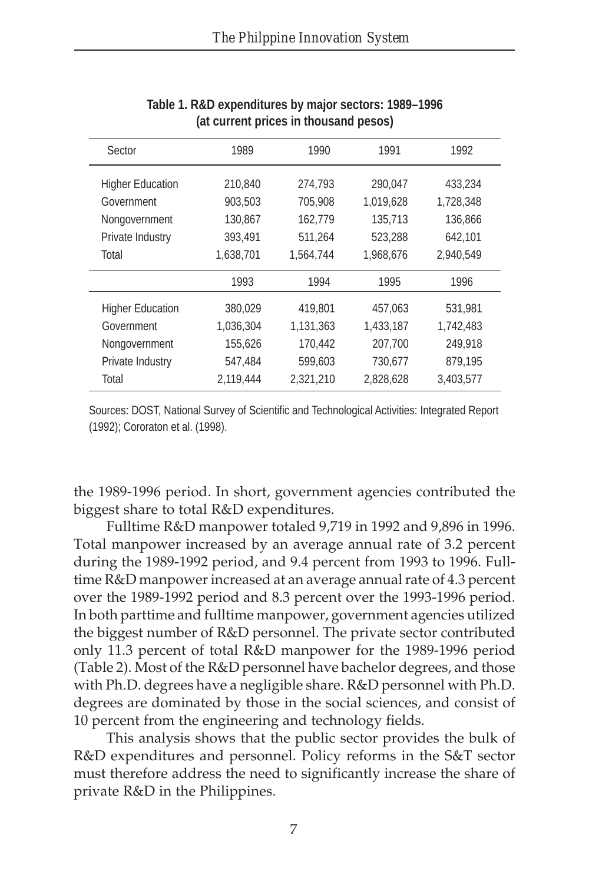**Table 1. R&D expenditures by major sectors: 1989–1996 (at current prices in thousand pesos)**

| Sector | 1989 | 1990 | 1991 | 1992 |
|---|---|---|---|---|
| Higher Education | 210,840 | 274,793 | 290,047 | 433,234 |
| Government | 903,503 | 705,908 | 1,019,628 | 1,728,348 |
| Nongovernment | 130,867 | 162,779 | 135,713 | 136,866 |
| Private Industry | 393,491 | 511,264 | 523,288 | 642,101 |
| Total | 1,638,701 | 1,564,744 | 1,968,676 | 2,940,549 |
| | 1993 | 1994 | 1995 | 1996 |
| Higher Education | 380,029 | 419,801 | 457,063 | 531,981 |
| Government | 1,036,304 | 1,131,363 | 1,433,187 | 1,742,483 |
| Nongovernment | 155,626 | 170,442 | 207,700 | 249,918 |
| Private Industry | 547,484 | 599,603 | 730,677 | 879,195 |
| Total | 2,119,444 | 2,321,210 | 2,828,628 | 3,403,577 |

Sources: DOST, National Survey of Scientific and Technological Activities: Integrated Report (1992); Cororaton et al. (1998).

the 1989-1996 period. In short, government agencies contributed the biggest share to total R&D expenditures.

Fulltime R&D manpower totaled 9,719 in 1992 and 9,896 in 1996. Total manpower increased by an average annual rate of 3.2 percent during the 1989-1992 period, and 9.4 percent from 1993 to 1996. Fulltime R&D manpower increased at an average annual rate of 4.3 percent over the 1989-1992 period and 8.3 percent over the 1993-1996 period. In both parttime and fulltime manpower, government agencies utilized the biggest number of R&D personnel. The private sector contributed only 11.3 percent of total R&D manpower for the 1989-1996 period (Table 2). Most of the R&D personnel have bachelor degrees, and those with Ph.D. degrees have a negligible share. R&D personnel with Ph.D. degrees are dominated by those in the social sciences, and consist of 10 percent from the engineering and technology fields.

This analysis shows that the public sector provides the bulk of R&D expenditures and personnel. Policy reforms in the S&T sector must therefore address the need to significantly increase the share of private R&D in the Philippines.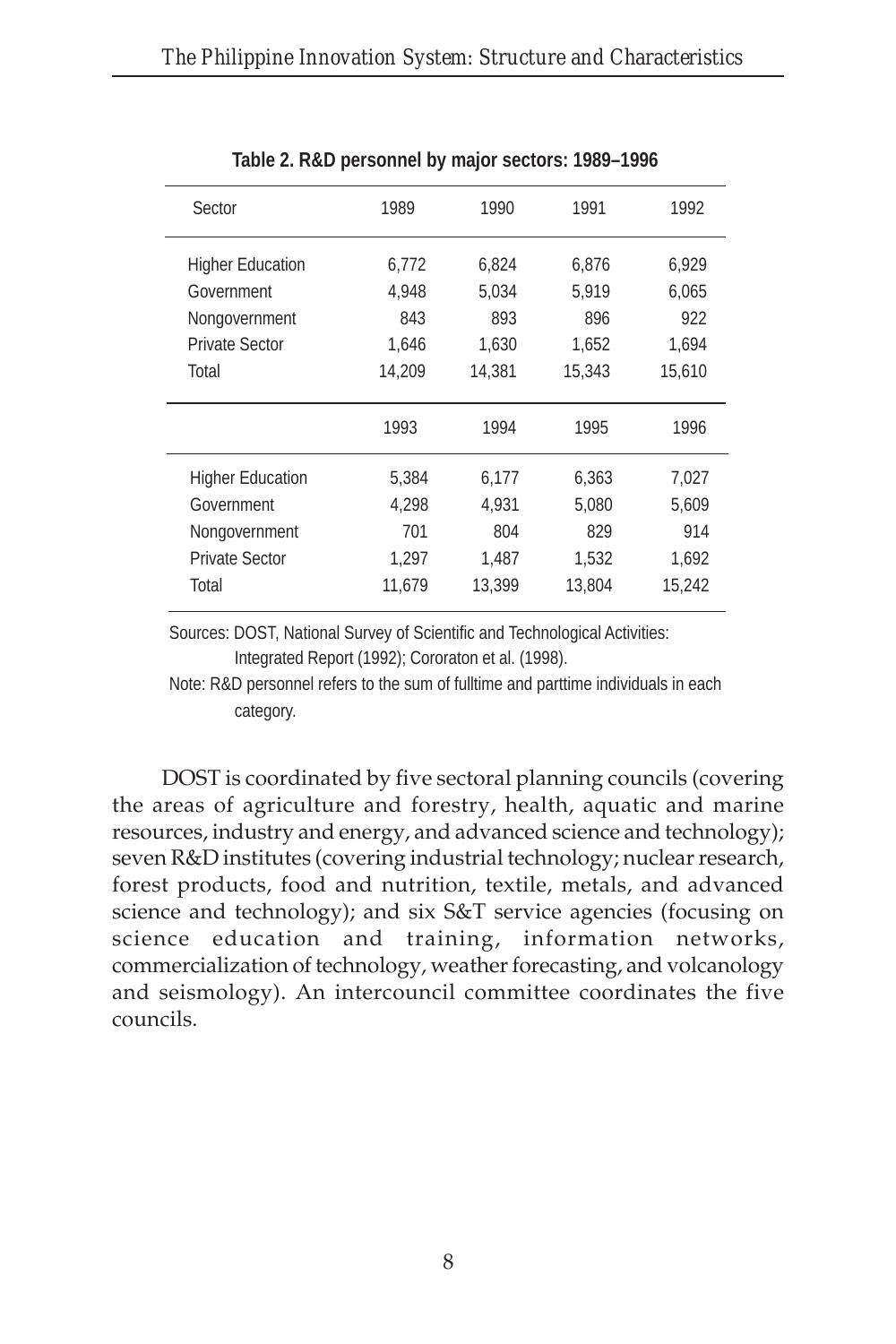**Table 2. R&D personnel by major sectors: 1989–1996**

| Sector | 1989 | 1990 | 1991 | 1992 |
|---|---|---|---|---|
| Higher Education | 6,772 | 6,824 | 6,876 | 6,929 |
| Government | 4,948 | 5,034 | 5,919 | 6,065 |
| Nongovernment | 843 | 893 | 896 | 922 |
| Private Sector | 1,646 | 1,630 | 1,652 | 1,694 |
| Total | 14,209 | 14,381 | 15,343 | 15,610 |
| | **1993** | **1994** | **1995** | **1996** |
| Higher Education | 5,384 | 6,177 | 6,363 | 7,027 |
| Government | 4,298 | 4,931 | 5,080 | 5,609 |
| Nongovernment | 701 | 804 | 829 | 914 |
| Private Sector | 1,297 | 1,487 | 1,532 | 1,692 |
| Total | 11,679 | 13,399 | 13,804 | 15,242 |

Sources: DOST, National Survey of Scientific and Technological Activities: Integrated Report (1992); Cororaton et al. (1998).

Note: R&D personnel refers to the sum of fulltime and parttime individuals in each category.

DOST is coordinated by five sectoral planning councils (covering the areas of agriculture and forestry, health, aquatic and marine resources, industry and energy, and advanced science and technology); seven R&D institutes (covering industrial technology; nuclear research, forest products, food and nutrition, textile, metals, and advanced science and technology); and six S&T service agencies (focusing on science education and training, information networks, commercialization of technology, weather forecasting, and volcanology and seismology). An intercouncil committee coordinates the five councils.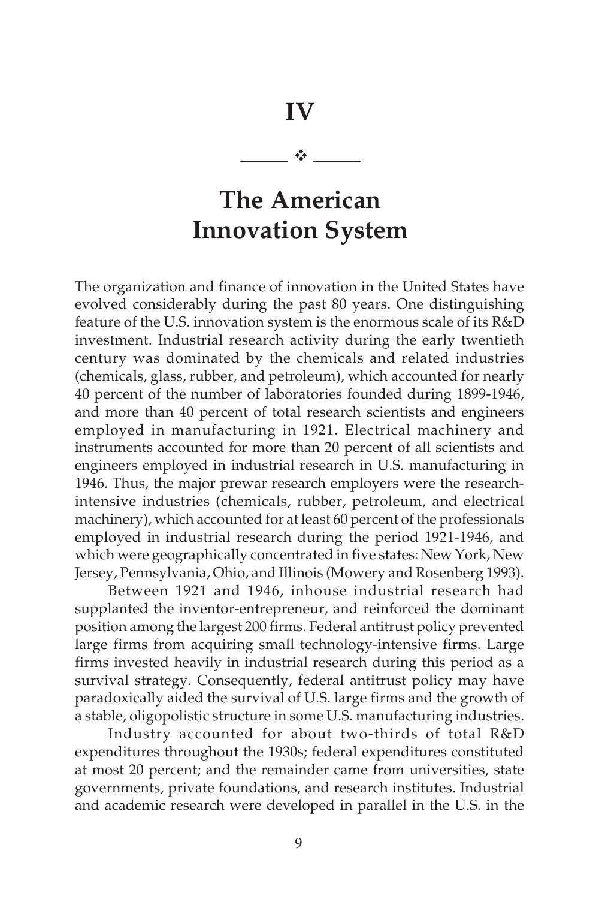# IV

# The American Innovation System

The organization and finance of innovation in the United States have evolved considerably during the past 80 years. One distinguishing feature of the U.S. innovation system is the enormous scale of its R&D investment. Industrial research activity during the early twentieth century was dominated by the chemicals and related industries (chemicals, glass, rubber, and petroleum), which accounted for nearly 40 percent of the number of laboratories founded during 1899-1946, and more than 40 percent of total research scientists and engineers employed in manufacturing in 1921. Electrical machinery and instruments accounted for more than 20 percent of all scientists and engineers employed in industrial research in U.S. manufacturing in 1946. Thus, the major prewar research employers were the research-intensive industries (chemicals, rubber, petroleum, and electrical machinery), which accounted for at least 60 percent of the professionals employed in industrial research during the period 1921-1946, and which were geographically concentrated in five states: New York, New Jersey, Pennsylvania, Ohio, and Illinois (Mowery and Rosenberg 1993).

Between 1921 and 1946, inhouse industrial research had supplanted the inventor-entrepreneur, and reinforced the dominant position among the largest 200 firms. Federal antitrust policy prevented large firms from acquiring small technology-intensive firms. Large firms invested heavily in industrial research during this period as a survival strategy. Consequently, federal antitrust policy may have paradoxically aided the survival of U.S. large firms and the growth of a stable, oligopolistic structure in some U.S. manufacturing industries.

Industry accounted for about two-thirds of total R&D expenditures throughout the 1930s; federal expenditures constituted at most 20 percent; and the remainder came from universities, state governments, private foundations, and research institutes. Industrial and academic research were developed in parallel in the U.S. in the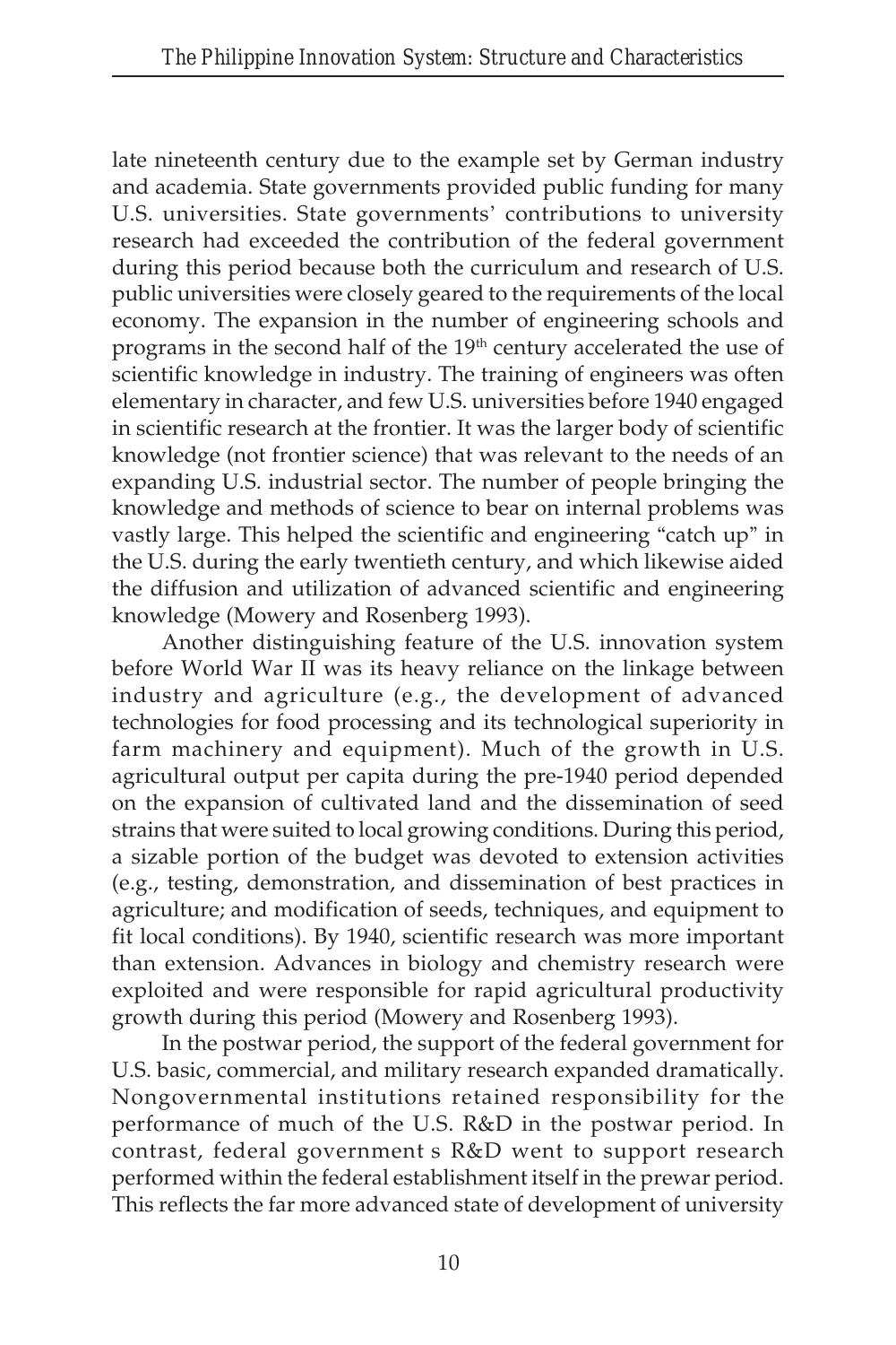late nineteenth century due to the example set by German industry and academia. State governments provided public funding for many U.S. universities. State governments' contributions to university research had exceeded the contribution of the federal government during this period because both the curriculum and research of U.S. public universities were closely geared to the requirements of the local economy. The expansion in the number of engineering schools and programs in the second half of the 19th century accelerated the use of scientific knowledge in industry. The training of engineers was often elementary in character, and few U.S. universities before 1940 engaged in scientific research at the frontier. It was the larger body of scientific knowledge (not frontier science) that was relevant to the needs of an expanding U.S. industrial sector. The number of people bringing the knowledge and methods of science to bear on internal problems was vastly large. This helped the scientific and engineering "catch up" in the U.S. during the early twentieth century, and which likewise aided the diffusion and utilization of advanced scientific and engineering knowledge (Mowery and Rosenberg 1993).

Another distinguishing feature of the U.S. innovation system before World War II was its heavy reliance on the linkage between industry and agriculture (e.g., the development of advanced technologies for food processing and its technological superiority in farm machinery and equipment). Much of the growth in U.S. agricultural output per capita during the pre-1940 period depended on the expansion of cultivated land and the dissemination of seed strains that were suited to local growing conditions. During this period, a sizable portion of the budget was devoted to extension activities (e.g., testing, demonstration, and dissemination of best practices in agriculture; and modification of seeds, techniques, and equipment to fit local conditions). By 1940, scientific research was more important than extension. Advances in biology and chemistry research were exploited and were responsible for rapid agricultural productivity growth during this period (Mowery and Rosenberg 1993).

In the postwar period, the support of the federal government for U.S. basic, commercial, and military research expanded dramatically. Nongovernmental institutions retained responsibility for the performance of much of the U.S. R&D in the postwar period. In contrast, federal government s R&D went to support research performed within the federal establishment itself in the prewar period. This reflects the far more advanced state of development of university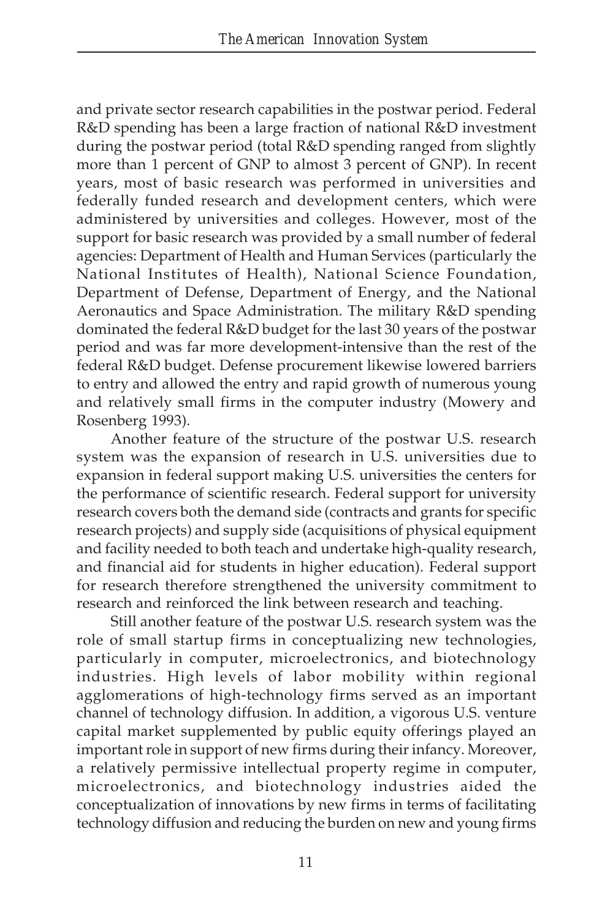and private sector research capabilities in the postwar period. Federal R&D spending has been a large fraction of national R&D investment during the postwar period (total R&D spending ranged from slightly more than 1 percent of GNP to almost 3 percent of GNP). In recent years, most of basic research was performed in universities and federally funded research and development centers, which were administered by universities and colleges. However, most of the support for basic research was provided by a small number of federal agencies: Department of Health and Human Services (particularly the National Institutes of Health), National Science Foundation, Department of Defense, Department of Energy, and the National Aeronautics and Space Administration. The military R&D spending dominated the federal R&D budget for the last 30 years of the postwar period and was far more development-intensive than the rest of the federal R&D budget. Defense procurement likewise lowered barriers to entry and allowed the entry and rapid growth of numerous young and relatively small firms in the computer industry (Mowery and Rosenberg 1993).

Another feature of the structure of the postwar U.S. research system was the expansion of research in U.S. universities due to expansion in federal support making U.S. universities the centers for the performance of scientific research. Federal support for university research covers both the demand side (contracts and grants for specific research projects) and supply side (acquisitions of physical equipment and facility needed to both teach and undertake high-quality research, and financial aid for students in higher education). Federal support for research therefore strengthened the university commitment to research and reinforced the link between research and teaching.

Still another feature of the postwar U.S. research system was the role of small startup firms in conceptualizing new technologies, particularly in computer, microelectronics, and biotechnology industries. High levels of labor mobility within regional agglomerations of high-technology firms served as an important channel of technology diffusion. In addition, a vigorous U.S. venture capital market supplemented by public equity offerings played an important role in support of new firms during their infancy. Moreover, a relatively permissive intellectual property regime in computer, microelectronics, and biotechnology industries aided the conceptualization of innovations by new firms in terms of facilitating technology diffusion and reducing the burden on new and young firms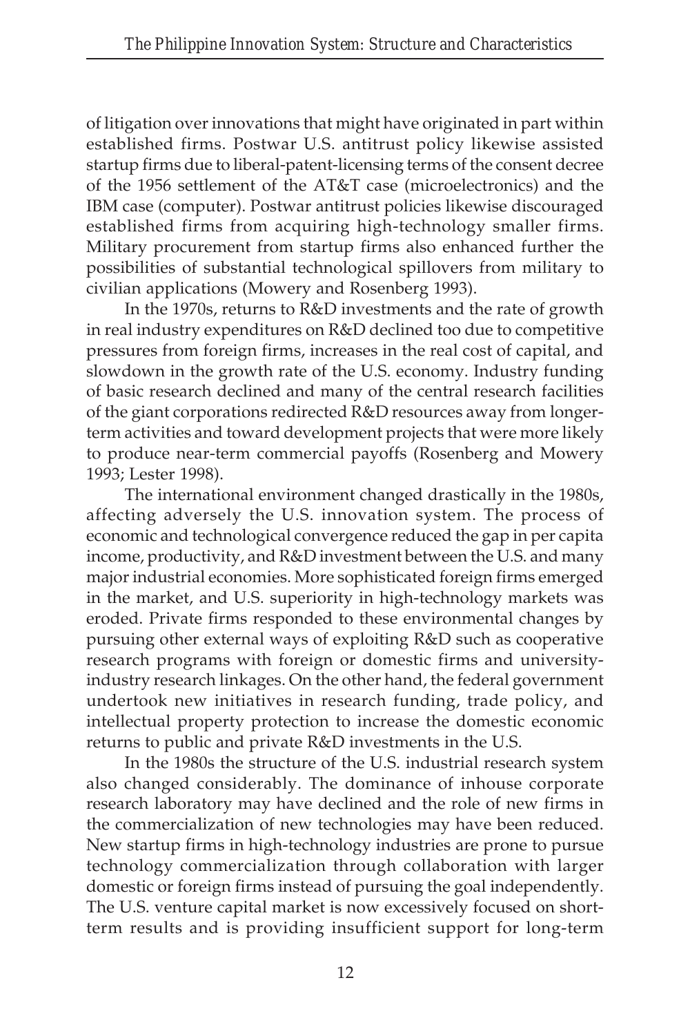of litigation over innovations that might have originated in part within established firms. Postwar U.S. antitrust policy likewise assisted startup firms due to liberal-patent-licensing terms of the consent decree of the 1956 settlement of the AT&T case (microelectronics) and the IBM case (computer). Postwar antitrust policies likewise discouraged established firms from acquiring high-technology smaller firms. Military procurement from startup firms also enhanced further the possibilities of substantial technological spillovers from military to civilian applications (Mowery and Rosenberg 1993).

In the 1970s, returns to R&D investments and the rate of growth in real industry expenditures on R&D declined too due to competitive pressures from foreign firms, increases in the real cost of capital, and slowdown in the growth rate of the U.S. economy. Industry funding of basic research declined and many of the central research facilities of the giant corporations redirected R&D resources away from longer-term activities and toward development projects that were more likely to produce near-term commercial payoffs (Rosenberg and Mowery 1993; Lester 1998).

The international environment changed drastically in the 1980s, affecting adversely the U.S. innovation system. The process of economic and technological convergence reduced the gap in per capita income, productivity, and R&D investment between the U.S. and many major industrial economies. More sophisticated foreign firms emerged in the market, and U.S. superiority in high-technology markets was eroded. Private firms responded to these environmental changes by pursuing other external ways of exploiting R&D such as cooperative research programs with foreign or domestic firms and university-industry research linkages. On the other hand, the federal government undertook new initiatives in research funding, trade policy, and intellectual property protection to increase the domestic economic returns to public and private R&D investments in the U.S.

In the 1980s the structure of the U.S. industrial research system also changed considerably. The dominance of inhouse corporate research laboratory may have declined and the role of new firms in the commercialization of new technologies may have been reduced. New startup firms in high-technology industries are prone to pursue technology commercialization through collaboration with larger domestic or foreign firms instead of pursuing the goal independently. The U.S. venture capital market is now excessively focused on short-term results and is providing insufficient support for long-term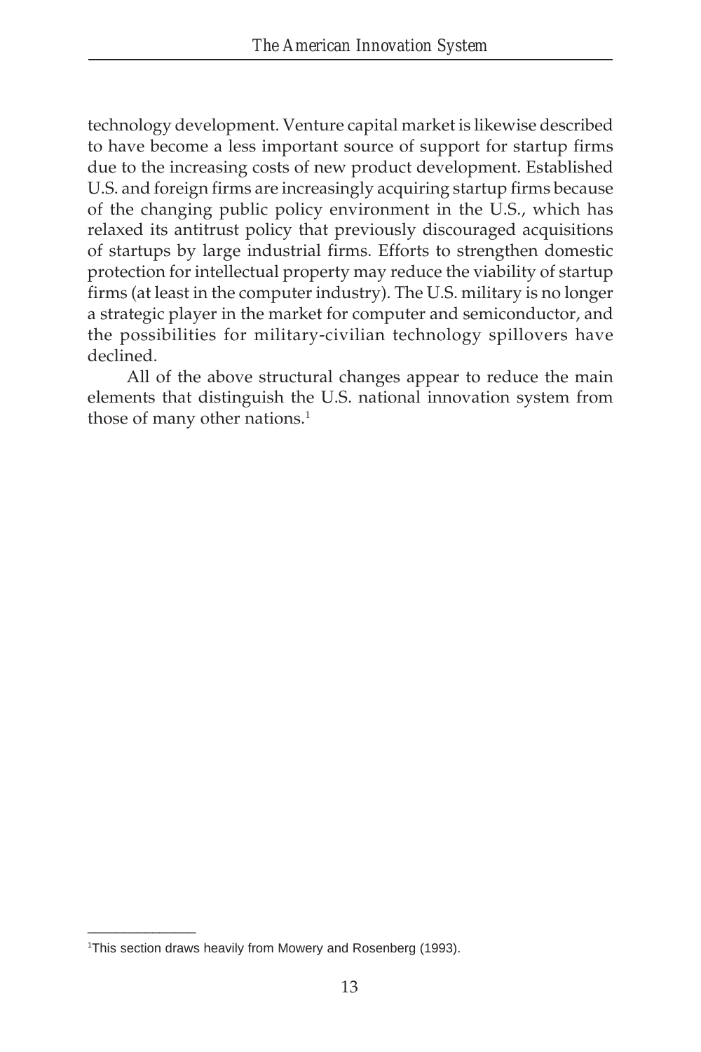technology development. Venture capital market is likewise described to have become a less important source of support for startup firms due to the increasing costs of new product development. Established U.S. and foreign firms are increasingly acquiring startup firms because of the changing public policy environment in the U.S., which has relaxed its antitrust policy that previously discouraged acquisitions of startups by large industrial firms. Efforts to strengthen domestic protection for intellectual property may reduce the viability of startup firms (at least in the computer industry). The U.S. military is no longer a strategic player in the market for computer and semiconductor, and the possibilities for military-civilian technology spillovers have declined.

All of the above structural changes appear to reduce the main elements that distinguish the U.S. national innovation system from those of many other nations.[1]

---

[1]This section draws heavily from Mowery and Rosenberg (1993).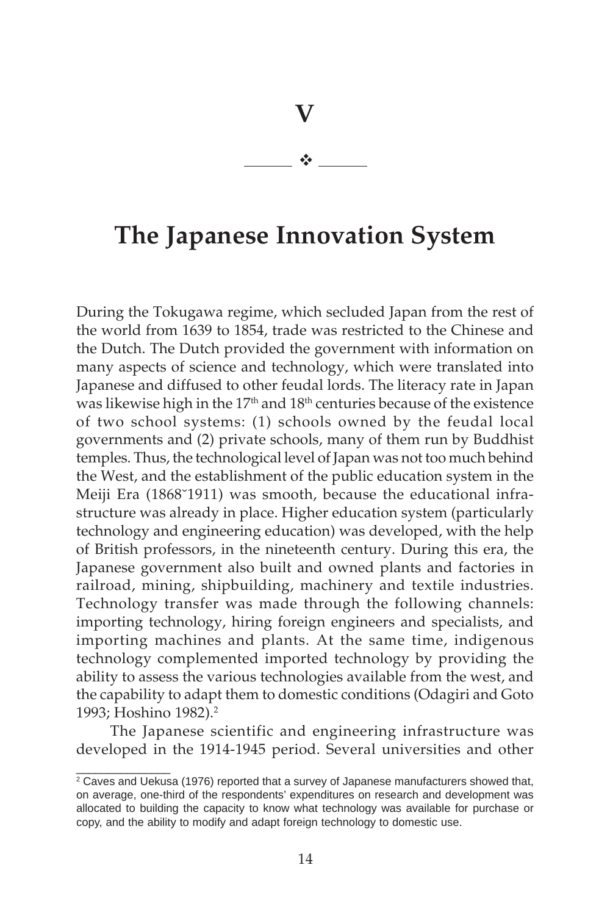# V

# The Japanese Innovation System

During the Tokugawa regime, which secluded Japan from the rest of the world from 1639 to 1854, trade was restricted to the Chinese and the Dutch. The Dutch provided the government with information on many aspects of science and technology, which were translated into Japanese and diffused to other feudal lords. The literacy rate in Japan was likewise high in the 17th and 18th centuries because of the existence of two school systems: (1) schools owned by the feudal local governments and (2) private schools, many of them run by Buddhist temples. Thus, the technological level of Japan was not too much behind the West, and the establishment of the public education system in the Meiji Era (1868˘1911) was smooth, because the educational infrastructure was already in place. Higher education system (particularly technology and engineering education) was developed, with the help of British professors, in the nineteenth century. During this era, the Japanese government also built and owned plants and factories in railroad, mining, shipbuilding, machinery and textile industries. Technology transfer was made through the following channels: importing technology, hiring foreign engineers and specialists, and importing machines and plants. At the same time, indigenous technology complemented imported technology by providing the ability to assess the various technologies available from the west, and the capability to adapt them to domestic conditions (Odagiri and Goto 1993; Hoshino 1982).[2]

The Japanese scientific and engineering infrastructure was developed in the 1914-1945 period. Several universities and other

---

[2] Caves and Uekusa (1976) reported that a survey of Japanese manufacturers showed that, on average, one-third of the respondents' expenditures on research and development was allocated to building the capacity to know what technology was available for purchase or copy, and the ability to modify and adapt foreign technology to domestic use.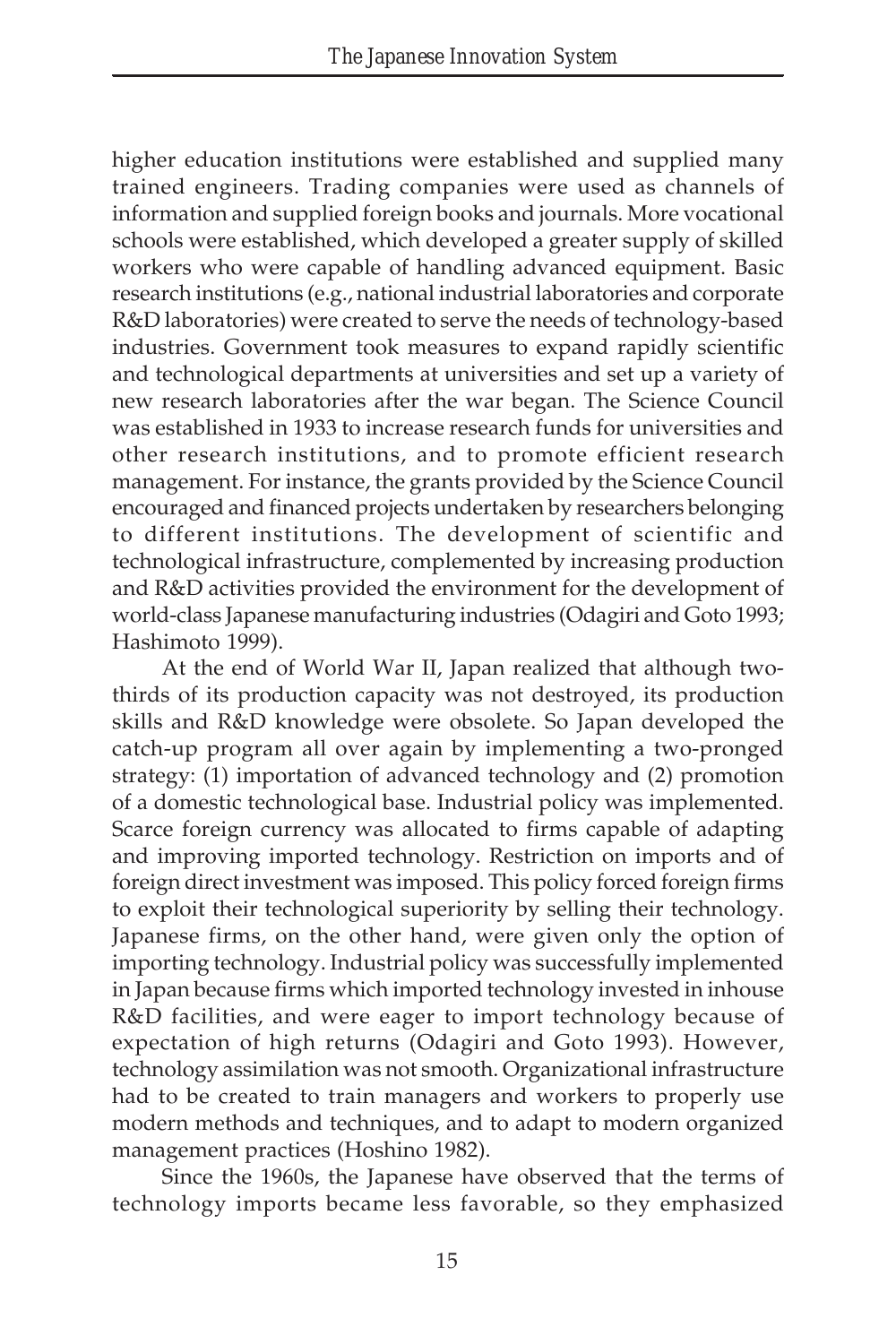higher education institutions were established and supplied many trained engineers. Trading companies were used as channels of information and supplied foreign books and journals. More vocational schools were established, which developed a greater supply of skilled workers who were capable of handling advanced equipment. Basic research institutions (e.g., national industrial laboratories and corporate R&D laboratories) were created to serve the needs of technology-based industries. Government took measures to expand rapidly scientific and technological departments at universities and set up a variety of new research laboratories after the war began. The Science Council was established in 1933 to increase research funds for universities and other research institutions, and to promote efficient research management. For instance, the grants provided by the Science Council encouraged and financed projects undertaken by researchers belonging to different institutions. The development of scientific and technological infrastructure, complemented by increasing production and R&D activities provided the environment for the development of world-class Japanese manufacturing industries (Odagiri and Goto 1993; Hashimoto 1999).

At the end of World War II, Japan realized that although two-thirds of its production capacity was not destroyed, its production skills and R&D knowledge were obsolete. So Japan developed the catch-up program all over again by implementing a two-pronged strategy: (1) importation of advanced technology and (2) promotion of a domestic technological base. Industrial policy was implemented. Scarce foreign currency was allocated to firms capable of adapting and improving imported technology. Restriction on imports and of foreign direct investment was imposed. This policy forced foreign firms to exploit their technological superiority by selling their technology. Japanese firms, on the other hand, were given only the option of importing technology. Industrial policy was successfully implemented in Japan because firms which imported technology invested in inhouse R&D facilities, and were eager to import technology because of expectation of high returns (Odagiri and Goto 1993). However, technology assimilation was not smooth. Organizational infrastructure had to be created to train managers and workers to properly use modern methods and techniques, and to adapt to modern organized management practices (Hoshino 1982).

Since the 1960s, the Japanese have observed that the terms of technology imports became less favorable, so they emphasized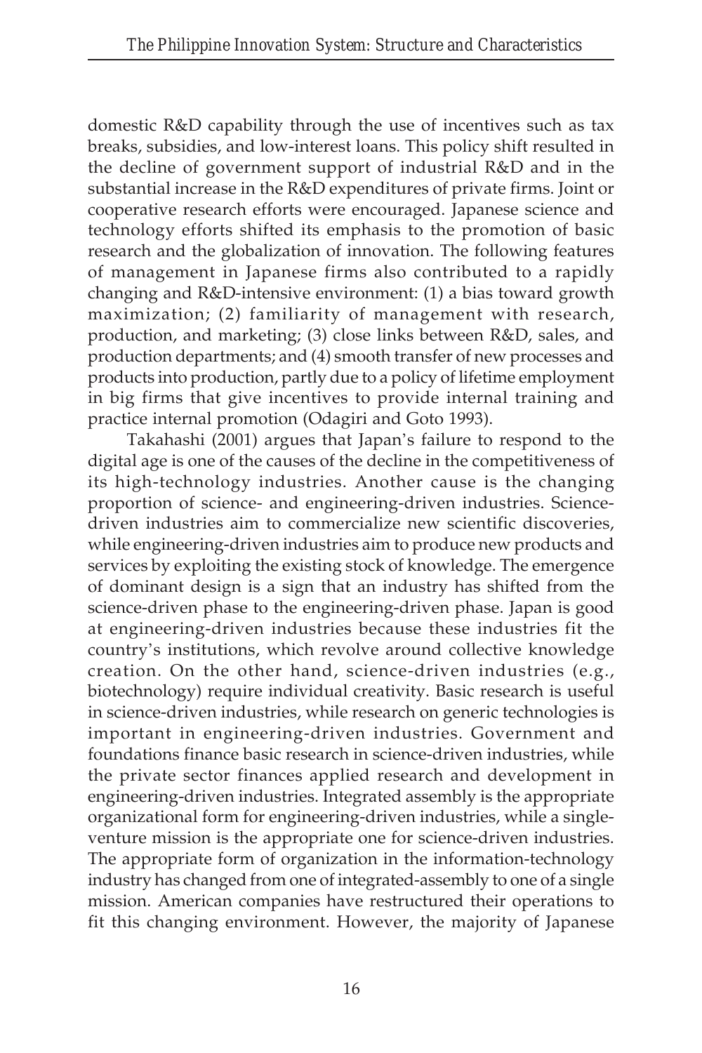domestic R&D capability through the use of incentives such as tax breaks, subsidies, and low-interest loans. This policy shift resulted in the decline of government support of industrial R&D and in the substantial increase in the R&D expenditures of private firms. Joint or cooperative research efforts were encouraged. Japanese science and technology efforts shifted its emphasis to the promotion of basic research and the globalization of innovation. The following features of management in Japanese firms also contributed to a rapidly changing and R&D-intensive environment: (1) a bias toward growth maximization; (2) familiarity of management with research, production, and marketing; (3) close links between R&D, sales, and production departments; and (4) smooth transfer of new processes and products into production, partly due to a policy of lifetime employment in big firms that give incentives to provide internal training and practice internal promotion (Odagiri and Goto 1993).

Takahashi (2001) argues that Japan's failure to respond to the digital age is one of the causes of the decline in the competitiveness of its high-technology industries. Another cause is the changing proportion of science- and engineering-driven industries. Science-driven industries aim to commercialize new scientific discoveries, while engineering-driven industries aim to produce new products and services by exploiting the existing stock of knowledge. The emergence of dominant design is a sign that an industry has shifted from the science-driven phase to the engineering-driven phase. Japan is good at engineering-driven industries because these industries fit the country's institutions, which revolve around collective knowledge creation. On the other hand, science-driven industries (e.g., biotechnology) require individual creativity. Basic research is useful in science-driven industries, while research on generic technologies is important in engineering-driven industries. Government and foundations finance basic research in science-driven industries, while the private sector finances applied research and development in engineering-driven industries. Integrated assembly is the appropriate organizational form for engineering-driven industries, while a single-venture mission is the appropriate one for science-driven industries. The appropriate form of organization in the information-technology industry has changed from one of integrated-assembly to one of a single mission. American companies have restructured their operations to fit this changing environment. However, the majority of Japanese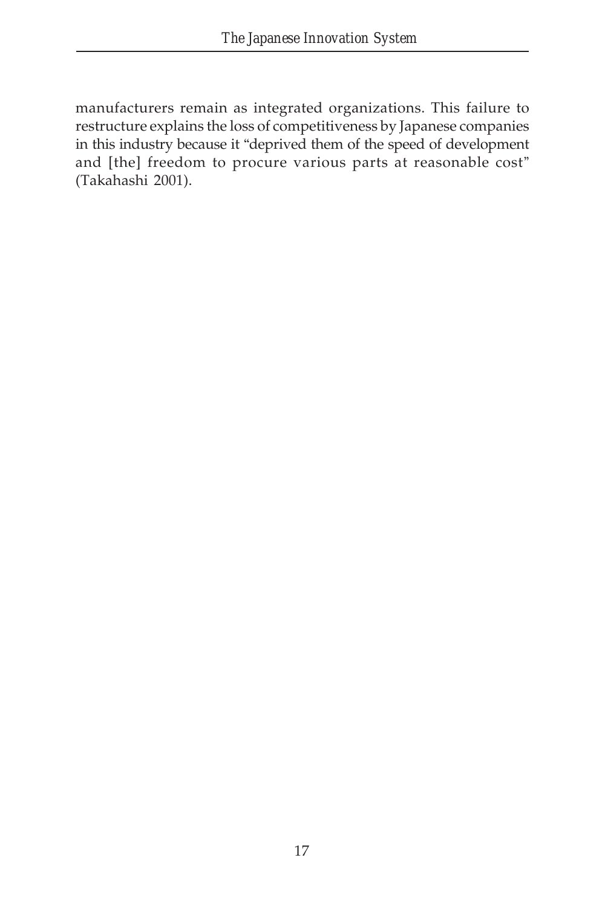manufacturers remain as integrated organizations. This failure to restructure explains the loss of competitiveness by Japanese companies in this industry because it "deprived them of the speed of development and [the] freedom to procure various parts at reasonable cost" (Takahashi 2001).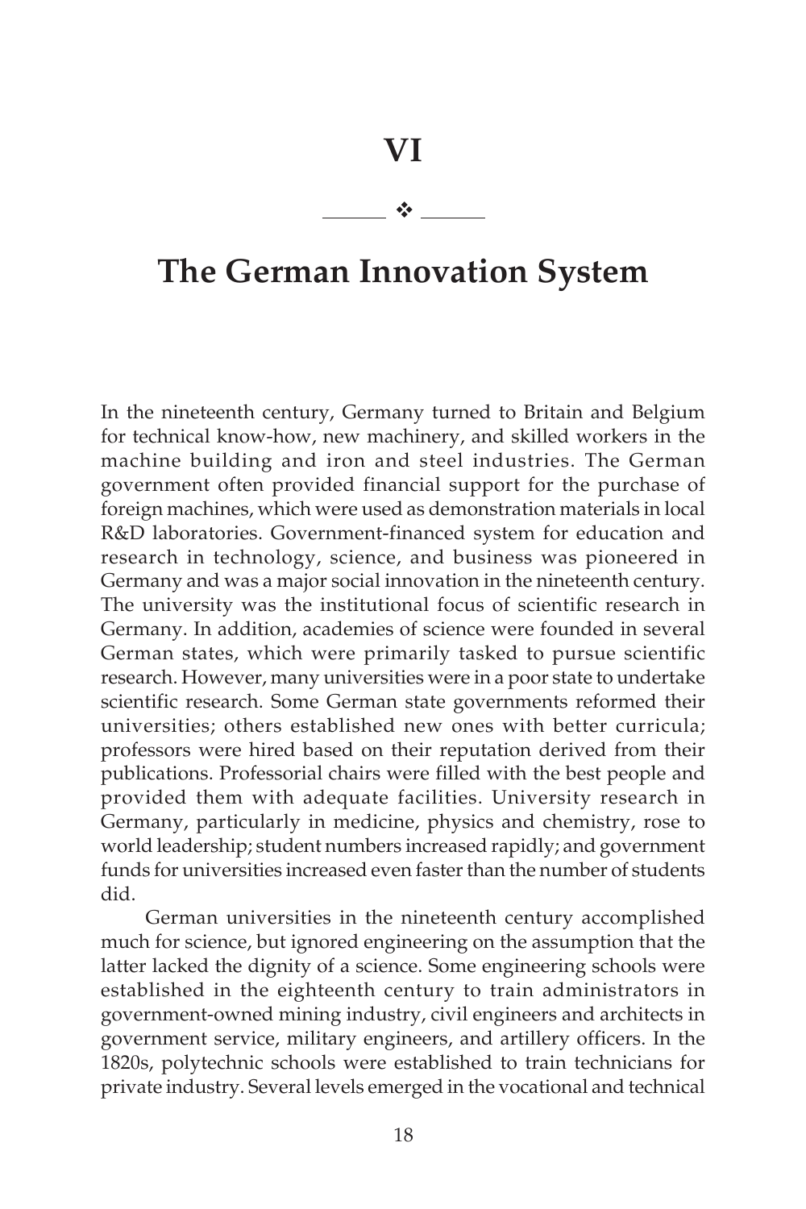# VI

## The German Innovation System

In the nineteenth century, Germany turned to Britain and Belgium for technical know-how, new machinery, and skilled workers in the machine building and iron and steel industries. The German government often provided financial support for the purchase of foreign machines, which were used as demonstration materials in local R&D laboratories. Government-financed system for education and research in technology, science, and business was pioneered in Germany and was a major social innovation in the nineteenth century. The university was the institutional focus of scientific research in Germany. In addition, academies of science were founded in several German states, which were primarily tasked to pursue scientific research. However, many universities were in a poor state to undertake scientific research. Some German state governments reformed their universities; others established new ones with better curricula; professors were hired based on their reputation derived from their publications. Professorial chairs were filled with the best people and provided them with adequate facilities. University research in Germany, particularly in medicine, physics and chemistry, rose to world leadership; student numbers increased rapidly; and government funds for universities increased even faster than the number of students did.

German universities in the nineteenth century accomplished much for science, but ignored engineering on the assumption that the latter lacked the dignity of a science. Some engineering schools were established in the eighteenth century to train administrators in government-owned mining industry, civil engineers and architects in government service, military engineers, and artillery officers. In the 1820s, polytechnic schools were established to train technicians for private industry. Several levels emerged in the vocational and technical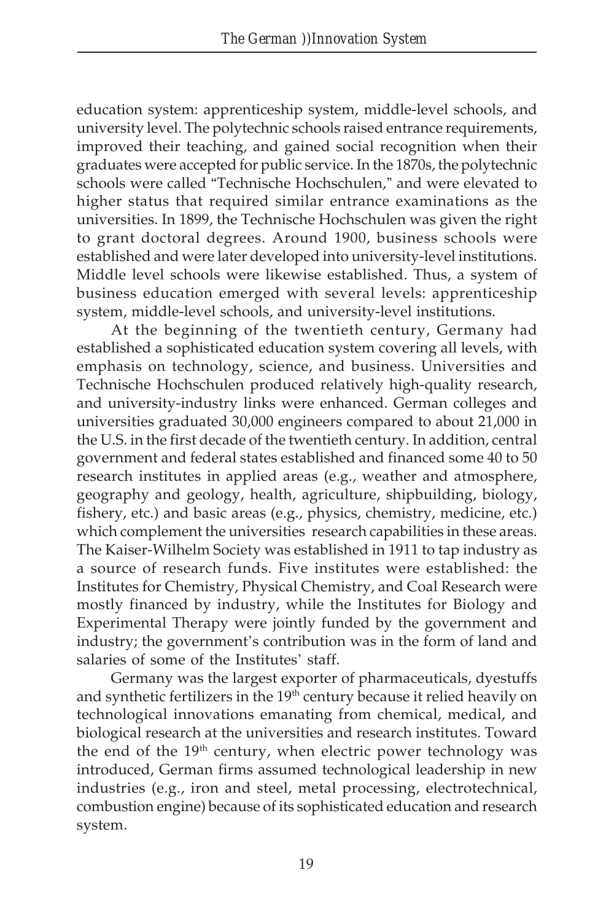education system: apprenticeship system, middle-level schools, and university level. The polytechnic schools raised entrance requirements, improved their teaching, and gained social recognition when their graduates were accepted for public service. In the 1870s, the polytechnic schools were called "Technische Hochschulen," and were elevated to higher status that required similar entrance examinations as the universities. In 1899, the Technische Hochschulen was given the right to grant doctoral degrees. Around 1900, business schools were established and were later developed into university-level institutions. Middle level schools were likewise established. Thus, a system of business education emerged with several levels: apprenticeship system, middle-level schools, and university-level institutions.

At the beginning of the twentieth century, Germany had established a sophisticated education system covering all levels, with emphasis on technology, science, and business. Universities and Technische Hochschulen produced relatively high-quality research, and university-industry links were enhanced. German colleges and universities graduated 30,000 engineers compared to about 21,000 in the U.S. in the first decade of the twentieth century. In addition, central government and federal states established and financed some 40 to 50 research institutes in applied areas (e.g., weather and atmosphere, geography and geology, health, agriculture, shipbuilding, biology, fishery, etc.) and basic areas (e.g., physics, chemistry, medicine, etc.) which complement the universities research capabilities in these areas. The Kaiser-Wilhelm Society was established in 1911 to tap industry as a source of research funds. Five institutes were established: the Institutes for Chemistry, Physical Chemistry, and Coal Research were mostly financed by industry, while the Institutes for Biology and Experimental Therapy were jointly funded by the government and industry; the government's contribution was in the form of land and salaries of some of the Institutes' staff.

Germany was the largest exporter of pharmaceuticals, dyestuffs and synthetic fertilizers in the 19th century because it relied heavily on technological innovations emanating from chemical, medical, and biological research at the universities and research institutes. Toward the end of the 19th century, when electric power technology was introduced, German firms assumed technological leadership in new industries (e.g., iron and steel, metal processing, electrotechnical, combustion engine) because of its sophisticated education and research system.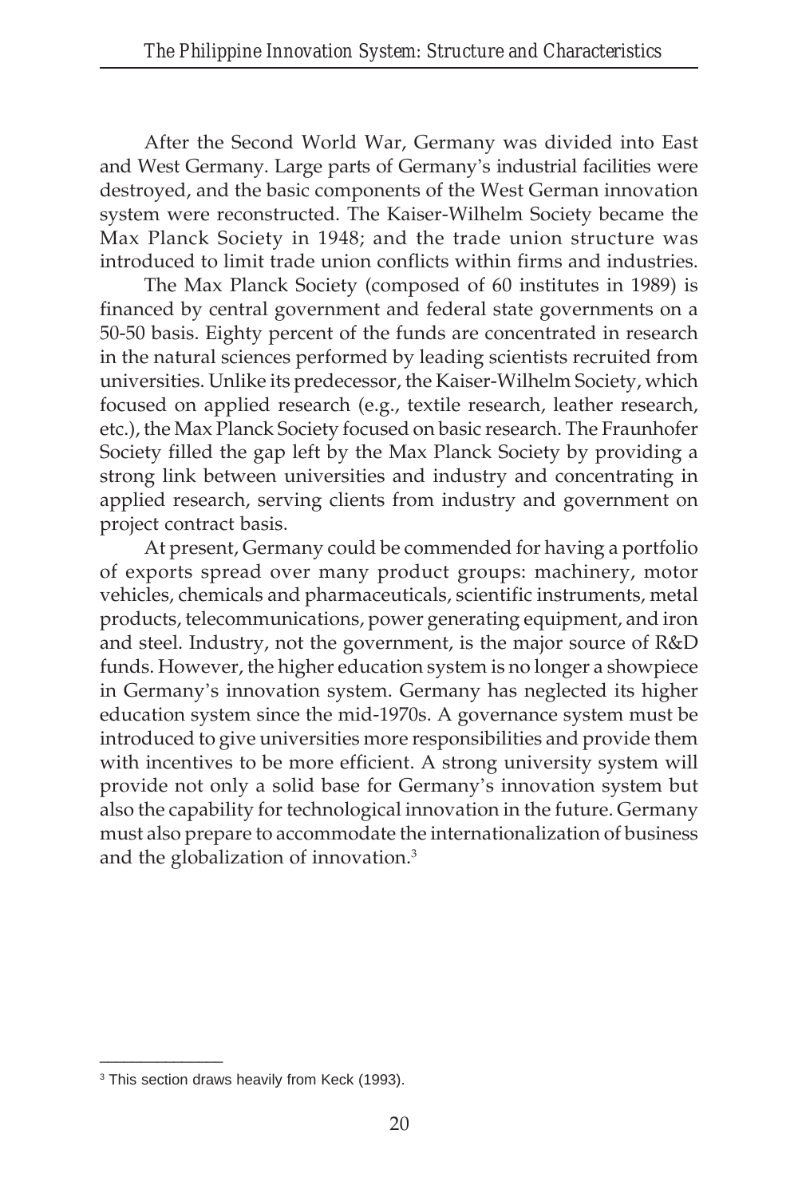After the Second World War, Germany was divided into East and West Germany. Large parts of Germany's industrial facilities were destroyed, and the basic components of the West German innovation system were reconstructed. The Kaiser-Wilhelm Society became the Max Planck Society in 1948; and the trade union structure was introduced to limit trade union conflicts within firms and industries.

The Max Planck Society (composed of 60 institutes in 1989) is financed by central government and federal state governments on a 50-50 basis. Eighty percent of the funds are concentrated in research in the natural sciences performed by leading scientists recruited from universities. Unlike its predecessor, the Kaiser-Wilhelm Society, which focused on applied research (e.g., textile research, leather research, etc.), the Max Planck Society focused on basic research. The Fraunhofer Society filled the gap left by the Max Planck Society by providing a strong link between universities and industry and concentrating in applied research, serving clients from industry and government on project contract basis.

At present, Germany could be commended for having a portfolio of exports spread over many product groups: machinery, motor vehicles, chemicals and pharmaceuticals, scientific instruments, metal products, telecommunications, power generating equipment, and iron and steel. Industry, not the government, is the major source of R&D funds. However, the higher education system is no longer a showpiece in Germany's innovation system. Germany has neglected its higher education system since the mid-1970s. A governance system must be introduced to give universities more responsibilities and provide them with incentives to be more efficient. A strong university system will provide not only a solid base for Germany's innovation system but also the capability for technological innovation in the future. Germany must also prepare to accommodate the internationalization of business and the globalization of innovation.[3]

---

[3] This section draws heavily from Keck (1993).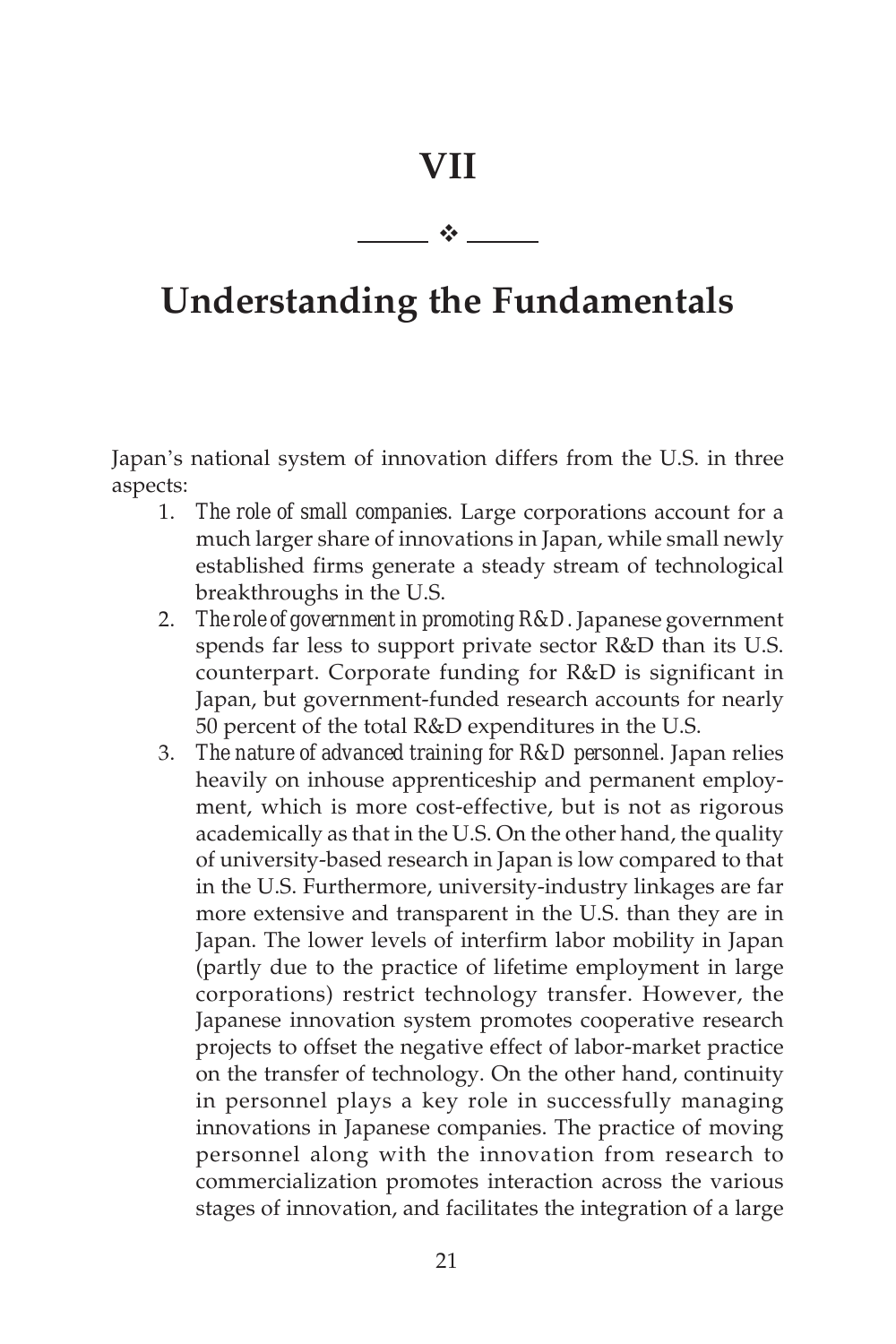# VII

❖

# Understanding the Fundamentals

Japan's national system of innovation differs from the U.S. in three aspects:

1. *The role of small companies.* Large corporations account for a much larger share of innovations in Japan, while small newly established firms generate a steady stream of technological breakthroughs in the U.S.
2. *The role of government in promoting R&D.* Japanese government spends far less to support private sector R&D than its U.S. counterpart. Corporate funding for R&D is significant in Japan, but government-funded research accounts for nearly 50 percent of the total R&D expenditures in the U.S.
3. *The nature of advanced training for R&D personnel.* Japan relies heavily on inhouse apprenticeship and permanent employment, which is more cost-effective, but is not as rigorous academically as that in the U.S. On the other hand, the quality of university-based research in Japan is low compared to that in the U.S. Furthermore, university-industry linkages are far more extensive and transparent in the U.S. than they are in Japan. The lower levels of interfirm labor mobility in Japan (partly due to the practice of lifetime employment in large corporations) restrict technology transfer. However, the Japanese innovation system promotes cooperative research projects to offset the negative effect of labor-market practice on the transfer of technology. On the other hand, continuity in personnel plays a key role in successfully managing innovations in Japanese companies. The practice of moving personnel along with the innovation from research to commercialization promotes interaction across the various stages of innovation, and facilitates the integration of a large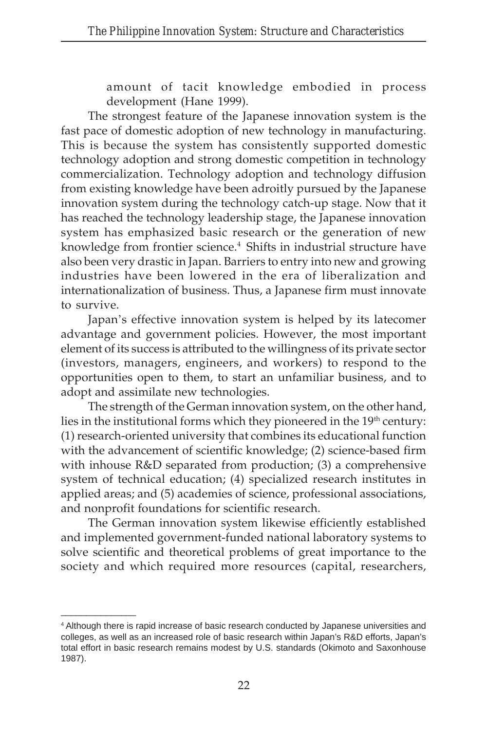amount of tacit knowledge embodied in process development (Hane 1999).

The strongest feature of the Japanese innovation system is the fast pace of domestic adoption of new technology in manufacturing. This is because the system has consistently supported domestic technology adoption and strong domestic competition in technology commercialization. Technology adoption and technology diffusion from existing knowledge have been adroitly pursued by the Japanese innovation system during the technology catch-up stage. Now that it has reached the technology leadership stage, the Japanese innovation system has emphasized basic research or the generation of new knowledge from frontier science.[4] Shifts in industrial structure have also been very drastic in Japan. Barriers to entry into new and growing industries have been lowered in the era of liberalization and internationalization of business. Thus, a Japanese firm must innovate to survive.

Japan's effective innovation system is helped by its latecomer advantage and government policies. However, the most important element of its success is attributed to the willingness of its private sector (investors, managers, engineers, and workers) to respond to the opportunities open to them, to start an unfamiliar business, and to adopt and assimilate new technologies.

The strength of the German innovation system, on the other hand, lies in the institutional forms which they pioneered in the 19th century: (1) research-oriented university that combines its educational function with the advancement of scientific knowledge; (2) science-based firm with inhouse R&D separated from production; (3) a comprehensive system of technical education; (4) specialized research institutes in applied areas; and (5) academies of science, professional associations, and nonprofit foundations for scientific research.

The German innovation system likewise efficiently established and implemented government-funded national laboratory systems to solve scientific and theoretical problems of great importance to the society and which required more resources (capital, researchers,

---

[4] Although there is rapid increase of basic research conducted by Japanese universities and colleges, as well as an increased role of basic research within Japan's R&D efforts, Japan's total effort in basic research remains modest by U.S. standards (Okimoto and Saxonhouse 1987).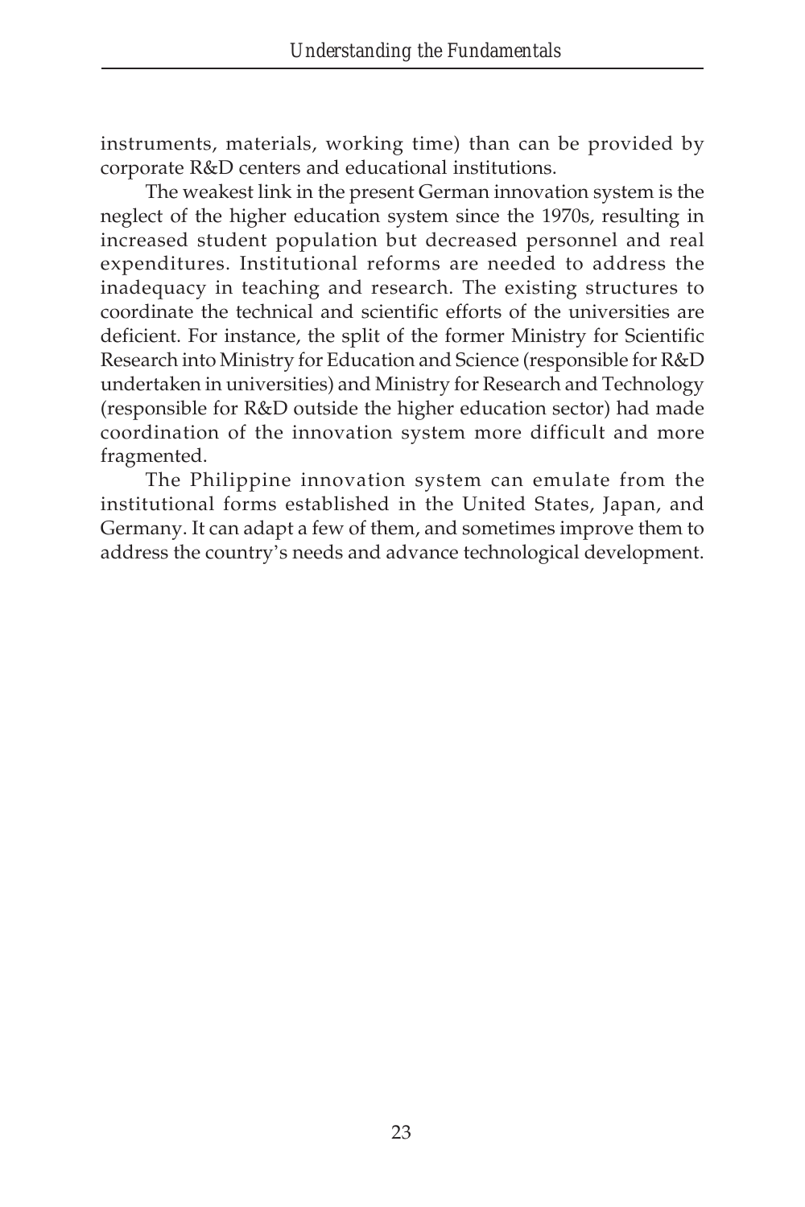instruments, materials, working time) than can be provided by corporate R&D centers and educational institutions.

The weakest link in the present German innovation system is the neglect of the higher education system since the 1970s, resulting in increased student population but decreased personnel and real expenditures. Institutional reforms are needed to address the inadequacy in teaching and research. The existing structures to coordinate the technical and scientific efforts of the universities are deficient. For instance, the split of the former Ministry for Scientific Research into Ministry for Education and Science (responsible for R&D undertaken in universities) and Ministry for Research and Technology (responsible for R&D outside the higher education sector) had made coordination of the innovation system more difficult and more fragmented.

The Philippine innovation system can emulate from the institutional forms established in the United States, Japan, and Germany. It can adapt a few of them, and sometimes improve them to address the country's needs and advance technological development.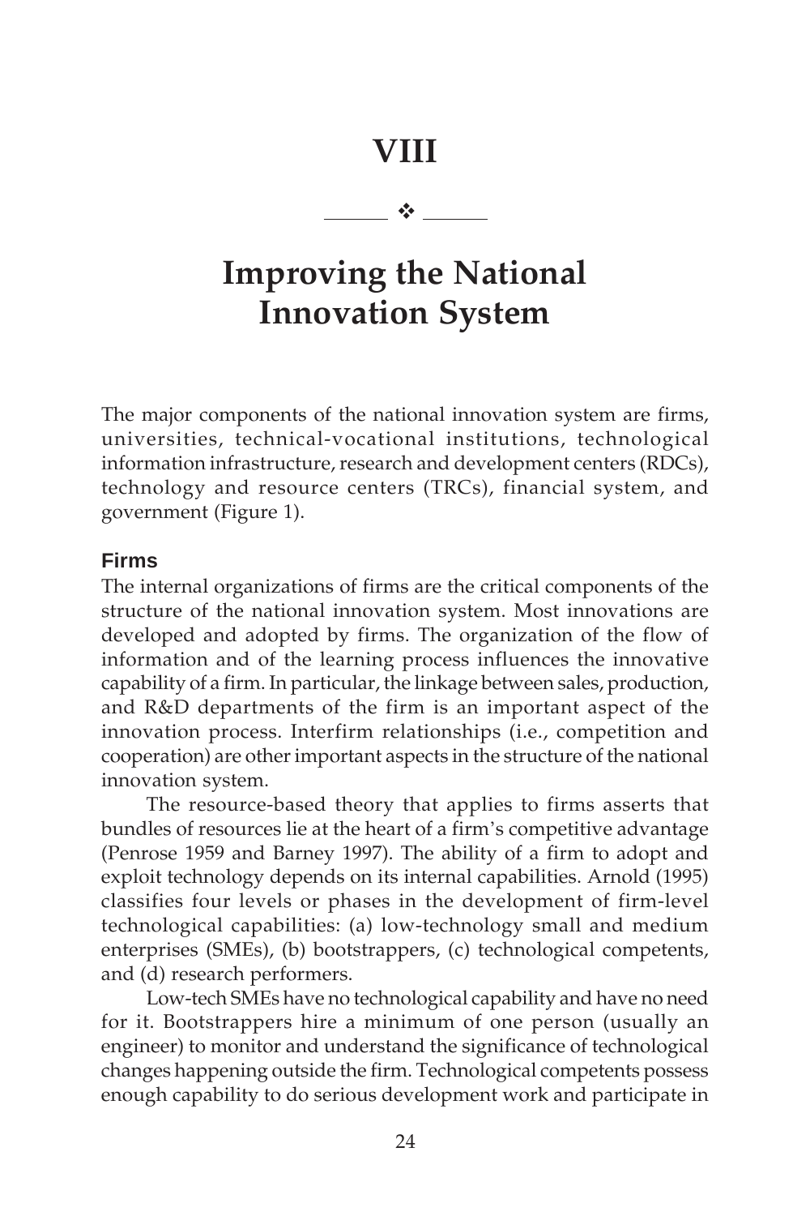# VIII

# Improving the National Innovation System

The major components of the national innovation system are firms, universities, technical-vocational institutions, technological information infrastructure, research and development centers (RDCs), technology and resource centers (TRCs), financial system, and government (Figure 1).

## Firms

The internal organizations of firms are the critical components of the structure of the national innovation system. Most innovations are developed and adopted by firms. The organization of the flow of information and of the learning process influences the innovative capability of a firm. In particular, the linkage between sales, production, and R&D departments of the firm is an important aspect of the innovation process. Interfirm relationships (i.e., competition and cooperation) are other important aspects in the structure of the national innovation system.

The resource-based theory that applies to firms asserts that bundles of resources lie at the heart of a firm's competitive advantage (Penrose 1959 and Barney 1997). The ability of a firm to adopt and exploit technology depends on its internal capabilities. Arnold (1995) classifies four levels or phases in the development of firm-level technological capabilities: (a) low-technology small and medium enterprises (SMEs), (b) bootstrappers, (c) technological competents, and (d) research performers.

Low-tech SMEs have no technological capability and have no need for it. Bootstrappers hire a minimum of one person (usually an engineer) to monitor and understand the significance of technological changes happening outside the firm. Technological competents possess enough capability to do serious development work and participate in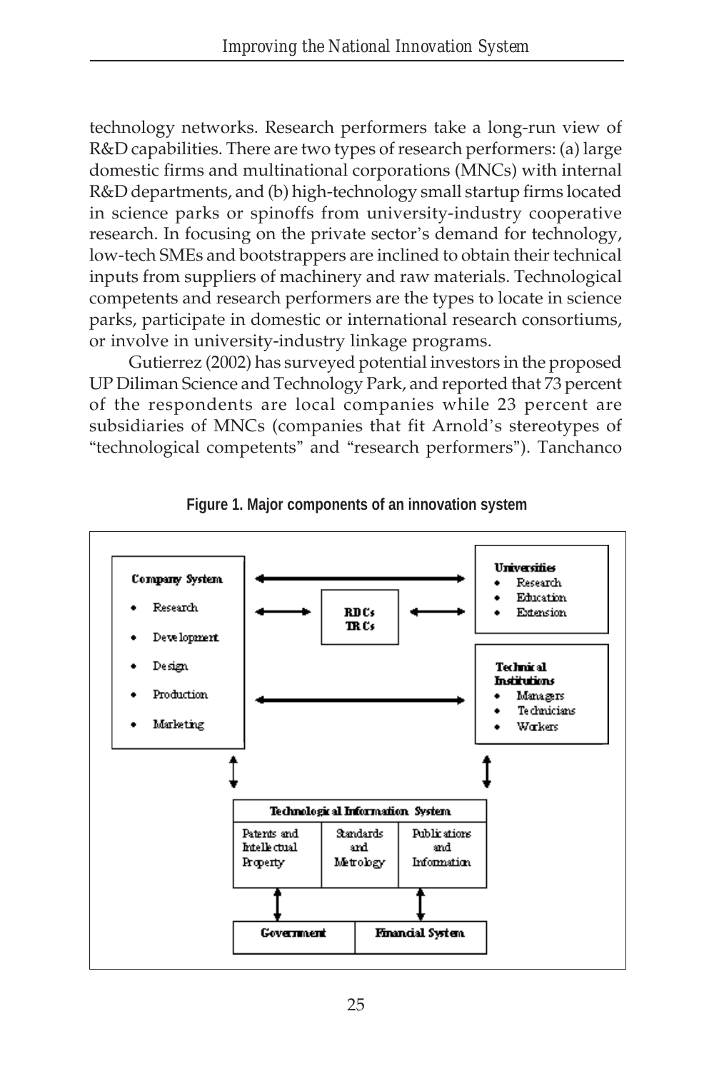technology networks. Research performers take a long-run view of R&D capabilities. There are two types of research performers: (a) large domestic firms and multinational corporations (MNCs) with internal R&D departments, and (b) high-technology small startup firms located in science parks or spinoffs from university-industry cooperative research. In focusing on the private sector's demand for technology, low-tech SMEs and bootstrappers are inclined to obtain their technical inputs from suppliers of machinery and raw materials. Technological competents and research performers are the types to locate in science parks, participate in domestic or international research consortiums, or involve in university-industry linkage programs.

Gutierrez (2002) has surveyed potential investors in the proposed UP Diliman Science and Technology Park, and reported that 73 percent of the respondents are local companies while 23 percent are subsidiaries of MNCs (companies that fit Arnold's stereotypes of "technological competents" and "research performers"). Tanchanco

**Figure 1. Major components of an innovation system**

**Company System**
- Research
- Development
- Design
- Production
- Marketing

**RDCs**
**TRCs**

**Universities**
- Research
- Education
- Extension

**Technical Institutions**
- Managers
- Technicians
- Workers

| Technological Information System | | |
|---|---|---|
| Patents and Intellectual Property | Standards and Metrology | Publications and Information |

| Government | Financial System |
|---|---|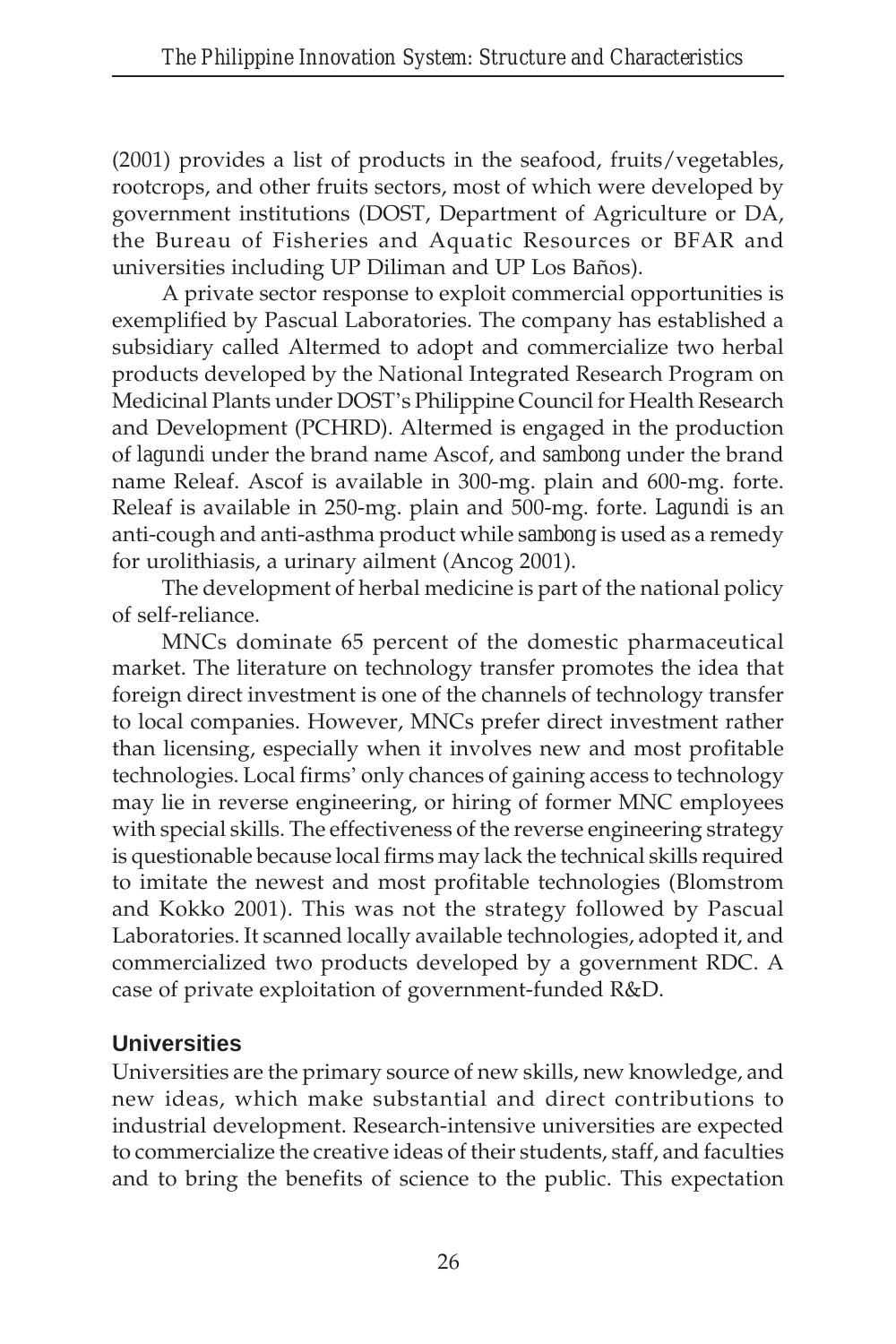(2001) provides a list of products in the seafood, fruits/vegetables, rootcrops, and other fruits sectors, most of which were developed by government institutions (DOST, Department of Agriculture or DA, the Bureau of Fisheries and Aquatic Resources or BFAR and universities including UP Diliman and UP Los Baños).

A private sector response to exploit commercial opportunities is exemplified by Pascual Laboratories. The company has established a subsidiary called Altermed to adopt and commercialize two herbal products developed by the National Integrated Research Program on Medicinal Plants under DOST's Philippine Council for Health Research and Development (PCHRD). Altermed is engaged in the production of *lagundi* under the brand name Ascof, and *sambong* under the brand name Releaf. Ascof is available in 300-mg. plain and 600-mg. forte. Releaf is available in 250-mg. plain and 500-mg. forte. *Lagundi* is an anti-cough and anti-asthma product while *sambong* is used as a remedy for urolithiasis, a urinary ailment (Ancog 2001).

The development of herbal medicine is part of the national policy of self-reliance.

MNCs dominate 65 percent of the domestic pharmaceutical market. The literature on technology transfer promotes the idea that foreign direct investment is one of the channels of technology transfer to local companies. However, MNCs prefer direct investment rather than licensing, especially when it involves new and most profitable technologies. Local firms' only chances of gaining access to technology may lie in reverse engineering, or hiring of former MNC employees with special skills. The effectiveness of the reverse engineering strategy is questionable because local firms may lack the technical skills required to imitate the newest and most profitable technologies (Blomstrom and Kokko 2001). This was not the strategy followed by Pascual Laboratories. It scanned locally available technologies, adopted it, and commercialized two products developed by a government RDC. A case of private exploitation of government-funded R&D.

## Universities

Universities are the primary source of new skills, new knowledge, and new ideas, which make substantial and direct contributions to industrial development. Research-intensive universities are expected to commercialize the creative ideas of their students, staff, and faculties and to bring the benefits of science to the public. This expectation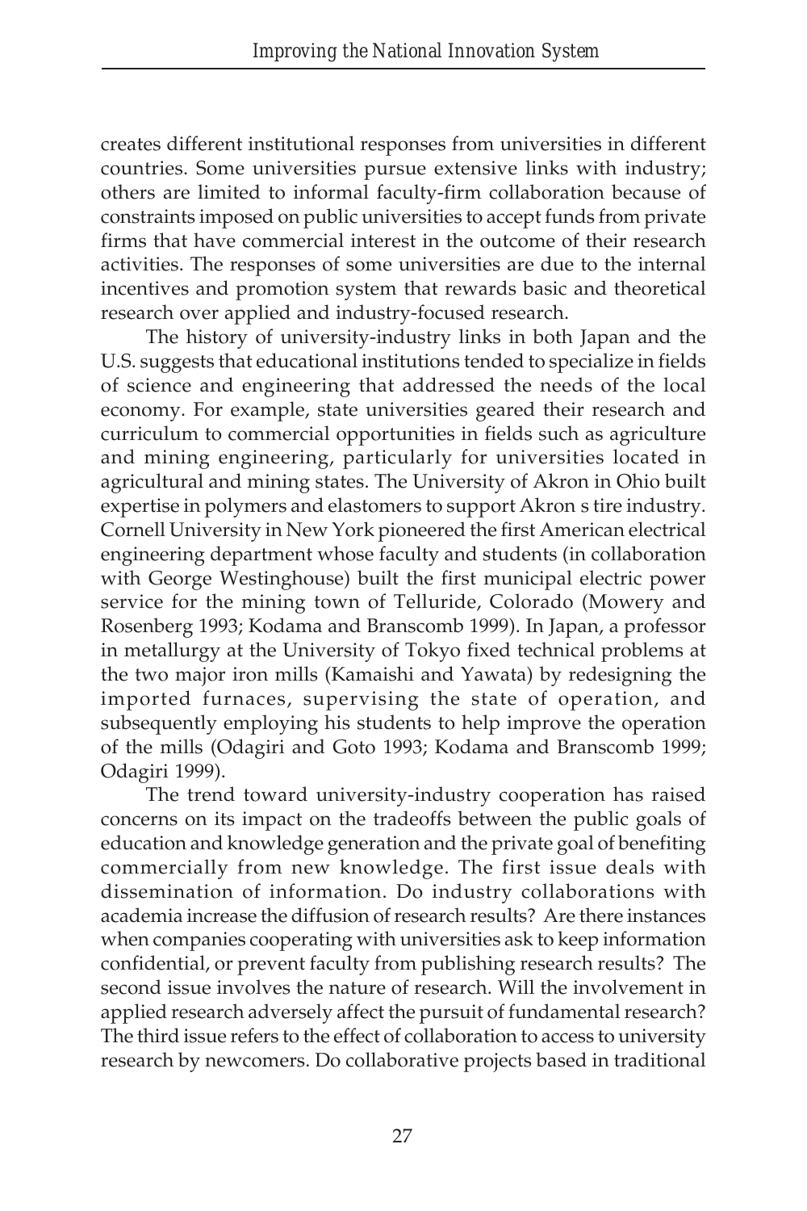creates different institutional responses from universities in different countries. Some universities pursue extensive links with industry; others are limited to informal faculty-firm collaboration because of constraints imposed on public universities to accept funds from private firms that have commercial interest in the outcome of their research activities. The responses of some universities are due to the internal incentives and promotion system that rewards basic and theoretical research over applied and industry-focused research.

The history of university-industry links in both Japan and the U.S. suggests that educational institutions tended to specialize in fields of science and engineering that addressed the needs of the local economy. For example, state universities geared their research and curriculum to commercial opportunities in fields such as agriculture and mining engineering, particularly for universities located in agricultural and mining states. The University of Akron in Ohio built expertise in polymers and elastomers to support Akron s tire industry. Cornell University in New York pioneered the first American electrical engineering department whose faculty and students (in collaboration with George Westinghouse) built the first municipal electric power service for the mining town of Telluride, Colorado (Mowery and Rosenberg 1993; Kodama and Branscomb 1999). In Japan, a professor in metallurgy at the University of Tokyo fixed technical problems at the two major iron mills (Kamaishi and Yawata) by redesigning the imported furnaces, supervising the state of operation, and subsequently employing his students to help improve the operation of the mills (Odagiri and Goto 1993; Kodama and Branscomb 1999; Odagiri 1999).

The trend toward university-industry cooperation has raised concerns on its impact on the tradeoffs between the public goals of education and knowledge generation and the private goal of benefiting commercially from new knowledge. The first issue deals with dissemination of information. Do industry collaborations with academia increase the diffusion of research results? Are there instances when companies cooperating with universities ask to keep information confidential, or prevent faculty from publishing research results? The second issue involves the nature of research. Will the involvement in applied research adversely affect the pursuit of fundamental research? The third issue refers to the effect of collaboration to access to university research by newcomers. Do collaborative projects based in traditional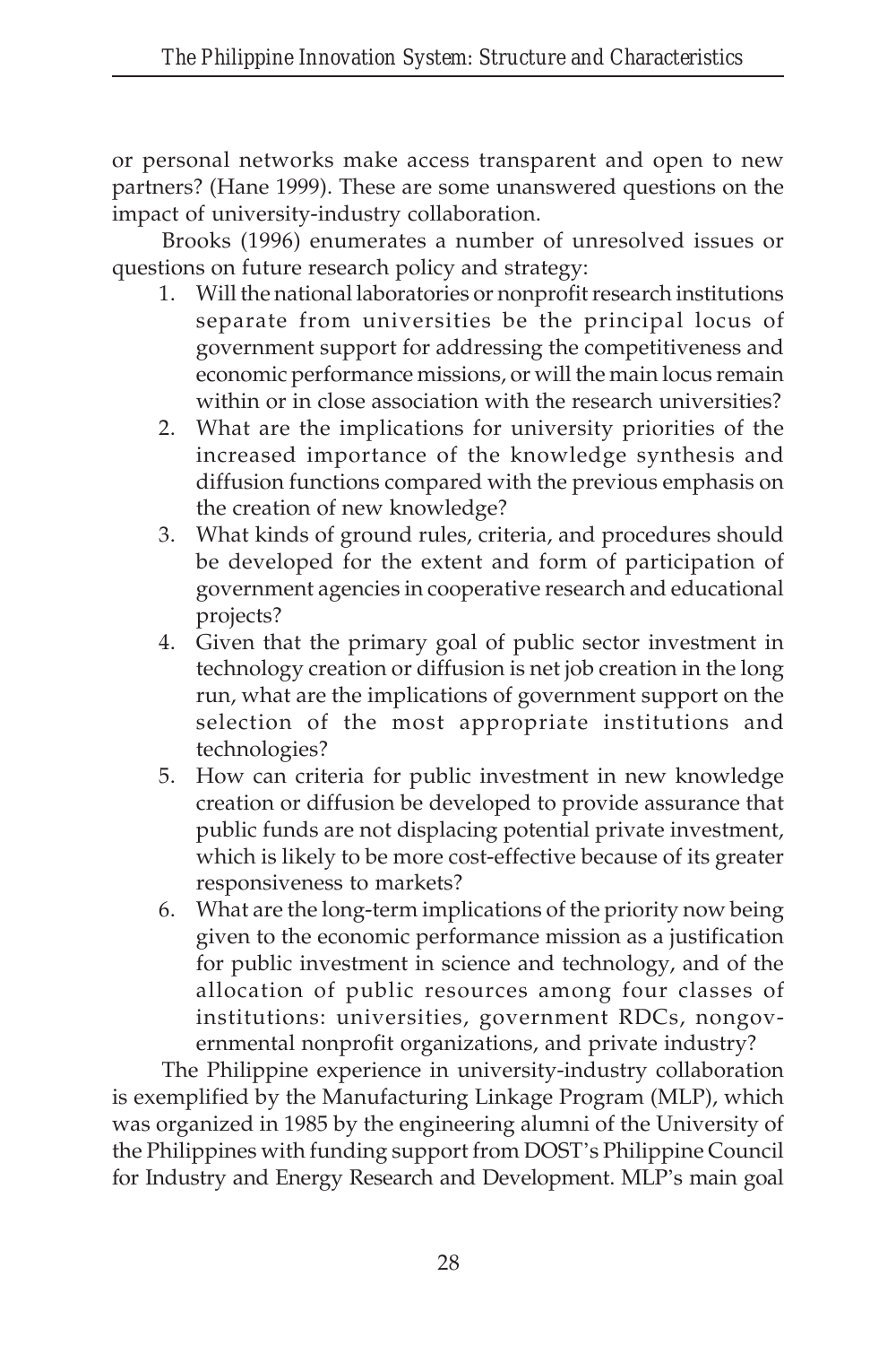or personal networks make access transparent and open to new partners? (Hane 1999). These are some unanswered questions on the impact of university-industry collaboration.

Brooks (1996) enumerates a number of unresolved issues or questions on future research policy and strategy:

1. Will the national laboratories or nonprofit research institutions separate from universities be the principal locus of government support for addressing the competitiveness and economic performance missions, or will the main locus remain within or in close association with the research universities?
2. What are the implications for university priorities of the increased importance of the knowledge synthesis and diffusion functions compared with the previous emphasis on the creation of new knowledge?
3. What kinds of ground rules, criteria, and procedures should be developed for the extent and form of participation of government agencies in cooperative research and educational projects?
4. Given that the primary goal of public sector investment in technology creation or diffusion is net job creation in the long run, what are the implications of government support on the selection of the most appropriate institutions and technologies?
5. How can criteria for public investment in new knowledge creation or diffusion be developed to provide assurance that public funds are not displacing potential private investment, which is likely to be more cost-effective because of its greater responsiveness to markets?
6. What are the long-term implications of the priority now being given to the economic performance mission as a justification for public investment in science and technology, and of the allocation of public resources among four classes of institutions: universities, government RDCs, nongovernmental nonprofit organizations, and private industry?

The Philippine experience in university-industry collaboration is exemplified by the Manufacturing Linkage Program (MLP), which was organized in 1985 by the engineering alumni of the University of the Philippines with funding support from DOST's Philippine Council for Industry and Energy Research and Development. MLP's main goal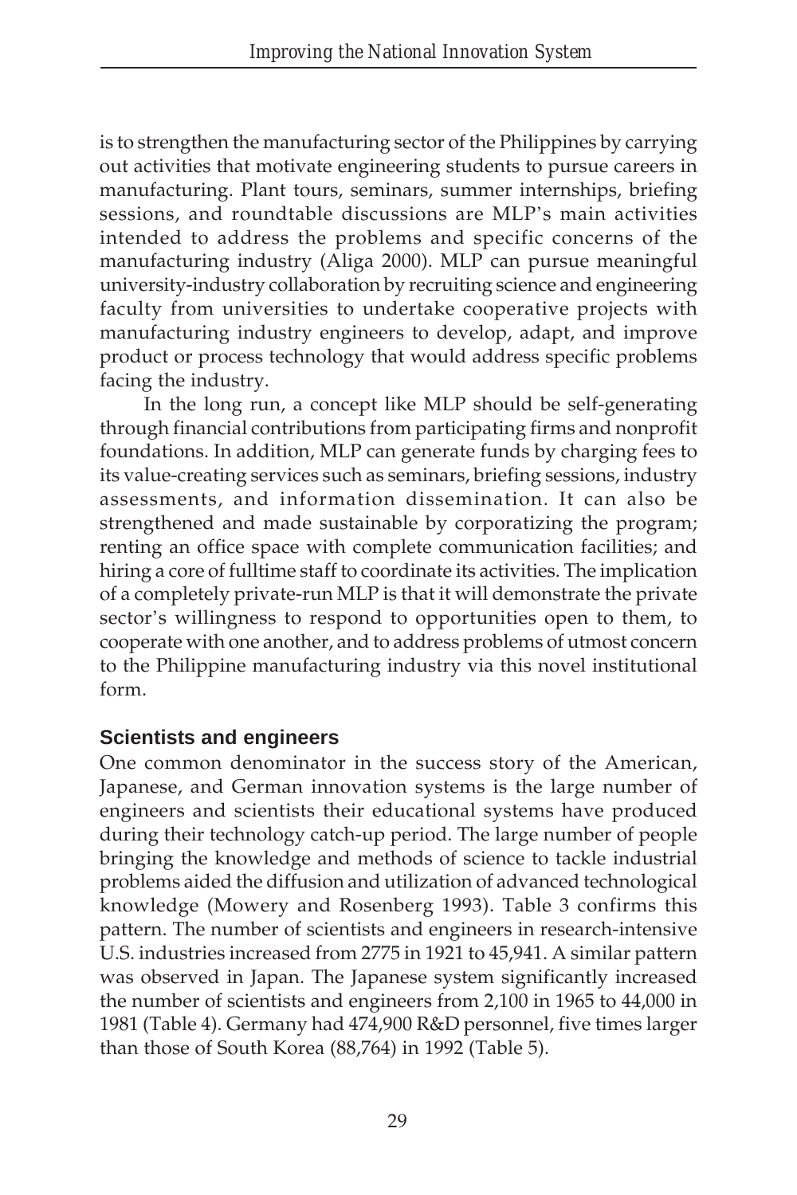is to strengthen the manufacturing sector of the Philippines by carrying out activities that motivate engineering students to pursue careers in manufacturing. Plant tours, seminars, summer internships, briefing sessions, and roundtable discussions are MLP's main activities intended to address the problems and specific concerns of the manufacturing industry (Aliga 2000). MLP can pursue meaningful university-industry collaboration by recruiting science and engineering faculty from universities to undertake cooperative projects with manufacturing industry engineers to develop, adapt, and improve product or process technology that would address specific problems facing the industry.

In the long run, a concept like MLP should be self-generating through financial contributions from participating firms and nonprofit foundations. In addition, MLP can generate funds by charging fees to its value-creating services such as seminars, briefing sessions, industry assessments, and information dissemination. It can also be strengthened and made sustainable by corporatizing the program; renting an office space with complete communication facilities; and hiring a core of fulltime staff to coordinate its activities. The implication of a completely private-run MLP is that it will demonstrate the private sector's willingness to respond to opportunities open to them, to cooperate with one another, and to address problems of utmost concern to the Philippine manufacturing industry via this novel institutional form.

### Scientists and engineers

One common denominator in the success story of the American, Japanese, and German innovation systems is the large number of engineers and scientists their educational systems have produced during their technology catch-up period. The large number of people bringing the knowledge and methods of science to tackle industrial problems aided the diffusion and utilization of advanced technological knowledge (Mowery and Rosenberg 1993). Table 3 confirms this pattern. The number of scientists and engineers in research-intensive U.S. industries increased from 2775 in 1921 to 45,941. A similar pattern was observed in Japan. The Japanese system significantly increased the number of scientists and engineers from 2,100 in 1965 to 44,000 in 1981 (Table 4). Germany had 474,900 R&D personnel, five times larger than those of South Korea (88,764) in 1992 (Table 5).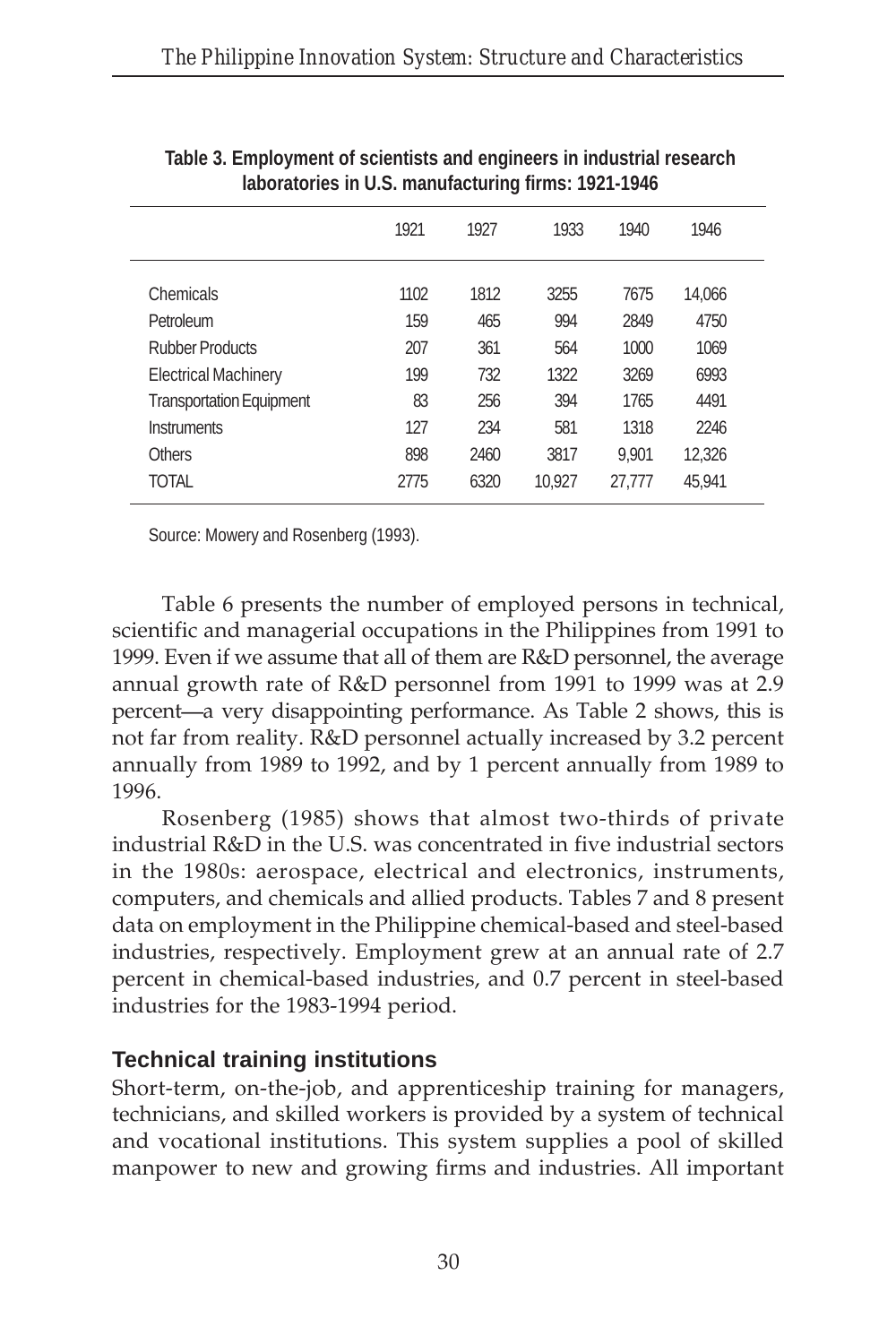**Table 3. Employment of scientists and engineers in industrial research laboratories in U.S. manufacturing firms: 1921-1946**

| | 1921 | 1927 | 1933 | 1940 | 1946 |
|---|---|---|---|---|---|
| Chemicals | 1102 | 1812 | 3255 | 7675 | 14,066 |
| Petroleum | 159 | 465 | 994 | 2849 | 4750 |
| Rubber Products | 207 | 361 | 564 | 1000 | 1069 |
| Electrical Machinery | 199 | 732 | 1322 | 3269 | 6993 |
| Transportation Equipment | 83 | 256 | 394 | 1765 | 4491 |
| Instruments | 127 | 234 | 581 | 1318 | 2246 |
| Others | 898 | 2460 | 3817 | 9,901 | 12,326 |
| TOTAL | 2775 | 6320 | 10,927 | 27,777 | 45,941 |

Source: Mowery and Rosenberg (1993).

Table 6 presents the number of employed persons in technical, scientific and managerial occupations in the Philippines from 1991 to 1999. Even if we assume that all of them are R&D personnel, the average annual growth rate of R&D personnel from 1991 to 1999 was at 2.9 percent—a very disappointing performance. As Table 2 shows, this is not far from reality. R&D personnel actually increased by 3.2 percent annually from 1989 to 1992, and by 1 percent annually from 1989 to 1996.

Rosenberg (1985) shows that almost two-thirds of private industrial R&D in the U.S. was concentrated in five industrial sectors in the 1980s: aerospace, electrical and electronics, instruments, computers, and chemicals and allied products. Tables 7 and 8 present data on employment in the Philippine chemical-based and steel-based industries, respectively. Employment grew at an annual rate of 2.7 percent in chemical-based industries, and 0.7 percent in steel-based industries for the 1983-1994 period.

## Technical training institutions

Short-term, on-the-job, and apprenticeship training for managers, technicians, and skilled workers is provided by a system of technical and vocational institutions. This system supplies a pool of skilled manpower to new and growing firms and industries. All important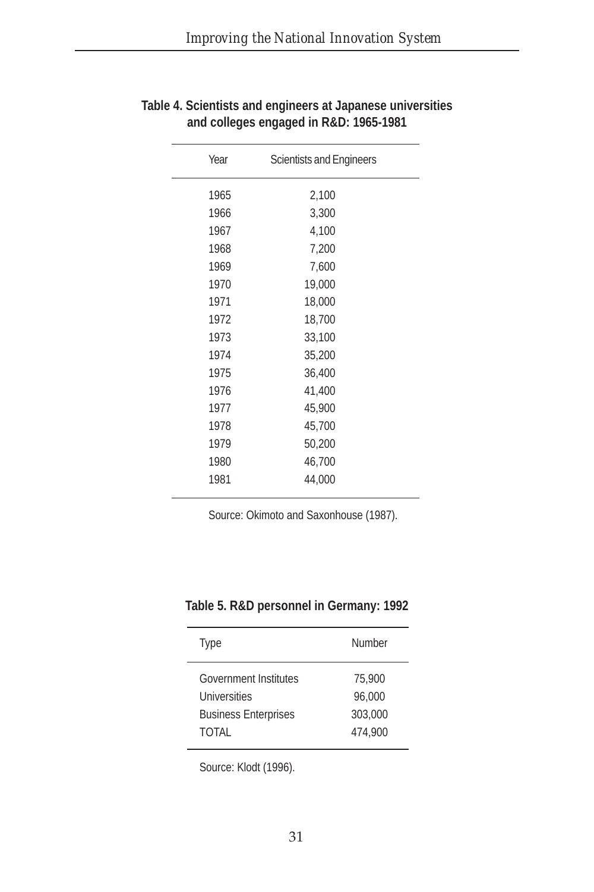**Table 4. Scientists and engineers at Japanese universities and colleges engaged in R&D: 1965-1981**

| Year | Scientists and Engineers |
|---|---|
| 1965 | 2,100 |
| 1966 | 3,300 |
| 1967 | 4,100 |
| 1968 | 7,200 |
| 1969 | 7,600 |
| 1970 | 19,000 |
| 1971 | 18,000 |
| 1972 | 18,700 |
| 1973 | 33,100 |
| 1974 | 35,200 |
| 1975 | 36,400 |
| 1976 | 41,400 |
| 1977 | 45,900 |
| 1978 | 45,700 |
| 1979 | 50,200 |
| 1980 | 46,700 |
| 1981 | 44,000 |

Source: Okimoto and Saxonhouse (1987).

**Table 5. R&D personnel in Germany: 1992**

| Type | Number |
|---|---|
| Government Institutes | 75,900 |
| Universities | 96,000 |
| Business Enterprises | 303,000 |
| TOTAL | 474,900 |

Source: Klodt (1996).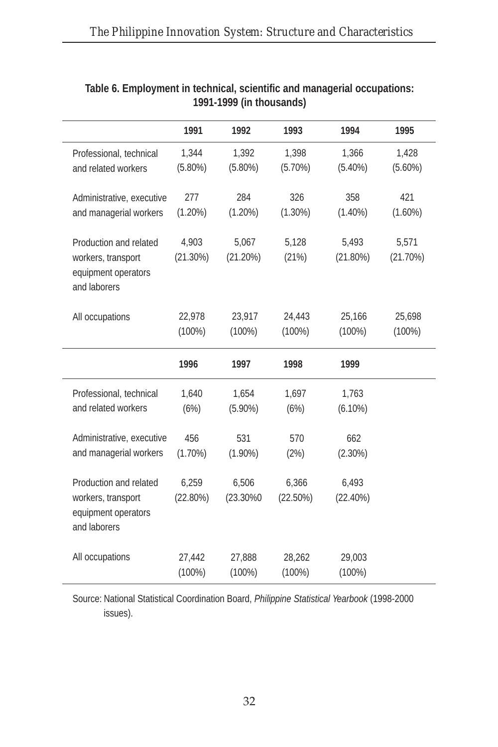**Table 6. Employment in technical, scientific and managerial occupations: 1991-1999 (in thousands)**

| | 1991 | 1992 | 1993 | 1994 | 1995 |
|---|---|---|---|---|---|
| Professional, technical and related workers | 1,344 (5.80%) | 1,392 (5.80%) | 1,398 (5.70%) | 1,366 (5.40%) | 1,428 (5.60%) |
| Administrative, executive and managerial workers | 277 (1.20%) | 284 (1.20%) | 326 (1.30%) | 358 (1.40%) | 421 (1.60%) |
| Production and related workers, transport equipment operators and laborers | 4,903 (21.30%) | 5,067 (21.20%) | 5,128 (21%) | 5,493 (21.80%) | 5,571 (21.70%) |
| All occupations | 22,978 (100%) | 23,917 (100%) | 24,443 (100%) | 25,166 (100%) | 25,698 (100%) |
| | **1996** | **1997** | **1998** | **1999** | |
| Professional, technical and related workers | 1,640 (6%) | 1,654 (5.90%) | 1,697 (6%) | 1,763 (6.10%) | |
| Administrative, executive and managerial workers | 456 (1.70%) | 531 (1.90%) | 570 (2%) | 662 (2.30%) | |
| Production and related workers, transport equipment operators and laborers | 6,259 (22.80%) | 6,506 (23.30%0 | 6,366 (22.50%) | 6,493 (22.40%) | |
| All occupations | 27,442 (100%) | 27,888 (100%) | 28,262 (100%) | 29,003 (100%) | |

Source: National Statistical Coordination Board, *Philippine Statistical Yearbook* (1998-2000 issues).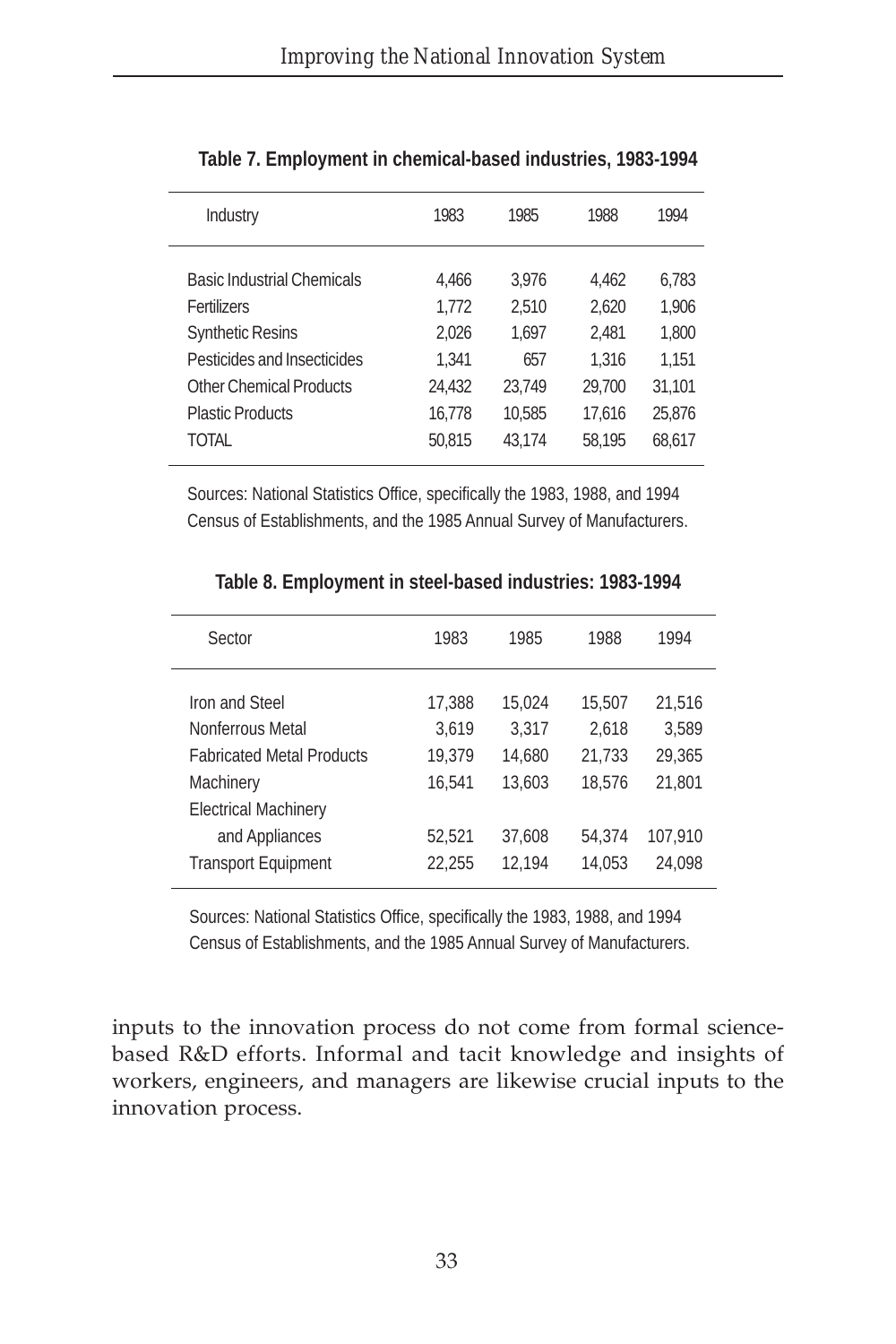**Table 7. Employment in chemical-based industries, 1983-1994**

| Industry | 1983 | 1985 | 1988 | 1994 |
|---|---|---|---|---|
| Basic Industrial Chemicals | 4,466 | 3,976 | 4,462 | 6,783 |
| Fertilizers | 1,772 | 2,510 | 2,620 | 1,906 |
| Synthetic Resins | 2,026 | 1,697 | 2,481 | 1,800 |
| Pesticides and Insecticides | 1,341 | 657 | 1,316 | 1,151 |
| Other Chemical Products | 24,432 | 23,749 | 29,700 | 31,101 |
| Plastic Products | 16,778 | 10,585 | 17,616 | 25,876 |
| TOTAL | 50,815 | 43,174 | 58,195 | 68,617 |

Sources: National Statistics Office, specifically the 1983, 1988, and 1994 Census of Establishments, and the 1985 Annual Survey of Manufacturers.

**Table 8. Employment in steel-based industries: 1983-1994**

| Sector | 1983 | 1985 | 1988 | 1994 |
|---|---|---|---|---|
| Iron and Steel | 17,388 | 15,024 | 15,507 | 21,516 |
| Nonferrous Metal | 3,619 | 3,317 | 2,618 | 3,589 |
| Fabricated Metal Products | 19,379 | 14,680 | 21,733 | 29,365 |
| Machinery | 16,541 | 13,603 | 18,576 | 21,801 |
| Electrical Machinery and Appliances | 52,521 | 37,608 | 54,374 | 107,910 |
| Transport Equipment | 22,255 | 12,194 | 14,053 | 24,098 |

Sources: National Statistics Office, specifically the 1983, 1988, and 1994 Census of Establishments, and the 1985 Annual Survey of Manufacturers.

inputs to the innovation process do not come from formal science-based R&D efforts. Informal and tacit knowledge and insights of workers, engineers, and managers are likewise crucial inputs to the innovation process.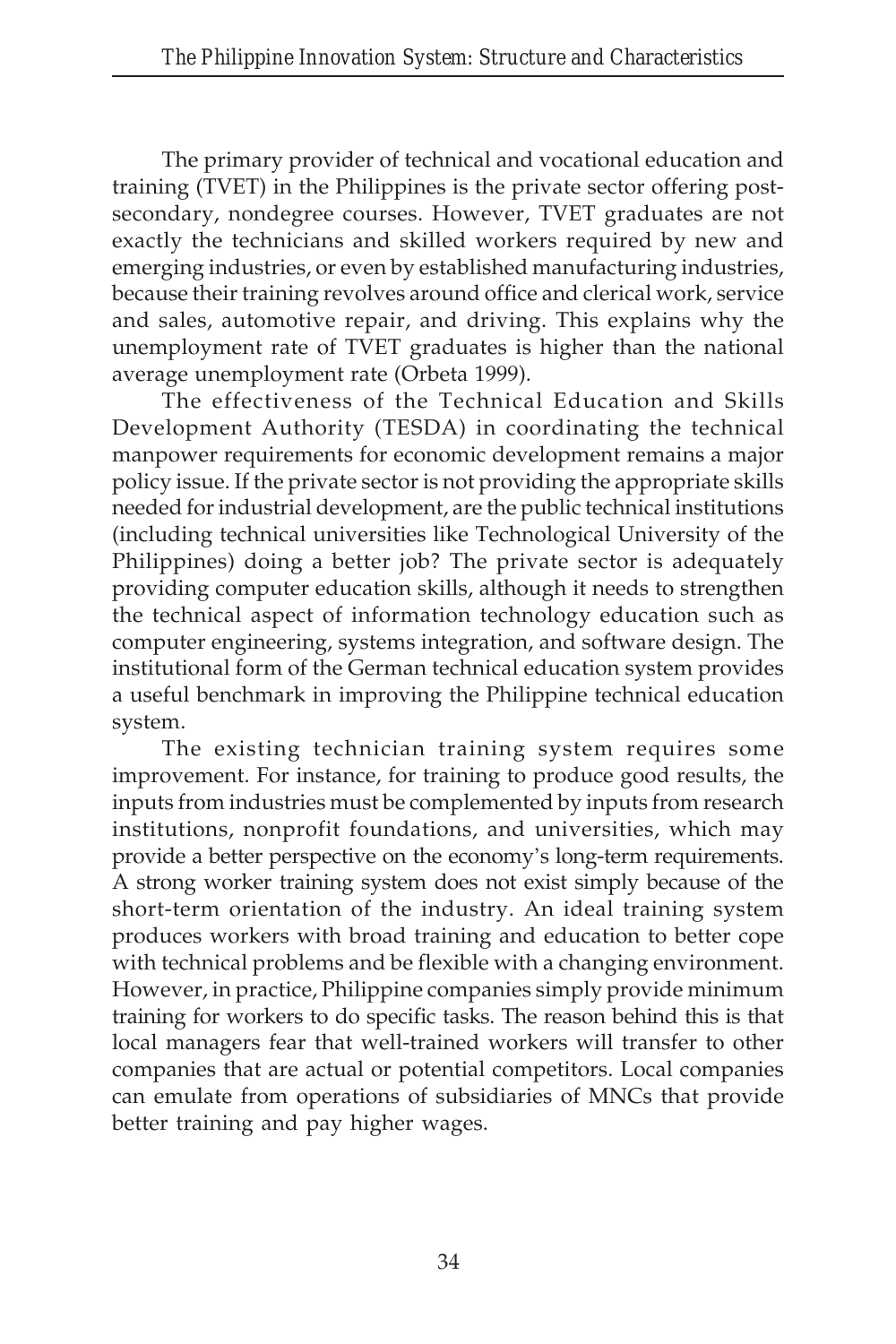The primary provider of technical and vocational education and training (TVET) in the Philippines is the private sector offering post-secondary, nondegree courses. However, TVET graduates are not exactly the technicians and skilled workers required by new and emerging industries, or even by established manufacturing industries, because their training revolves around office and clerical work, service and sales, automotive repair, and driving. This explains why the unemployment rate of TVET graduates is higher than the national average unemployment rate (Orbeta 1999).

The effectiveness of the Technical Education and Skills Development Authority (TESDA) in coordinating the technical manpower requirements for economic development remains a major policy issue. If the private sector is not providing the appropriate skills needed for industrial development, are the public technical institutions (including technical universities like Technological University of the Philippines) doing a better job? The private sector is adequately providing computer education skills, although it needs to strengthen the technical aspect of information technology education such as computer engineering, systems integration, and software design. The institutional form of the German technical education system provides a useful benchmark in improving the Philippine technical education system.

The existing technician training system requires some improvement. For instance, for training to produce good results, the inputs from industries must be complemented by inputs from research institutions, nonprofit foundations, and universities, which may provide a better perspective on the economy's long-term requirements. A strong worker training system does not exist simply because of the short-term orientation of the industry. An ideal training system produces workers with broad training and education to better cope with technical problems and be flexible with a changing environment. However, in practice, Philippine companies simply provide minimum training for workers to do specific tasks. The reason behind this is that local managers fear that well-trained workers will transfer to other companies that are actual or potential competitors. Local companies can emulate from operations of subsidiaries of MNCs that provide better training and pay higher wages.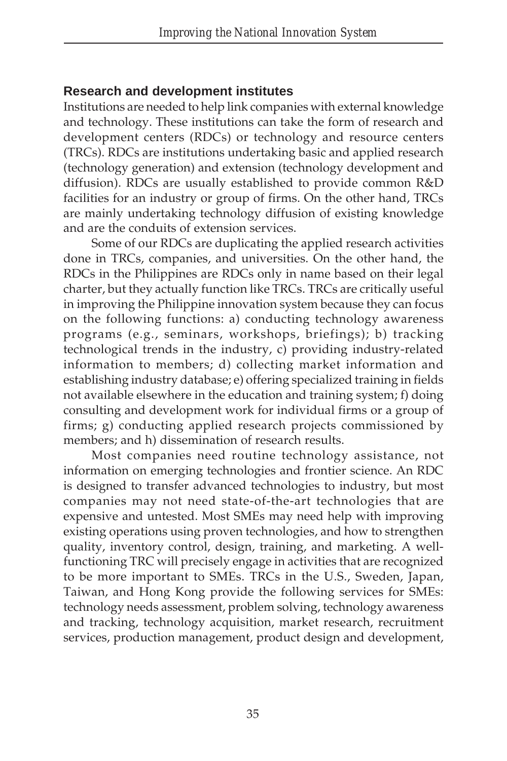### Research and development institutes

Institutions are needed to help link companies with external knowledge and technology. These institutions can take the form of research and development centers (RDCs) or technology and resource centers (TRCs). RDCs are institutions undertaking basic and applied research (technology generation) and extension (technology development and diffusion). RDCs are usually established to provide common R&D facilities for an industry or group of firms. On the other hand, TRCs are mainly undertaking technology diffusion of existing knowledge and are the conduits of extension services.

Some of our RDCs are duplicating the applied research activities done in TRCs, companies, and universities. On the other hand, the RDCs in the Philippines are RDCs only in name based on their legal charter, but they actually function like TRCs. TRCs are critically useful in improving the Philippine innovation system because they can focus on the following functions: a) conducting technology awareness programs (e.g., seminars, workshops, briefings); b) tracking technological trends in the industry, c) providing industry-related information to members; d) collecting market information and establishing industry database; e) offering specialized training in fields not available elsewhere in the education and training system; f) doing consulting and development work for individual firms or a group of firms; g) conducting applied research projects commissioned by members; and h) dissemination of research results.

Most companies need routine technology assistance, not information on emerging technologies and frontier science. An RDC is designed to transfer advanced technologies to industry, but most companies may not need state-of-the-art technologies that are expensive and untested. Most SMEs may need help with improving existing operations using proven technologies, and how to strengthen quality, inventory control, design, training, and marketing. A well-functioning TRC will precisely engage in activities that are recognized to be more important to SMEs. TRCs in the U.S., Sweden, Japan, Taiwan, and Hong Kong provide the following services for SMEs: technology needs assessment, problem solving, technology awareness and tracking, technology acquisition, market research, recruitment services, production management, product design and development,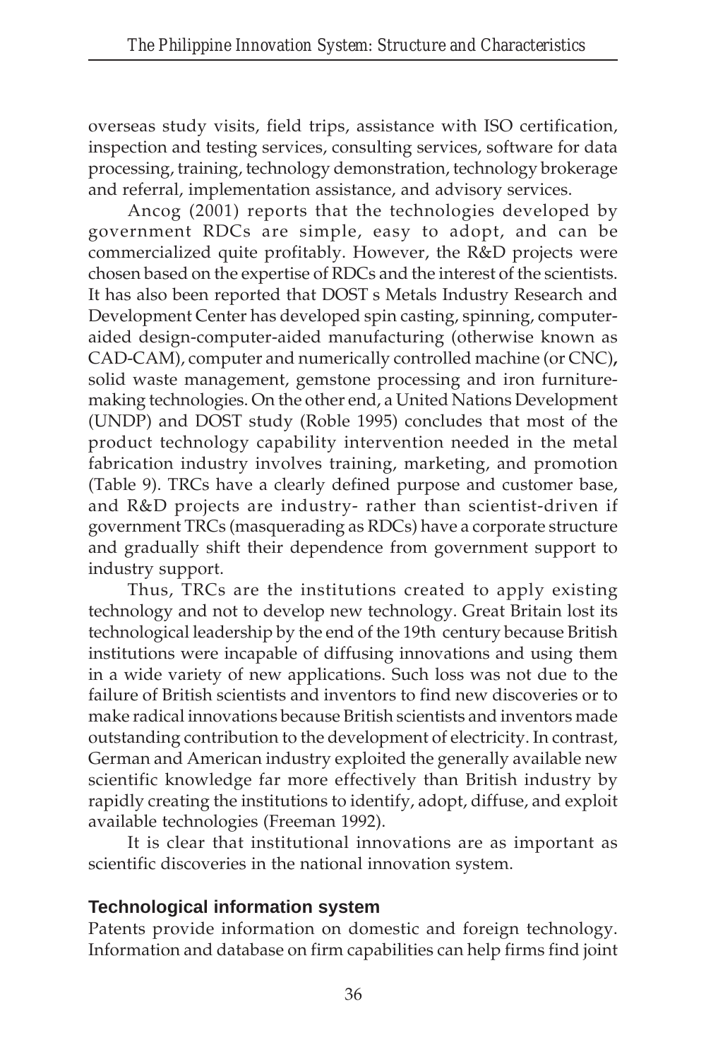overseas study visits, field trips, assistance with ISO certification, inspection and testing services, consulting services, software for data processing, training, technology demonstration, technology brokerage and referral, implementation assistance, and advisory services.

Ancog (2001) reports that the technologies developed by government RDCs are simple, easy to adopt, and can be commercialized quite profitably. However, the R&D projects were chosen based on the expertise of RDCs and the interest of the scientists. It has also been reported that DOST s Metals Industry Research and Development Center has developed spin casting, spinning, computer-aided design-computer-aided manufacturing (otherwise known as CAD-CAM), computer and numerically controlled machine (or CNC), solid waste management, gemstone processing and iron furniture-making technologies. On the other end, a United Nations Development (UNDP) and DOST study (Roble 1995) concludes that most of the product technology capability intervention needed in the metal fabrication industry involves training, marketing, and promotion (Table 9). TRCs have a clearly defined purpose and customer base, and R&D projects are industry- rather than scientist-driven if government TRCs (masquerading as RDCs) have a corporate structure and gradually shift their dependence from government support to industry support.

Thus, TRCs are the institutions created to apply existing technology and not to develop new technology. Great Britain lost its technological leadership by the end of the 19th century because British institutions were incapable of diffusing innovations and using them in a wide variety of new applications. Such loss was not due to the failure of British scientists and inventors to find new discoveries or to make radical innovations because British scientists and inventors made outstanding contribution to the development of electricity. In contrast, German and American industry exploited the generally available new scientific knowledge far more effectively than British industry by rapidly creating the institutions to identify, adopt, diffuse, and exploit available technologies (Freeman 1992).

It is clear that institutional innovations are as important as scientific discoveries in the national innovation system.

### Technological information system

Patents provide information on domestic and foreign technology. Information and database on firm capabilities can help firms find joint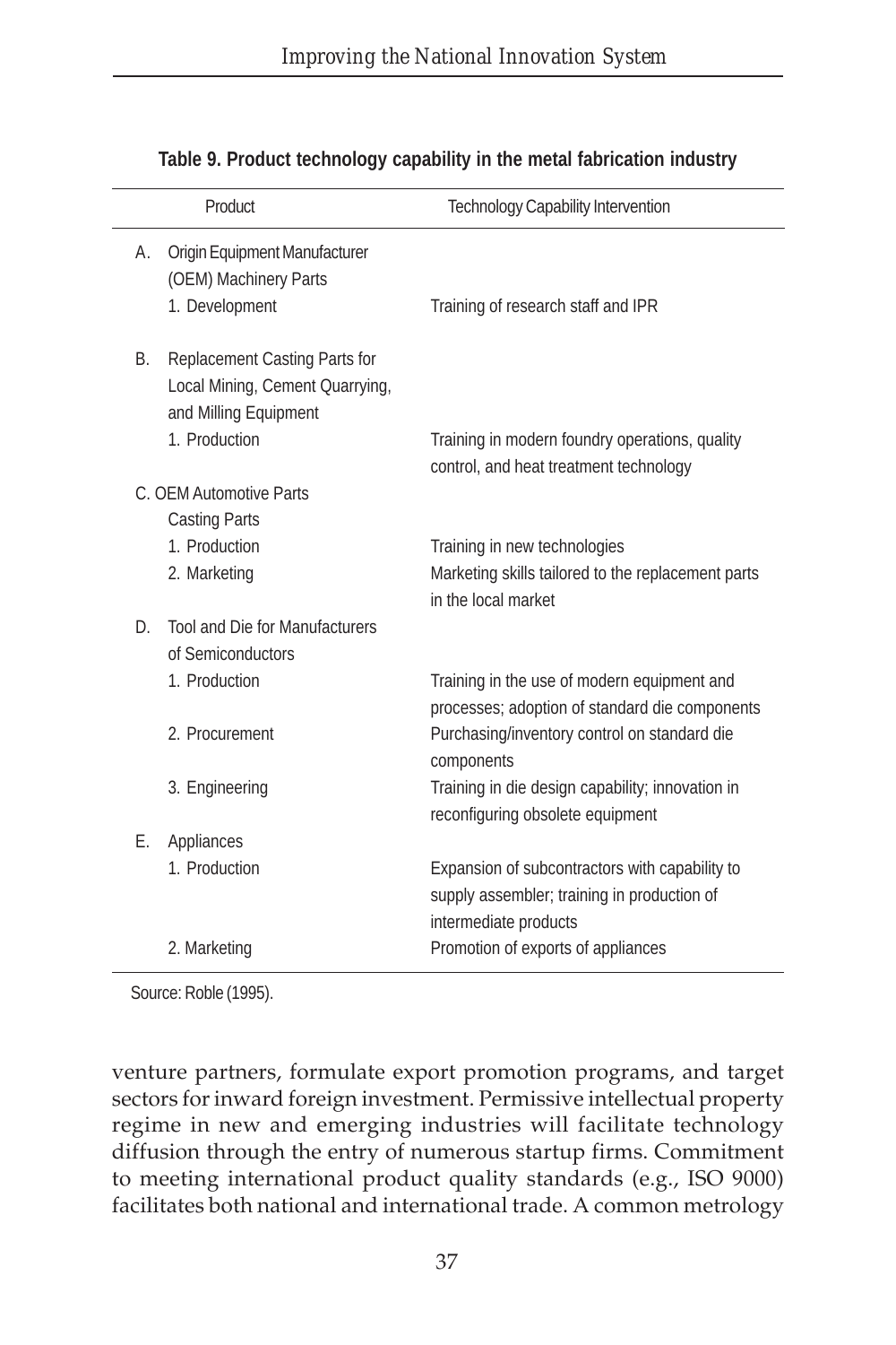**Table 9. Product technology capability in the metal fabrication industry**

| Product | Technology Capability Intervention |
|---|---|
| A. Origin Equipment Manufacturer (OEM) Machinery Parts | |
| 1. Development | Training of research staff and IPR |
| B. Replacement Casting Parts for Local Mining, Cement Quarrying, and Milling Equipment | |
| 1. Production | Training in modern foundry operations, quality control, and heat treatment technology |
| C. OEM Automotive Parts Casting Parts | |
| 1. Production | Training in new technologies |
| 2. Marketing | Marketing skills tailored to the replacement parts in the local market |
| D. Tool and Die for Manufacturers of Semiconductors | |
| 1. Production | Training in the use of modern equipment and processes; adoption of standard die components |
| 2. Procurement | Purchasing/inventory control on standard die components |
| 3. Engineering | Training in die design capability; innovation in reconfiguring obsolete equipment |
| E. Appliances | |
| 1. Production | Expansion of subcontractors with capability to supply assembler; training in production of intermediate products |
| 2. Marketing | Promotion of exports of appliances |

Source: Roble (1995).

venture partners, formulate export promotion programs, and target sectors for inward foreign investment. Permissive intellectual property regime in new and emerging industries will facilitate technology diffusion through the entry of numerous startup firms. Commitment to meeting international product quality standards (e.g., ISO 9000) facilitates both national and international trade. A common metrology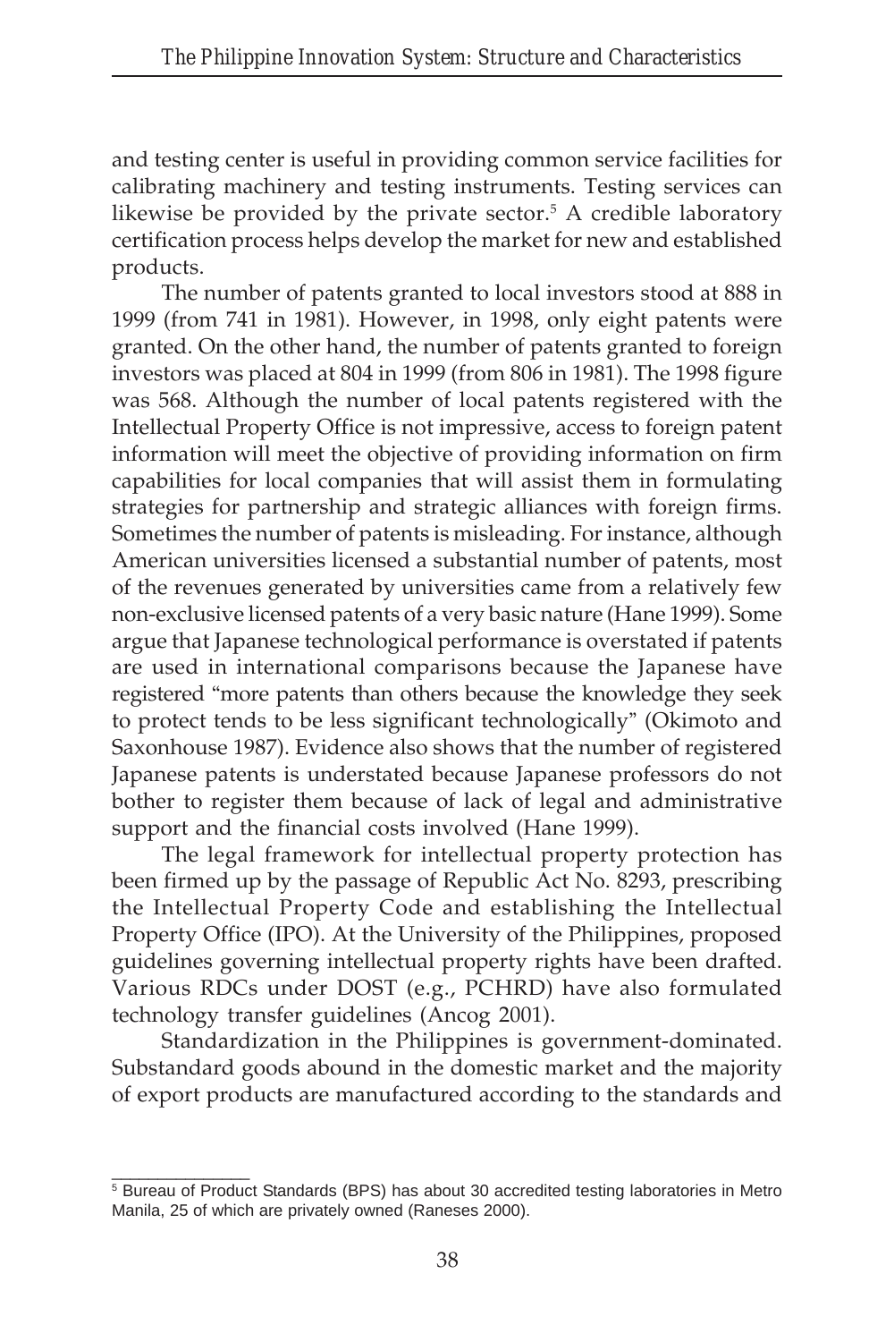and testing center is useful in providing common service facilities for calibrating machinery and testing instruments. Testing services can likewise be provided by the private sector.[5] A credible laboratory certification process helps develop the market for new and established products.

The number of patents granted to local investors stood at 888 in 1999 (from 741 in 1981). However, in 1998, only eight patents were granted. On the other hand, the number of patents granted to foreign investors was placed at 804 in 1999 (from 806 in 1981). The 1998 figure was 568. Although the number of local patents registered with the Intellectual Property Office is not impressive, access to foreign patent information will meet the objective of providing information on firm capabilities for local companies that will assist them in formulating strategies for partnership and strategic alliances with foreign firms. Sometimes the number of patents is misleading. For instance, although American universities licensed a substantial number of patents, most of the revenues generated by universities came from a relatively few non-exclusive licensed patents of a very basic nature (Hane 1999). Some argue that Japanese technological performance is overstated if patents are used in international comparisons because the Japanese have registered "more patents than others because the knowledge they seek to protect tends to be less significant technologically" (Okimoto and Saxonhouse 1987). Evidence also shows that the number of registered Japanese patents is understated because Japanese professors do not bother to register them because of lack of legal and administrative support and the financial costs involved (Hane 1999).

The legal framework for intellectual property protection has been firmed up by the passage of Republic Act No. 8293, prescribing the Intellectual Property Code and establishing the Intellectual Property Office (IPO). At the University of the Philippines, proposed guidelines governing intellectual property rights have been drafted. Various RDCs under DOST (e.g., PCHRD) have also formulated technology transfer guidelines (Ancog 2001).

Standardization in the Philippines is government-dominated. Substandard goods abound in the domestic market and the majority of export products are manufactured according to the standards and

---

[5] Bureau of Product Standards (BPS) has about 30 accredited testing laboratories in Metro Manila, 25 of which are privately owned (Raneses 2000).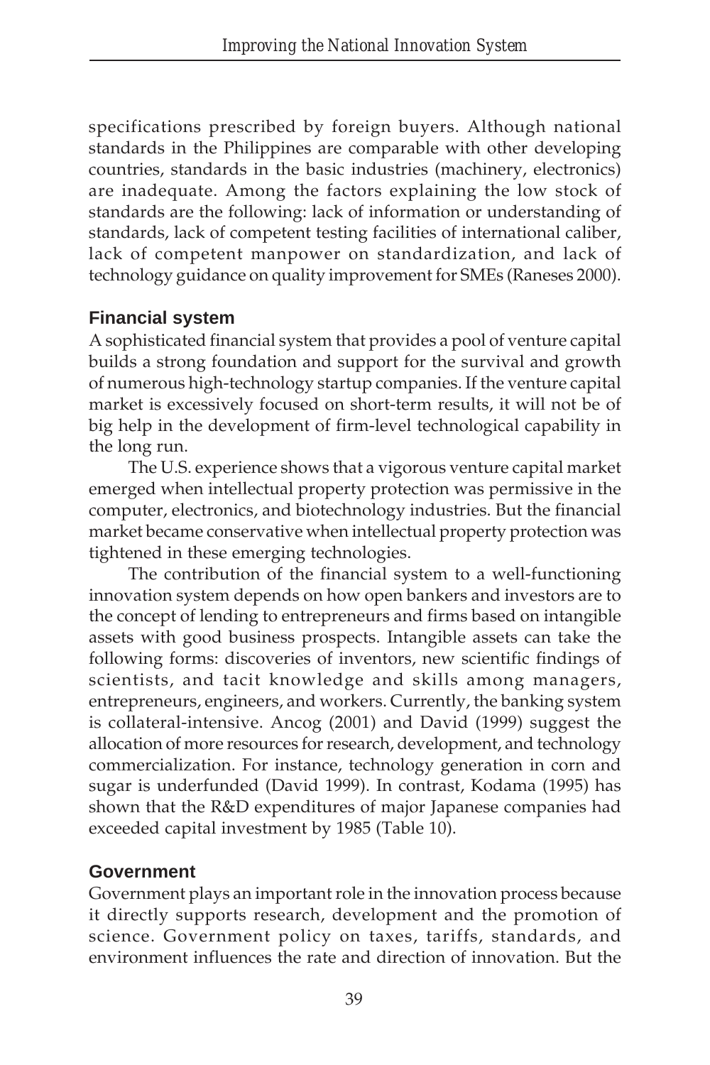specifications prescribed by foreign buyers. Although national standards in the Philippines are comparable with other developing countries, standards in the basic industries (machinery, electronics) are inadequate. Among the factors explaining the low stock of standards are the following: lack of information or understanding of standards, lack of competent testing facilities of international caliber, lack of competent manpower on standardization, and lack of technology guidance on quality improvement for SMEs (Raneses 2000).

## Financial system

A sophisticated financial system that provides a pool of venture capital builds a strong foundation and support for the survival and growth of numerous high-technology startup companies. If the venture capital market is excessively focused on short-term results, it will not be of big help in the development of firm-level technological capability in the long run.

The U.S. experience shows that a vigorous venture capital market emerged when intellectual property protection was permissive in the computer, electronics, and biotechnology industries. But the financial market became conservative when intellectual property protection was tightened in these emerging technologies.

The contribution of the financial system to a well-functioning innovation system depends on how open bankers and investors are to the concept of lending to entrepreneurs and firms based on intangible assets with good business prospects. Intangible assets can take the following forms: discoveries of inventors, new scientific findings of scientists, and tacit knowledge and skills among managers, entrepreneurs, engineers, and workers. Currently, the banking system is collateral-intensive. Ancog (2001) and David (1999) suggest the allocation of more resources for research, development, and technology commercialization. For instance, technology generation in corn and sugar is underfunded (David 1999). In contrast, Kodama (1995) has shown that the R&D expenditures of major Japanese companies had exceeded capital investment by 1985 (Table 10).

## Government

Government plays an important role in the innovation process because it directly supports research, development and the promotion of science. Government policy on taxes, tariffs, standards, and environment influences the rate and direction of innovation. But the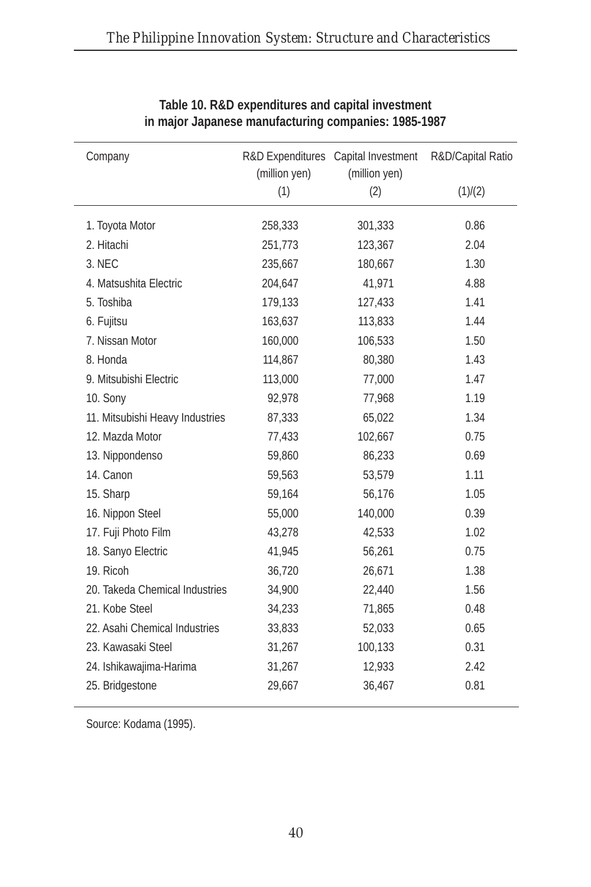**Table 10. R&D expenditures and capital investment in major Japanese manufacturing companies: 1985-1987**

| Company | R&D Expenditures (million yen) (1) | Capital Investment (million yen) (2) | R&D/Capital Ratio (1)/(2) |
|---|---|---|---|
| 1. Toyota Motor | 258,333 | 301,333 | 0.86 |
| 2. Hitachi | 251,773 | 123,367 | 2.04 |
| 3. NEC | 235,667 | 180,667 | 1.30 |
| 4. Matsushita Electric | 204,647 | 41,971 | 4.88 |
| 5. Toshiba | 179,133 | 127,433 | 1.41 |
| 6. Fujitsu | 163,637 | 113,833 | 1.44 |
| 7. Nissan Motor | 160,000 | 106,533 | 1.50 |
| 8. Honda | 114,867 | 80,380 | 1.43 |
| 9. Mitsubishi Electric | 113,000 | 77,000 | 1.47 |
| 10. Sony | 92,978 | 77,968 | 1.19 |
| 11. Mitsubishi Heavy Industries | 87,333 | 65,022 | 1.34 |
| 12. Mazda Motor | 77,433 | 102,667 | 0.75 |
| 13. Nippondenso | 59,860 | 86,233 | 0.69 |
| 14. Canon | 59,563 | 53,579 | 1.11 |
| 15. Sharp | 59,164 | 56,176 | 1.05 |
| 16. Nippon Steel | 55,000 | 140,000 | 0.39 |
| 17. Fuji Photo Film | 43,278 | 42,533 | 1.02 |
| 18. Sanyo Electric | 41,945 | 56,261 | 0.75 |
| 19. Ricoh | 36,720 | 26,671 | 1.38 |
| 20. Takeda Chemical Industries | 34,900 | 22,440 | 1.56 |
| 21. Kobe Steel | 34,233 | 71,865 | 0.48 |
| 22. Asahi Chemical Industries | 33,833 | 52,033 | 0.65 |
| 23. Kawasaki Steel | 31,267 | 100,133 | 0.31 |
| 24. Ishikawajima-Harima | 31,267 | 12,933 | 2.42 |
| 25. Bridgestone | 29,667 | 36,467 | 0.81 |

Source: Kodama (1995).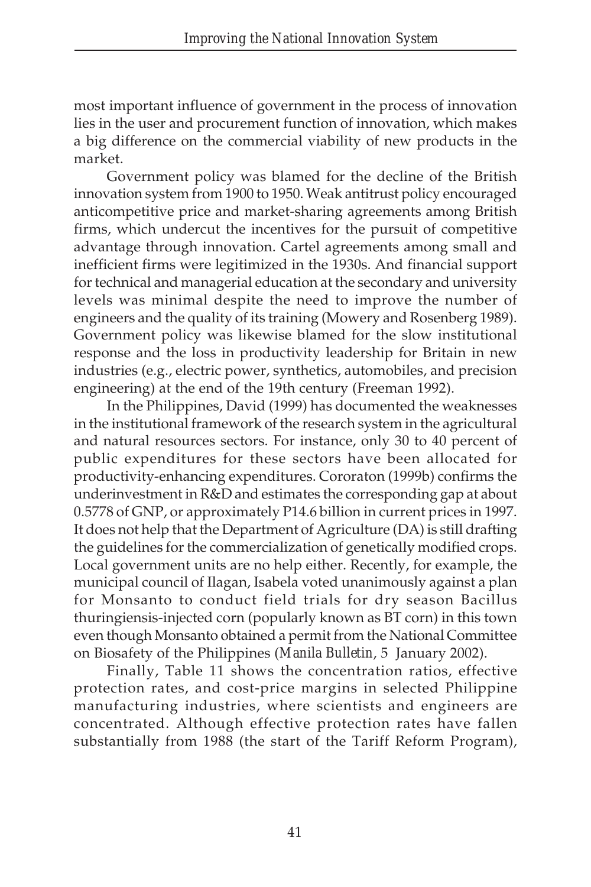most important influence of government in the process of innovation lies in the user and procurement function of innovation, which makes a big difference on the commercial viability of new products in the market.

Government policy was blamed for the decline of the British innovation system from 1900 to 1950. Weak antitrust policy encouraged anticompetitive price and market-sharing agreements among British firms, which undercut the incentives for the pursuit of competitive advantage through innovation. Cartel agreements among small and inefficient firms were legitimized in the 1930s. And financial support for technical and managerial education at the secondary and university levels was minimal despite the need to improve the number of engineers and the quality of its training (Mowery and Rosenberg 1989). Government policy was likewise blamed for the slow institutional response and the loss in productivity leadership for Britain in new industries (e.g., electric power, synthetics, automobiles, and precision engineering) at the end of the 19th century (Freeman 1992).

In the Philippines, David (1999) has documented the weaknesses in the institutional framework of the research system in the agricultural and natural resources sectors. For instance, only 30 to 40 percent of public expenditures for these sectors have been allocated for productivity-enhancing expenditures. Cororaton (1999b) confirms the underinvestment in R&D and estimates the corresponding gap at about 0.5778 of GNP, or approximately P14.6 billion in current prices in 1997. It does not help that the Department of Agriculture (DA) is still drafting the guidelines for the commercialization of genetically modified crops. Local government units are no help either. Recently, for example, the municipal council of Ilagan, Isabela voted unanimously against a plan for Monsanto to conduct field trials for dry season Bacillus thuringiensis-injected corn (popularly known as BT corn) in this town even though Monsanto obtained a permit from the National Committee on Biosafety of the Philippines (*Manila Bulletin*, 5 January 2002).

Finally, Table 11 shows the concentration ratios, effective protection rates, and cost-price margins in selected Philippine manufacturing industries, where scientists and engineers are concentrated. Although effective protection rates have fallen substantially from 1988 (the start of the Tariff Reform Program),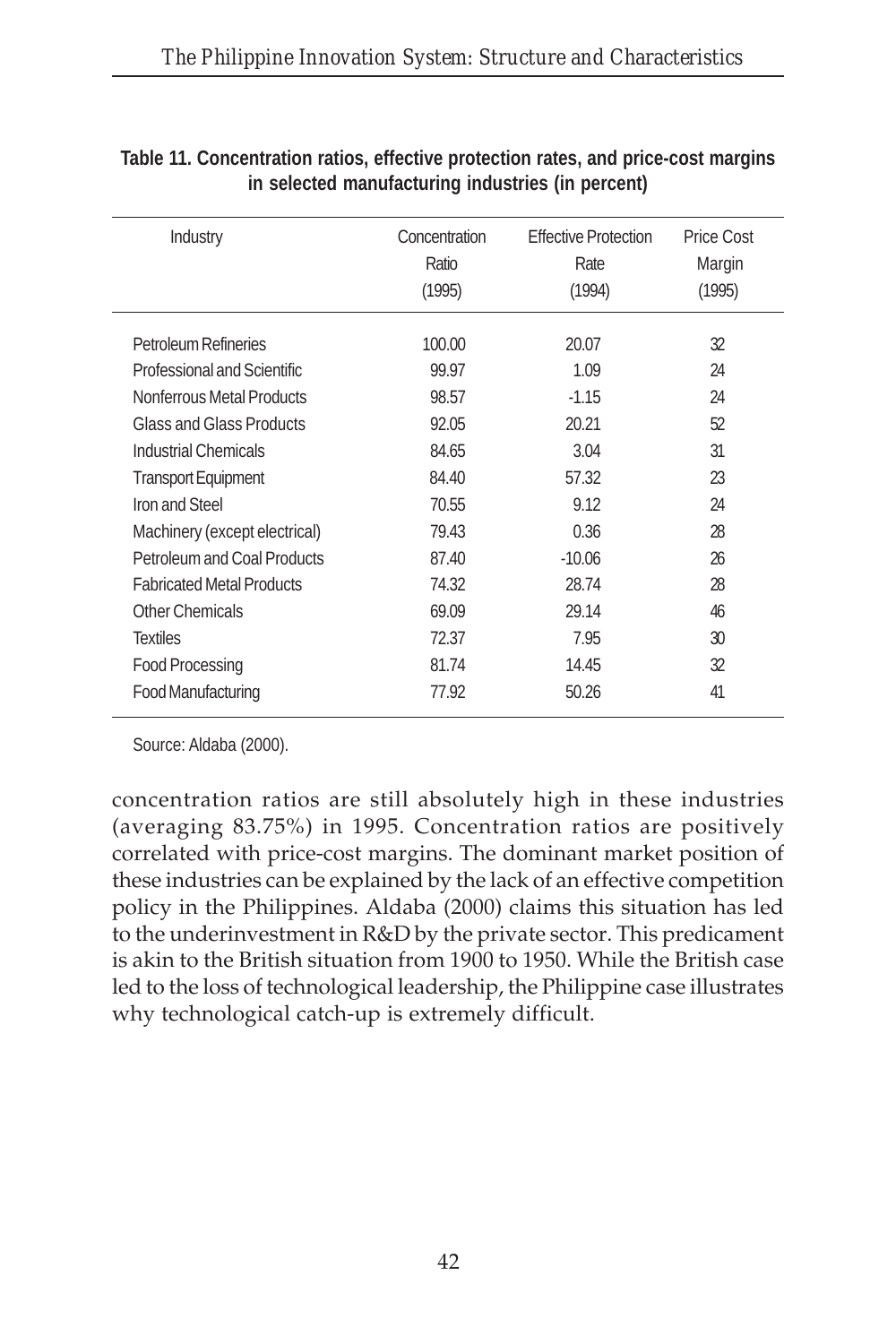**Table 11. Concentration ratios, effective protection rates, and price-cost margins in selected manufacturing industries (in percent)**

| Industry | Concentration Ratio (1995) | Effective Protection Rate (1994) | Price Cost Margin (1995) |
|---|---|---|---|
| Petroleum Refineries | 100.00 | 20.07 | 32 |
| Professional and Scientific | 99.97 | 1.09 | 24 |
| Nonferrous Metal Products | 98.57 | -1.15 | 24 |
| Glass and Glass Products | 92.05 | 20.21 | 52 |
| Industrial Chemicals | 84.65 | 3.04 | 31 |
| Transport Equipment | 84.40 | 57.32 | 23 |
| Iron and Steel | 70.55 | 9.12 | 24 |
| Machinery (except electrical) | 79.43 | 0.36 | 28 |
| Petroleum and Coal Products | 87.40 | -10.06 | 26 |
| Fabricated Metal Products | 74.32 | 28.74 | 28 |
| Other Chemicals | 69.09 | 29.14 | 46 |
| Textiles | 72.37 | 7.95 | 30 |
| Food Processing | 81.74 | 14.45 | 32 |
| Food Manufacturing | 77.92 | 50.26 | 41 |

Source: Aldaba (2000).

concentration ratios are still absolutely high in these industries (averaging 83.75%) in 1995. Concentration ratios are positively correlated with price-cost margins. The dominant market position of these industries can be explained by the lack of an effective competition policy in the Philippines. Aldaba (2000) claims this situation has led to the underinvestment in R&D by the private sector. This predicament is akin to the British situation from 1900 to 1950. While the British case led to the loss of technological leadership, the Philippine case illustrates why technological catch-up is extremely difficult.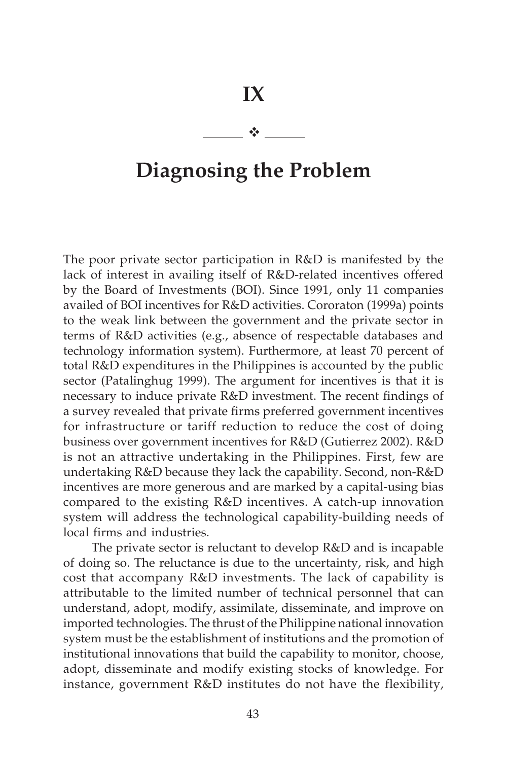# IX

# Diagnosing the Problem

The poor private sector participation in R&D is manifested by the lack of interest in availing itself of R&D-related incentives offered by the Board of Investments (BOI). Since 1991, only 11 companies availed of BOI incentives for R&D activities. Cororaton (1999a) points to the weak link between the government and the private sector in terms of R&D activities (e.g., absence of respectable databases and technology information system). Furthermore, at least 70 percent of total R&D expenditures in the Philippines is accounted by the public sector (Patalinghug 1999). The argument for incentives is that it is necessary to induce private R&D investment. The recent findings of a survey revealed that private firms preferred government incentives for infrastructure or tariff reduction to reduce the cost of doing business over government incentives for R&D (Gutierrez 2002). R&D is not an attractive undertaking in the Philippines. First, few are undertaking R&D because they lack the capability. Second, non-R&D incentives are more generous and are marked by a capital-using bias compared to the existing R&D incentives. A catch-up innovation system will address the technological capability-building needs of local firms and industries.

The private sector is reluctant to develop R&D and is incapable of doing so. The reluctance is due to the uncertainty, risk, and high cost that accompany R&D investments. The lack of capability is attributable to the limited number of technical personnel that can understand, adopt, modify, assimilate, disseminate, and improve on imported technologies. The thrust of the Philippine national innovation system must be the establishment of institutions and the promotion of institutional innovations that build the capability to monitor, choose, adopt, disseminate and modify existing stocks of knowledge. For instance, government R&D institutes do not have the flexibility,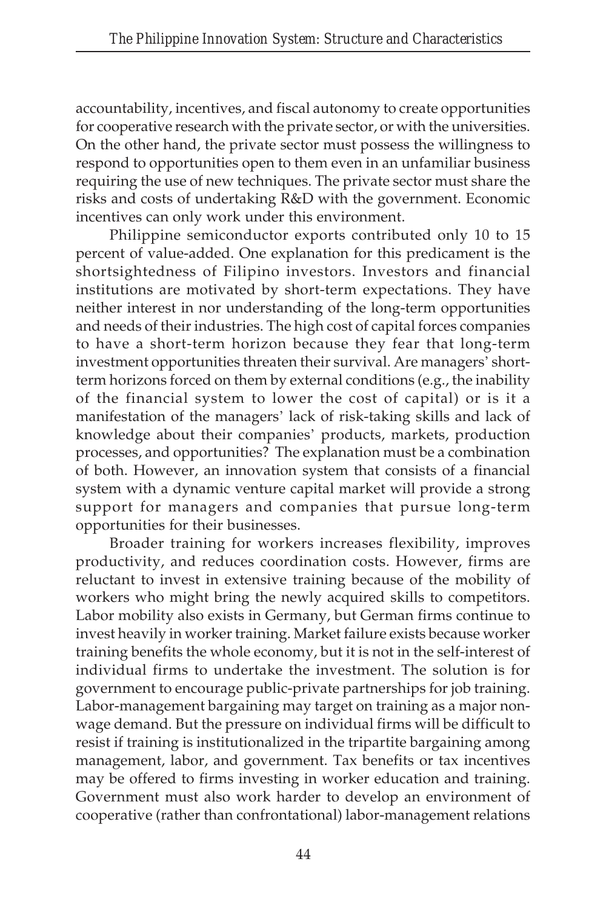accountability, incentives, and fiscal autonomy to create opportunities for cooperative research with the private sector, or with the universities. On the other hand, the private sector must possess the willingness to respond to opportunities open to them even in an unfamiliar business requiring the use of new techniques. The private sector must share the risks and costs of undertaking R&D with the government. Economic incentives can only work under this environment.

Philippine semiconductor exports contributed only 10 to 15 percent of value-added. One explanation for this predicament is the shortsightedness of Filipino investors. Investors and financial institutions are motivated by short-term expectations. They have neither interest in nor understanding of the long-term opportunities and needs of their industries. The high cost of capital forces companies to have a short-term horizon because they fear that long-term investment opportunities threaten their survival. Are managers' short-term horizons forced on them by external conditions (e.g., the inability of the financial system to lower the cost of capital) or is it a manifestation of the managers' lack of risk-taking skills and lack of knowledge about their companies' products, markets, production processes, and opportunities? The explanation must be a combination of both. However, an innovation system that consists of a financial system with a dynamic venture capital market will provide a strong support for managers and companies that pursue long-term opportunities for their businesses.

Broader training for workers increases flexibility, improves productivity, and reduces coordination costs. However, firms are reluctant to invest in extensive training because of the mobility of workers who might bring the newly acquired skills to competitors. Labor mobility also exists in Germany, but German firms continue to invest heavily in worker training. Market failure exists because worker training benefits the whole economy, but it is not in the self-interest of individual firms to undertake the investment. The solution is for government to encourage public-private partnerships for job training. Labor-management bargaining may target on training as a major non-wage demand. But the pressure on individual firms will be difficult to resist if training is institutionalized in the tripartite bargaining among management, labor, and government. Tax benefits or tax incentives may be offered to firms investing in worker education and training. Government must also work harder to develop an environment of cooperative (rather than confrontational) labor-management relations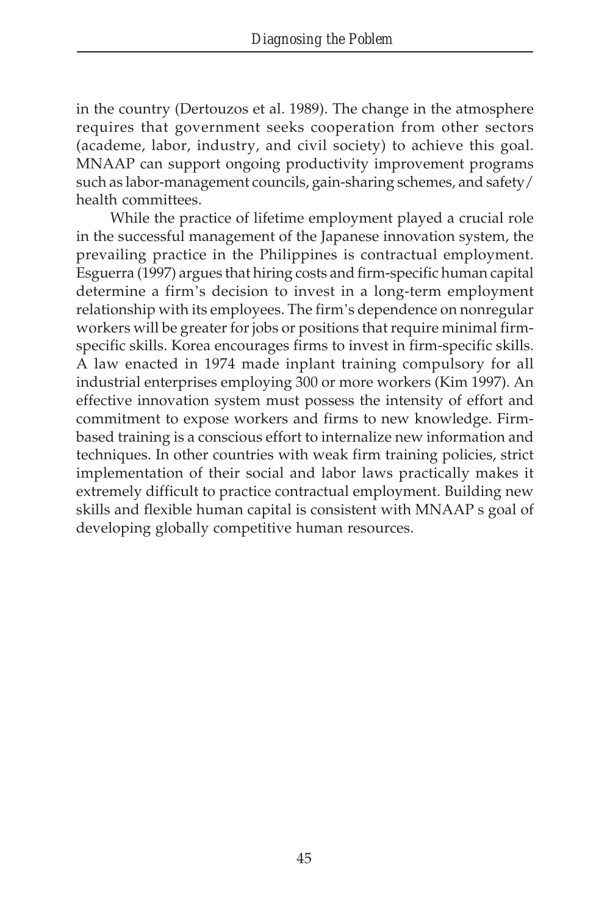in the country (Dertouzos et al. 1989). The change in the atmosphere requires that government seeks cooperation from other sectors (academe, labor, industry, and civil society) to achieve this goal. MNAAP can support ongoing productivity improvement programs such as labor-management councils, gain-sharing schemes, and safety/health committees.

While the practice of lifetime employment played a crucial role in the successful management of the Japanese innovation system, the prevailing practice in the Philippines is contractual employment. Esguerra (1997) argues that hiring costs and firm-specific human capital determine a firm's decision to invest in a long-term employment relationship with its employees. The firm's dependence on nonregular workers will be greater for jobs or positions that require minimal firm-specific skills. Korea encourages firms to invest in firm-specific skills. A law enacted in 1974 made inplant training compulsory for all industrial enterprises employing 300 or more workers (Kim 1997). An effective innovation system must possess the intensity of effort and commitment to expose workers and firms to new knowledge. Firm-based training is a conscious effort to internalize new information and techniques. In other countries with weak firm training policies, strict implementation of their social and labor laws practically makes it extremely difficult to practice contractual employment. Building new skills and flexible human capital is consistent with MNAAP s goal of developing globally competitive human resources.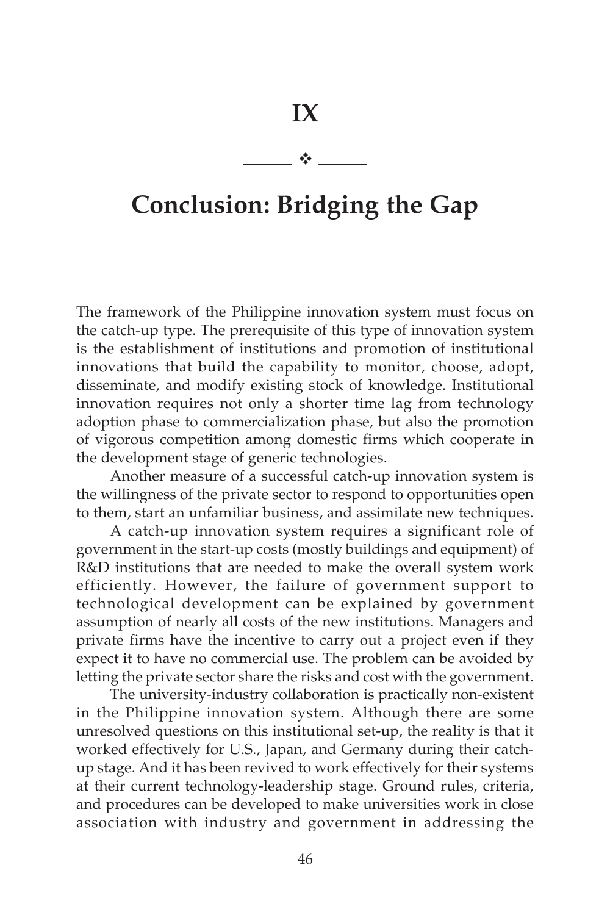# IX

## Conclusion: Bridging the Gap

The framework of the Philippine innovation system must focus on the catch-up type. The prerequisite of this type of innovation system is the establishment of institutions and promotion of institutional innovations that build the capability to monitor, choose, adopt, disseminate, and modify existing stock of knowledge. Institutional innovation requires not only a shorter time lag from technology adoption phase to commercialization phase, but also the promotion of vigorous competition among domestic firms which cooperate in the development stage of generic technologies.

Another measure of a successful catch-up innovation system is the willingness of the private sector to respond to opportunities open to them, start an unfamiliar business, and assimilate new techniques.

A catch-up innovation system requires a significant role of government in the start-up costs (mostly buildings and equipment) of R&D institutions that are needed to make the overall system work efficiently. However, the failure of government support to technological development can be explained by government assumption of nearly all costs of the new institutions. Managers and private firms have the incentive to carry out a project even if they expect it to have no commercial use. The problem can be avoided by letting the private sector share the risks and cost with the government.

The university-industry collaboration is practically non-existent in the Philippine innovation system. Although there are some unresolved questions on this institutional set-up, the reality is that it worked effectively for U.S., Japan, and Germany during their catch-up stage. And it has been revived to work effectively for their systems at their current technology-leadership stage. Ground rules, criteria, and procedures can be developed to make universities work in close association with industry and government in addressing the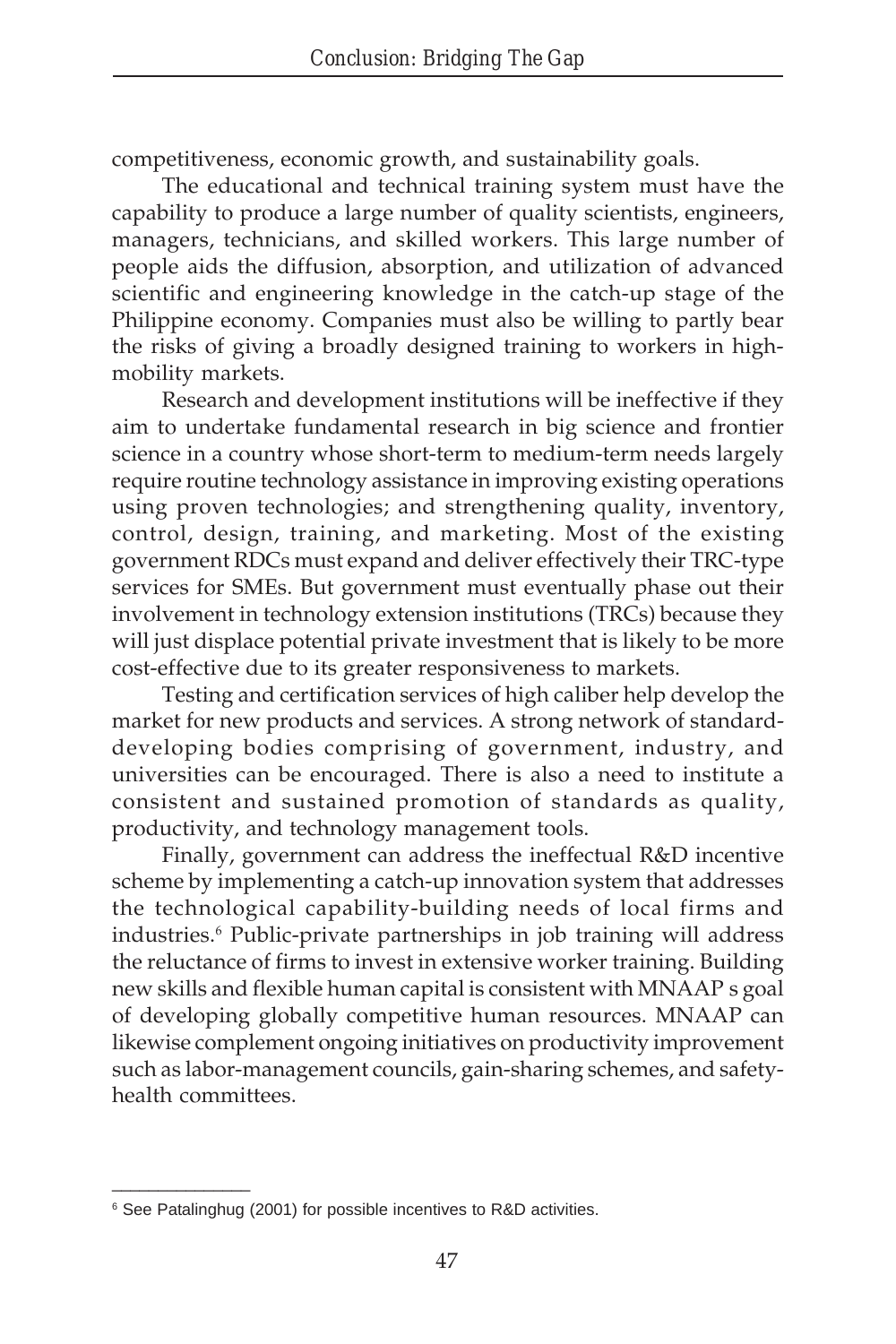competitiveness, economic growth, and sustainability goals.

The educational and technical training system must have the capability to produce a large number of quality scientists, engineers, managers, technicians, and skilled workers. This large number of people aids the diffusion, absorption, and utilization of advanced scientific and engineering knowledge in the catch-up stage of the Philippine economy. Companies must also be willing to partly bear the risks of giving a broadly designed training to workers in high-mobility markets.

Research and development institutions will be ineffective if they aim to undertake fundamental research in big science and frontier science in a country whose short-term to medium-term needs largely require routine technology assistance in improving existing operations using proven technologies; and strengthening quality, inventory, control, design, training, and marketing. Most of the existing government RDCs must expand and deliver effectively their TRC-type services for SMEs. But government must eventually phase out their involvement in technology extension institutions (TRCs) because they will just displace potential private investment that is likely to be more cost-effective due to its greater responsiveness to markets.

Testing and certification services of high caliber help develop the market for new products and services. A strong network of standard-developing bodies comprising of government, industry, and universities can be encouraged. There is also a need to institute a consistent and sustained promotion of standards as quality, productivity, and technology management tools.

Finally, government can address the ineffectual R&D incentive scheme by implementing a catch-up innovation system that addresses the technological capability-building needs of local firms and industries.[6] Public-private partnerships in job training will address the reluctance of firms to invest in extensive worker training. Building new skills and flexible human capital is consistent with MNAAP s goal of developing globally competitive human resources. MNAAP can likewise complement ongoing initiatives on productivity improvement such as labor-management councils, gain-sharing schemes, and safety-health committees.

---

[6] See Patalinghug (2001) for possible incentives to R&D activities.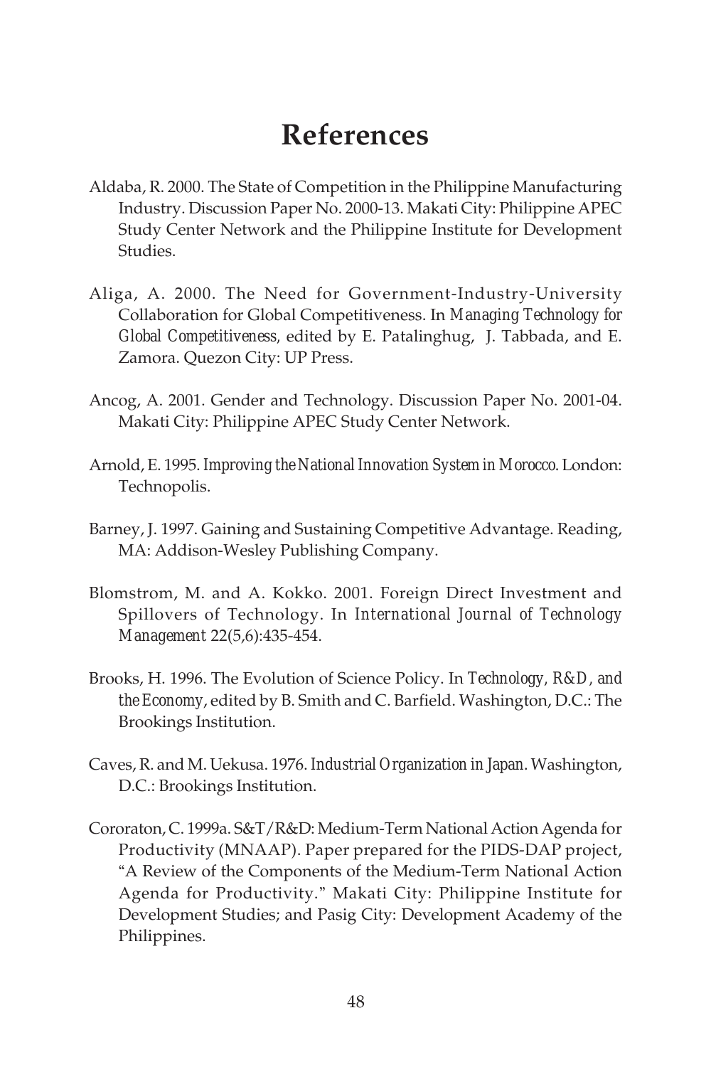# References

Aldaba, R. 2000. The State of Competition in the Philippine Manufacturing Industry. Discussion Paper No. 2000-13. Makati City: Philippine APEC Study Center Network and the Philippine Institute for Development Studies.

Aliga, A. 2000. The Need for Government-Industry-University Collaboration for Global Competitiveness. In *Managing Technology for Global Competitiveness*, edited by E. Patalinghug, J. Tabbada, and E. Zamora. Quezon City: UP Press.

Ancog, A. 2001. Gender and Technology. Discussion Paper No. 2001-04. Makati City: Philippine APEC Study Center Network.

Arnold, E. 1995. *Improving the National Innovation System in Morocco*. London: Technopolis.

Barney, J. 1997. Gaining and Sustaining Competitive Advantage. Reading, MA: Addison-Wesley Publishing Company.

Blomstrom, M. and A. Kokko. 2001. Foreign Direct Investment and Spillovers of Technology. In *International Journal of Technology Management* 22(5,6):435-454.

Brooks, H. 1996. The Evolution of Science Policy. In *Technology, R&D, and the Economy*, edited by B. Smith and C. Barfield. Washington, D.C.: The Brookings Institution.

Caves, R. and M. Uekusa. 1976. *Industrial Organization in Japan*. Washington, D.C.: Brookings Institution.

Cororaton, C. 1999a. S&T/R&D: Medium-Term National Action Agenda for Productivity (MNAAP). Paper prepared for the PIDS-DAP project, "A Review of the Components of the Medium-Term National Action Agenda for Productivity." Makati City: Philippine Institute for Development Studies; and Pasig City: Development Academy of the Philippines.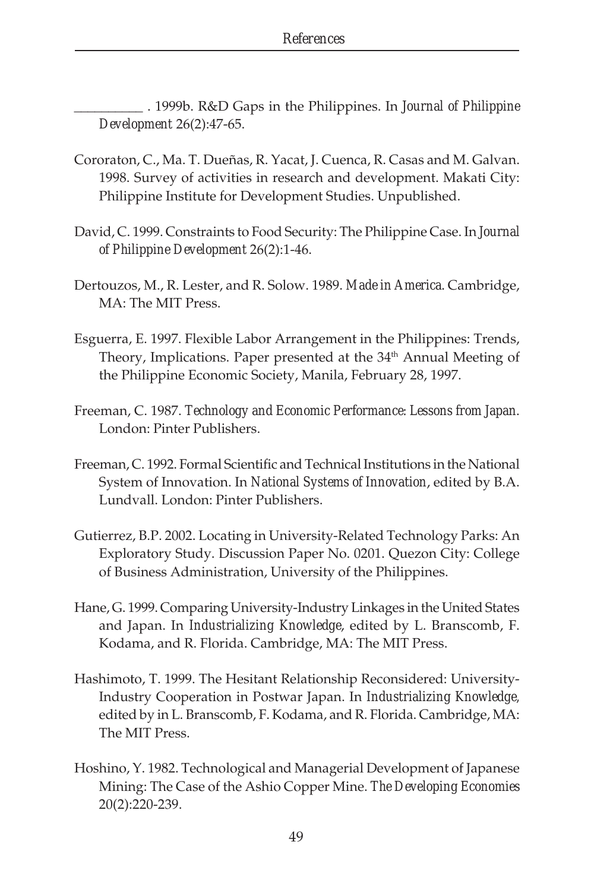__________ . 1999b. R&D Gaps in the Philippines. In *Journal of Philippine Development* 26(2):47-65.

Cororaton, C., Ma. T. Dueñas, R. Yacat, J. Cuenca, R. Casas and M. Galvan. 1998. Survey of activities in research and development. Makati City: Philippine Institute for Development Studies. Unpublished.

David, C. 1999. Constraints to Food Security: The Philippine Case. In *Journal of Philippine Development* 26(2):1-46.

Dertouzos, M., R. Lester, and R. Solow. 1989. *Made in America*. Cambridge, MA: The MIT Press.

Esguerra, E. 1997. Flexible Labor Arrangement in the Philippines: Trends, Theory, Implications. Paper presented at the 34th Annual Meeting of the Philippine Economic Society, Manila, February 28, 1997.

Freeman, C. 1987. *Technology and Economic Performance: Lessons from Japan*. London: Pinter Publishers.

Freeman, C. 1992. Formal Scientific and Technical Institutions in the National System of Innovation. In *National Systems of Innovation*, edited by B.A. Lundvall. London: Pinter Publishers.

Gutierrez, B.P. 2002. Locating in University-Related Technology Parks: An Exploratory Study. Discussion Paper No. 0201. Quezon City: College of Business Administration, University of the Philippines.

Hane, G. 1999. Comparing University-Industry Linkages in the United States and Japan. In *Industrializing Knowledge*, edited by L. Branscomb, F. Kodama, and R. Florida. Cambridge, MA: The MIT Press.

Hashimoto, T. 1999. The Hesitant Relationship Reconsidered: University-Industry Cooperation in Postwar Japan. In *Industrializing Knowledge*, edited by in L. Branscomb, F. Kodama, and R. Florida. Cambridge, MA: The MIT Press.

Hoshino, Y. 1982. Technological and Managerial Development of Japanese Mining: The Case of the Ashio Copper Mine. *The Developing Economies* 20(2):220-239.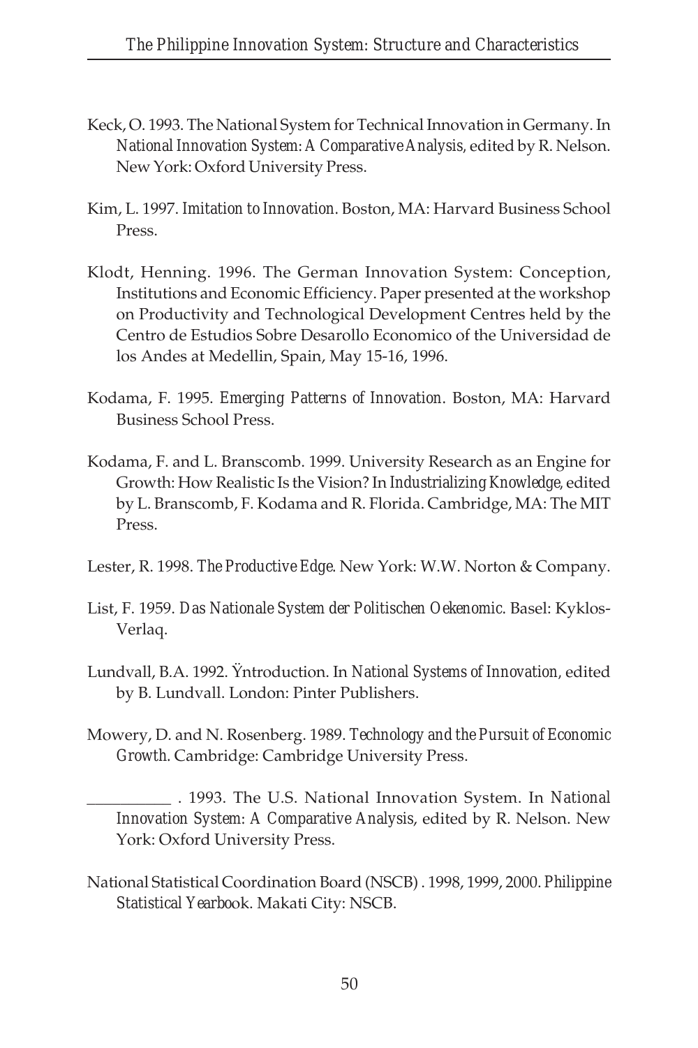Keck, O. 1993. The National System for Technical Innovation in Germany. In *National Innovation System: A Comparative Analysis*, edited by R. Nelson. New York: Oxford University Press.

Kim, L. 1997. *Imitation to Innovation*. Boston, MA: Harvard Business School Press.

Klodt, Henning. 1996. The German Innovation System: Conception, Institutions and Economic Efficiency. Paper presented at the workshop on Productivity and Technological Development Centres held by the Centro de Estudios Sobre Desarollo Economico of the Universidad de los Andes at Medellin, Spain, May 15-16, 1996.

Kodama, F. 1995. *Emerging Patterns of Innovation*. Boston, MA: Harvard Business School Press.

Kodama, F. and L. Branscomb. 1999. University Research as an Engine for Growth: How Realistic Is the Vision? In *Industrializing Knowledge*, edited by L. Branscomb, F. Kodama and R. Florida. Cambridge, MA: The MIT Press.

Lester, R. 1998. *The Productive Edge*. New York: W.W. Norton & Company.

List, F. 1959. *Das Nationale System der Politischen Oekenomic*. Basel: Kyklos-Verlaq.

Lundvall, B.A. 1992. Ÿntroduction. In *National Systems of Innovation*, edited by B. Lundvall. London: Pinter Publishers.

Mowery, D. and N. Rosenberg. 1989. *Technology and the Pursuit of Economic Growth*. Cambridge: Cambridge University Press.

__________ . 1993. The U.S. National Innovation System. In *National Innovation System: A Comparative Analysis*, edited by R. Nelson. New York: Oxford University Press.

National Statistical Coordination Board (NSCB) . 1998, 1999, 2000. *Philippine Statistical Yearbook*. Makati City: NSCB.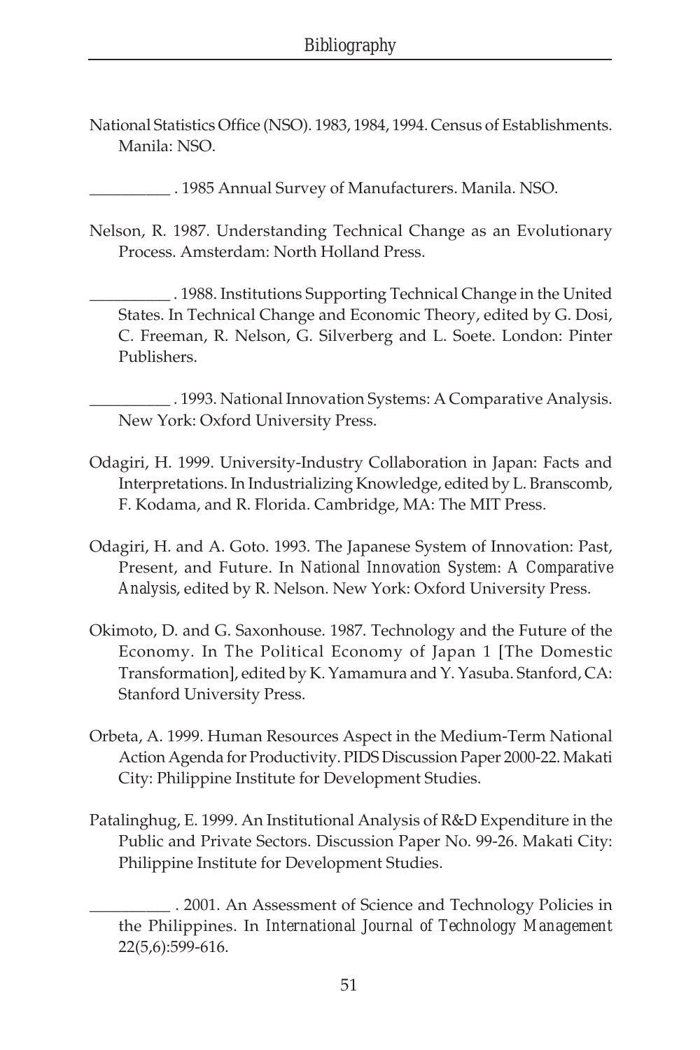National Statistics Office (NSO). 1983, 1984, 1994. Census of Establishments. Manila: NSO.

__________ . 1985 Annual Survey of Manufacturers. Manila. NSO.

Nelson, R. 1987. Understanding Technical Change as an Evolutionary Process. Amsterdam: North Holland Press.

__________ . 1988. Institutions Supporting Technical Change in the United States. In Technical Change and Economic Theory, edited by G. Dosi, C. Freeman, R. Nelson, G. Silverberg and L. Soete. London: Pinter Publishers.

__________ . 1993. National Innovation Systems: A Comparative Analysis. New York: Oxford University Press.

Odagiri, H. 1999. University-Industry Collaboration in Japan: Facts and Interpretations. In Industrializing Knowledge, edited by L. Branscomb, F. Kodama, and R. Florida. Cambridge, MA: The MIT Press.

Odagiri, H. and A. Goto. 1993. The Japanese System of Innovation: Past, Present, and Future. In *National Innovation System: A Comparative Analysis*, edited by R. Nelson. New York: Oxford University Press.

Okimoto, D. and G. Saxonhouse. 1987. Technology and the Future of the Economy. In The Political Economy of Japan 1 [The Domestic Transformation], edited by K. Yamamura and Y. Yasuba. Stanford, CA: Stanford University Press.

Orbeta, A. 1999. Human Resources Aspect in the Medium-Term National Action Agenda for Productivity. PIDS Discussion Paper 2000-22. Makati City: Philippine Institute for Development Studies.

Patalinghug, E. 1999. An Institutional Analysis of R&D Expenditure in the Public and Private Sectors. Discussion Paper No. 99-26. Makati City: Philippine Institute for Development Studies.

__________ . 2001. An Assessment of Science and Technology Policies in the Philippines. In *International Journal of Technology Management* 22(5,6):599-616.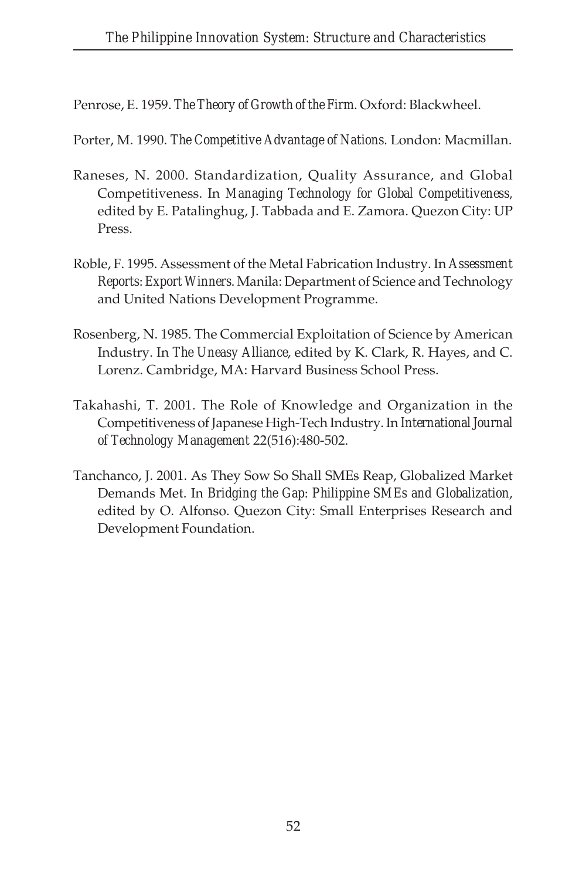Penrose, E. 1959. *The Theory of Growth of the Firm*. Oxford: Blackwheel.

Porter, M. 1990. *The Competitive Advantage of Nations*. London: Macmillan.

Raneses, N. 2000. Standardization, Quality Assurance, and Global Competitiveness. In *Managing Technology for Global Competitiveness*, edited by E. Patalinghug, J. Tabbada and E. Zamora. Quezon City: UP Press.

Roble, F. 1995. Assessment of the Metal Fabrication Industry. In *Assessment Reports: Export Winners*. Manila: Department of Science and Technology and United Nations Development Programme.

Rosenberg, N. 1985. The Commercial Exploitation of Science by American Industry. In *The Uneasy Alliance*, edited by K. Clark, R. Hayes, and C. Lorenz. Cambridge, MA: Harvard Business School Press.

Takahashi, T. 2001. The Role of Knowledge and Organization in the Competitiveness of Japanese High-Tech Industry. In *International Journal of Technology Management* 22(516):480-502.

Tanchanco, J. 2001. As They Sow So Shall SMEs Reap, Globalized Market Demands Met. In *Bridging the Gap: Philippine SMEs and Globalization*, edited by O. Alfonso. Quezon City: Small Enterprises Research and Development Foundation.